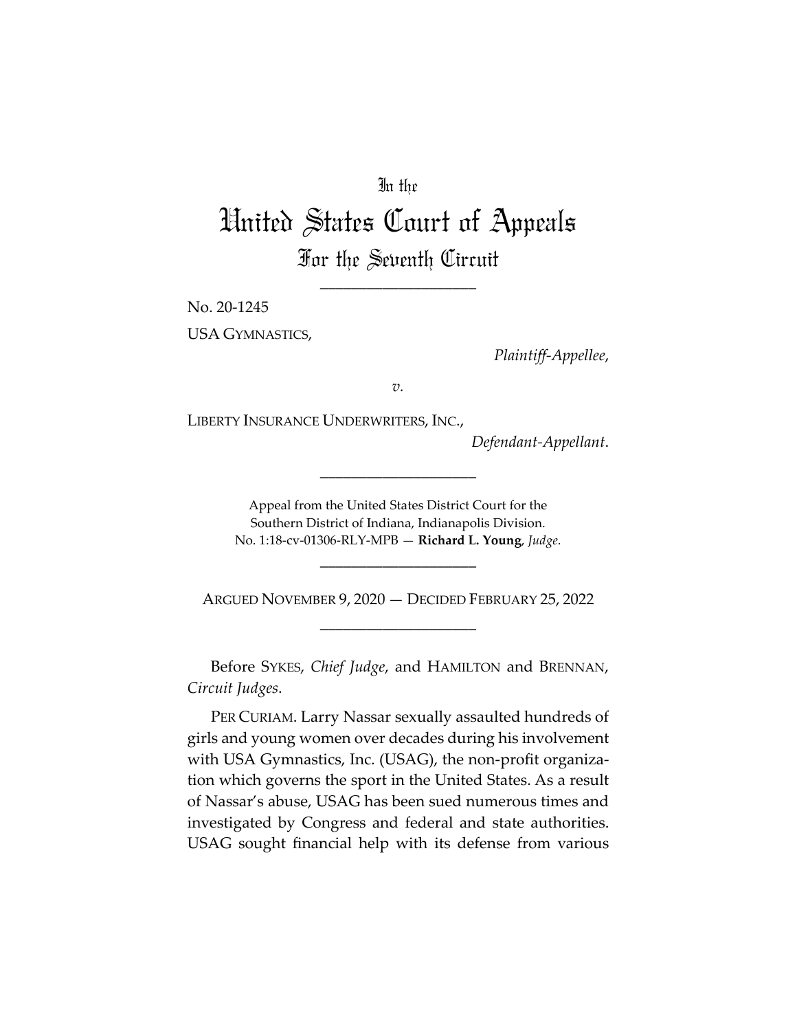In the

# United States Court of Appeals

## For the Seventh Circuit

\_\_\_\_\_\_\_\_\_\_\_\_\_\_\_\_\_\_\_\_

No. 20-1245

USA GYMNASTICS,

*Plaintiff-Appellee*,

*v.*

LIBERTY INSURANCE UNDERWRITERS, INC.,

*Defendant-Appellant*.

\_\_\_\_\_\_\_\_\_\_\_\_\_\_\_\_\_\_\_\_

Appeal from the United States District Court for the Southern District of Indiana, Indianapolis Division.
No. 1:18-cv-01306-RLY-MPB — **Richard L. Young**, *Judge*.

\_\_\_\_\_\_\_\_\_\_\_\_\_\_\_\_\_\_\_\_

ARGUED NOVEMBER 9, 2020 — DECIDED FEBRUARY 25, 2022

\_\_\_\_\_\_\_\_\_\_\_\_\_\_\_\_\_\_\_\_

Before SYKES, *Chief Judge*, and HAMILTON and BRENNAN, *Circuit Judges*.

PER CURIAM. Larry Nassar sexually assaulted hundreds of girls and young women over decades during his involvement with USA Gymnastics, Inc. (USAG), the non-profit organization which governs the sport in the United States. As a result of Nassar's abuse, USAG has been sued numerous times and investigated by Congress and federal and state authorities. USAG sought financial help with its defense from various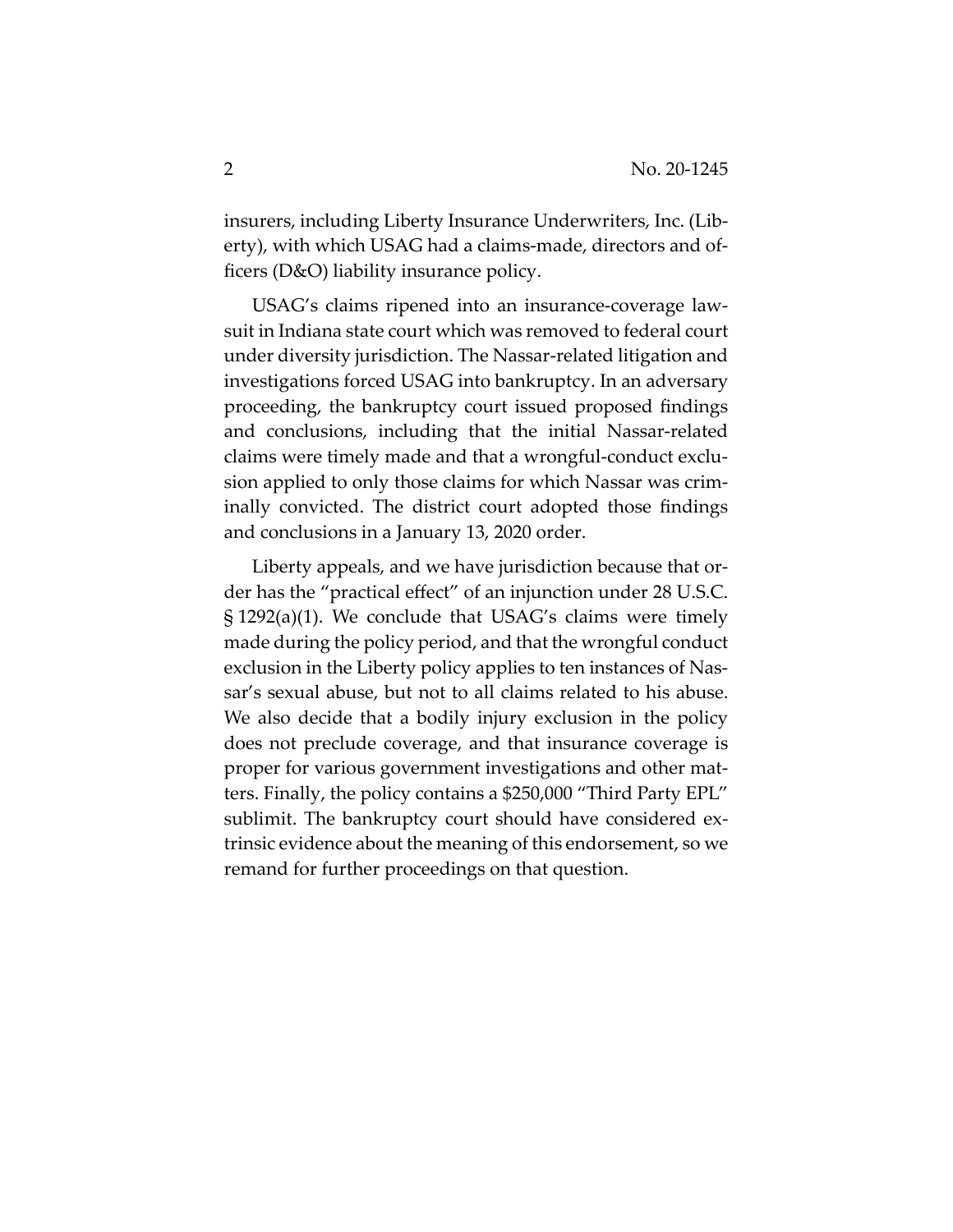insurers, including Liberty Insurance Underwriters, Inc. (Liberty), with which USAG had a claims-made, directors and officers (D&O) liability insurance policy.

USAG's claims ripened into an insurance-coverage lawsuit in Indiana state court which was removed to federal court under diversity jurisdiction. The Nassar-related litigation and investigations forced USAG into bankruptcy. In an adversary proceeding, the bankruptcy court issued proposed findings and conclusions, including that the initial Nassar-related claims were timely made and that a wrongful-conduct exclusion applied to only those claims for which Nassar was criminally convicted. The district court adopted those findings and conclusions in a January 13, 2020 order.

Liberty appeals, and we have jurisdiction because that order has the "practical effect" of an injunction under 28 U.S.C. § 1292(a)(1). We conclude that USAG's claims were timely made during the policy period, and that the wrongful conduct exclusion in the Liberty policy applies to ten instances of Nassar's sexual abuse, but not to all claims related to his abuse. We also decide that a bodily injury exclusion in the policy does not preclude coverage, and that insurance coverage is proper for various government investigations and other matters. Finally, the policy contains a $250,000 "Third Party EPL" sublimit. The bankruptcy court should have considered extrinsic evidence about the meaning of this endorsement, so we remand for further proceedings on that question.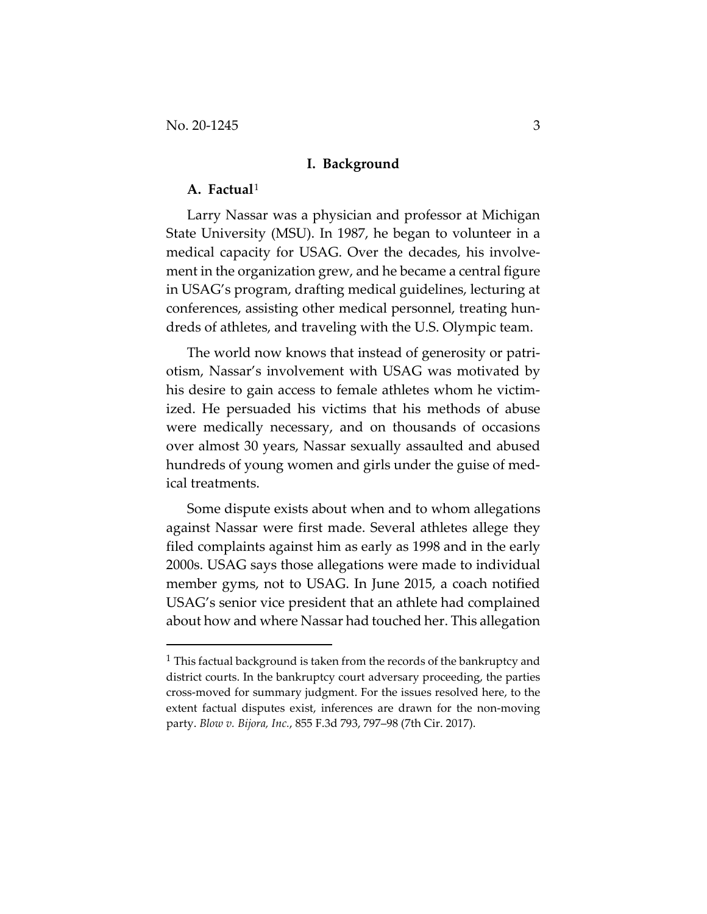## I. Background

### A. Factual[1]

Larry Nassar was a physician and professor at Michigan State University (MSU). In 1987, he began to volunteer in a medical capacity for USAG. Over the decades, his involvement in the organization grew, and he became a central figure in USAG's program, drafting medical guidelines, lecturing at conferences, assisting other medical personnel, treating hundreds of athletes, and traveling with the U.S. Olympic team.

The world now knows that instead of generosity or patriotism, Nassar's involvement with USAG was motivated by his desire to gain access to female athletes whom he victimized. He persuaded his victims that his methods of abuse were medically necessary, and on thousands of occasions over almost 30 years, Nassar sexually assaulted and abused hundreds of young women and girls under the guise of medical treatments.

Some dispute exists about when and to whom allegations against Nassar were first made. Several athletes allege they filed complaints against him as early as 1998 and in the early 2000s. USAG says those allegations were made to individual member gyms, not to USAG. In June 2015, a coach notified USAG's senior vice president that an athlete had complained about how and where Nassar had touched her. This allegation

---

[1] This factual background is taken from the records of the bankruptcy and district courts. In the bankruptcy court adversary proceeding, the parties cross-moved for summary judgment. For the issues resolved here, to the extent factual disputes exist, inferences are drawn for the non-moving party. *Blow v. Bijora, Inc.*, 855 F.3d 793, 797–98 (7th Cir. 2017).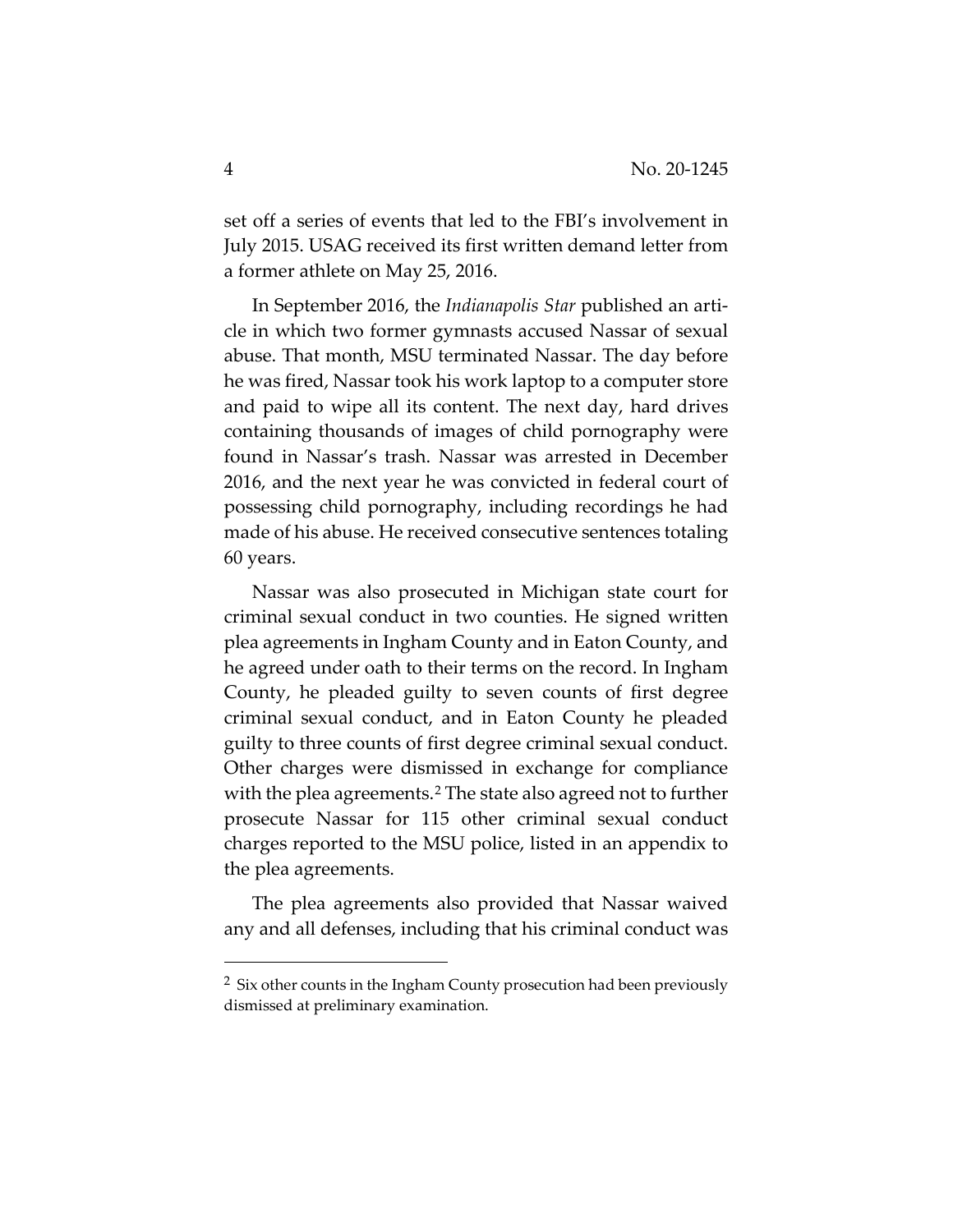set off a series of events that led to the FBI's involvement in July 2015. USAG received its first written demand letter from a former athlete on May 25, 2016.

In September 2016, the *Indianapolis Star* published an article in which two former gymnasts accused Nassar of sexual abuse. That month, MSU terminated Nassar. The day before he was fired, Nassar took his work laptop to a computer store and paid to wipe all its content. The next day, hard drives containing thousands of images of child pornography were found in Nassar's trash. Nassar was arrested in December 2016, and the next year he was convicted in federal court of possessing child pornography, including recordings he had made of his abuse. He received consecutive sentences totaling 60 years.

Nassar was also prosecuted in Michigan state court for criminal sexual conduct in two counties. He signed written plea agreements in Ingham County and in Eaton County, and he agreed under oath to their terms on the record. In Ingham County, he pleaded guilty to seven counts of first degree criminal sexual conduct, and in Eaton County he pleaded guilty to three counts of first degree criminal sexual conduct. Other charges were dismissed in exchange for compliance with the plea agreements.[2] The state also agreed not to further prosecute Nassar for 115 other criminal sexual conduct charges reported to the MSU police, listed in an appendix to the plea agreements.

The plea agreements also provided that Nassar waived any and all defenses, including that his criminal conduct was

[2] Six other counts in the Ingham County prosecution had been previously dismissed at preliminary examination.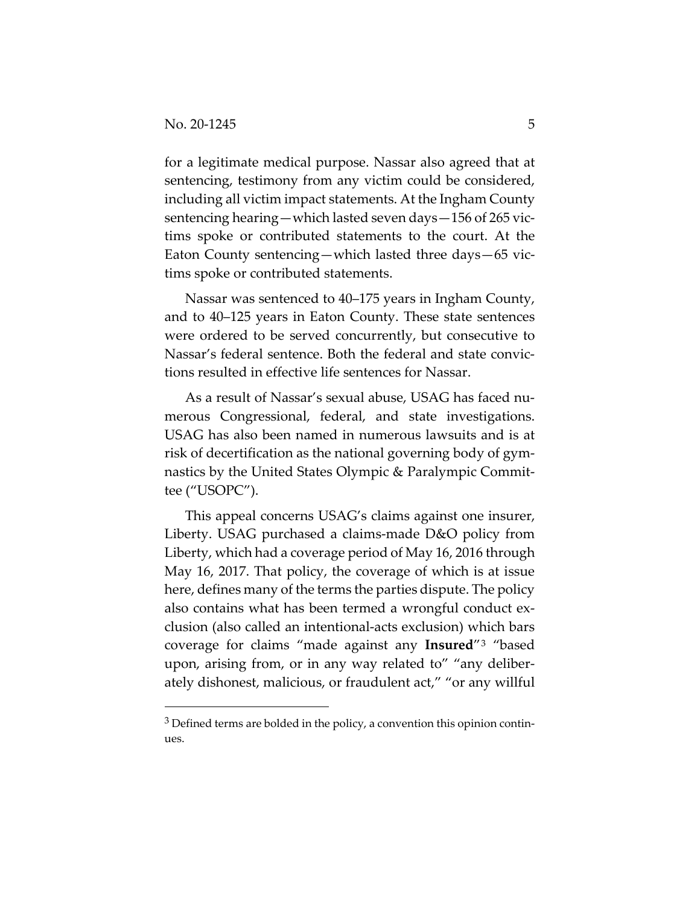for a legitimate medical purpose. Nassar also agreed that at sentencing, testimony from any victim could be considered, including all victim impact statements. At the Ingham County sentencing hearing—which lasted seven days—156 of 265 victims spoke or contributed statements to the court. At the Eaton County sentencing—which lasted three days—65 victims spoke or contributed statements.

Nassar was sentenced to 40–175 years in Ingham County, and to 40–125 years in Eaton County. These state sentences were ordered to be served concurrently, but consecutive to Nassar's federal sentence. Both the federal and state convictions resulted in effective life sentences for Nassar.

As a result of Nassar's sexual abuse, USAG has faced numerous Congressional, federal, and state investigations. USAG has also been named in numerous lawsuits and is at risk of decertification as the national governing body of gymnastics by the United States Olympic & Paralympic Committee ("USOPC").

This appeal concerns USAG's claims against one insurer, Liberty. USAG purchased a claims-made D&O policy from Liberty, which had a coverage period of May 16, 2016 through May 16, 2017. That policy, the coverage of which is at issue here, defines many of the terms the parties dispute. The policy also contains what has been termed a wrongful conduct exclusion (also called an intentional-acts exclusion) which bars coverage for claims "made against any **Insured**"[3] "based upon, arising from, or in any way related to" "any deliberately dishonest, malicious, or fraudulent act," "or any willful

[3] Defined terms are bolded in the policy, a convention this opinion continues.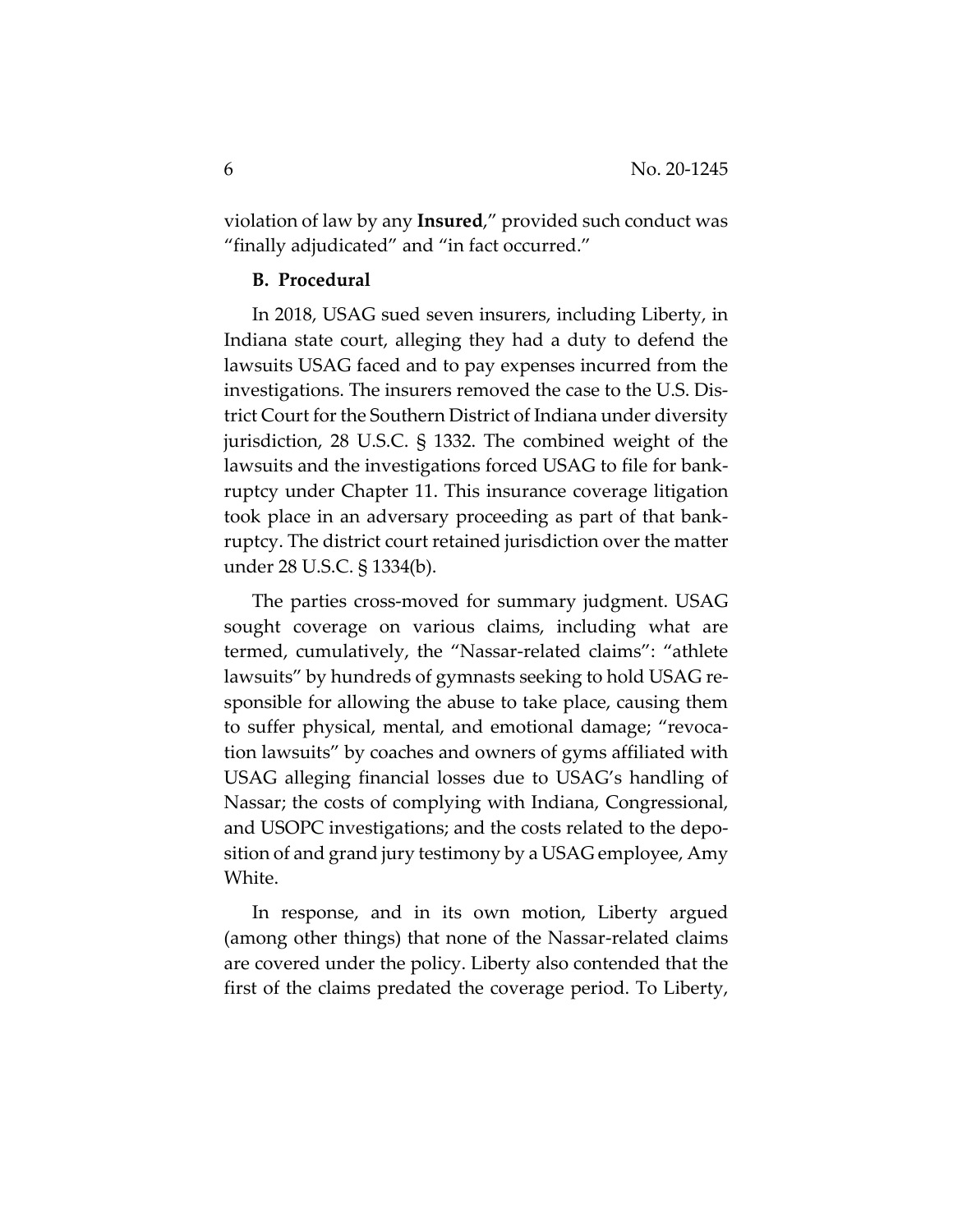violation of law by any **Insured**," provided such conduct was "finally adjudicated" and "in fact occurred."

### B. Procedural

In 2018, USAG sued seven insurers, including Liberty, in Indiana state court, alleging they had a duty to defend the lawsuits USAG faced and to pay expenses incurred from the investigations. The insurers removed the case to the U.S. District Court for the Southern District of Indiana under diversity jurisdiction, 28 U.S.C. § 1332. The combined weight of the lawsuits and the investigations forced USAG to file for bankruptcy under Chapter 11. This insurance coverage litigation took place in an adversary proceeding as part of that bankruptcy. The district court retained jurisdiction over the matter under 28 U.S.C. § 1334(b).

The parties cross-moved for summary judgment. USAG sought coverage on various claims, including what are termed, cumulatively, the "Nassar-related claims": "athlete lawsuits" by hundreds of gymnasts seeking to hold USAG responsible for allowing the abuse to take place, causing them to suffer physical, mental, and emotional damage; "revocation lawsuits" by coaches and owners of gyms affiliated with USAG alleging financial losses due to USAG's handling of Nassar; the costs of complying with Indiana, Congressional, and USOPC investigations; and the costs related to the deposition of and grand jury testimony by a USAG employee, Amy White.

In response, and in its own motion, Liberty argued (among other things) that none of the Nassar-related claims are covered under the policy. Liberty also contended that the first of the claims predated the coverage period. To Liberty,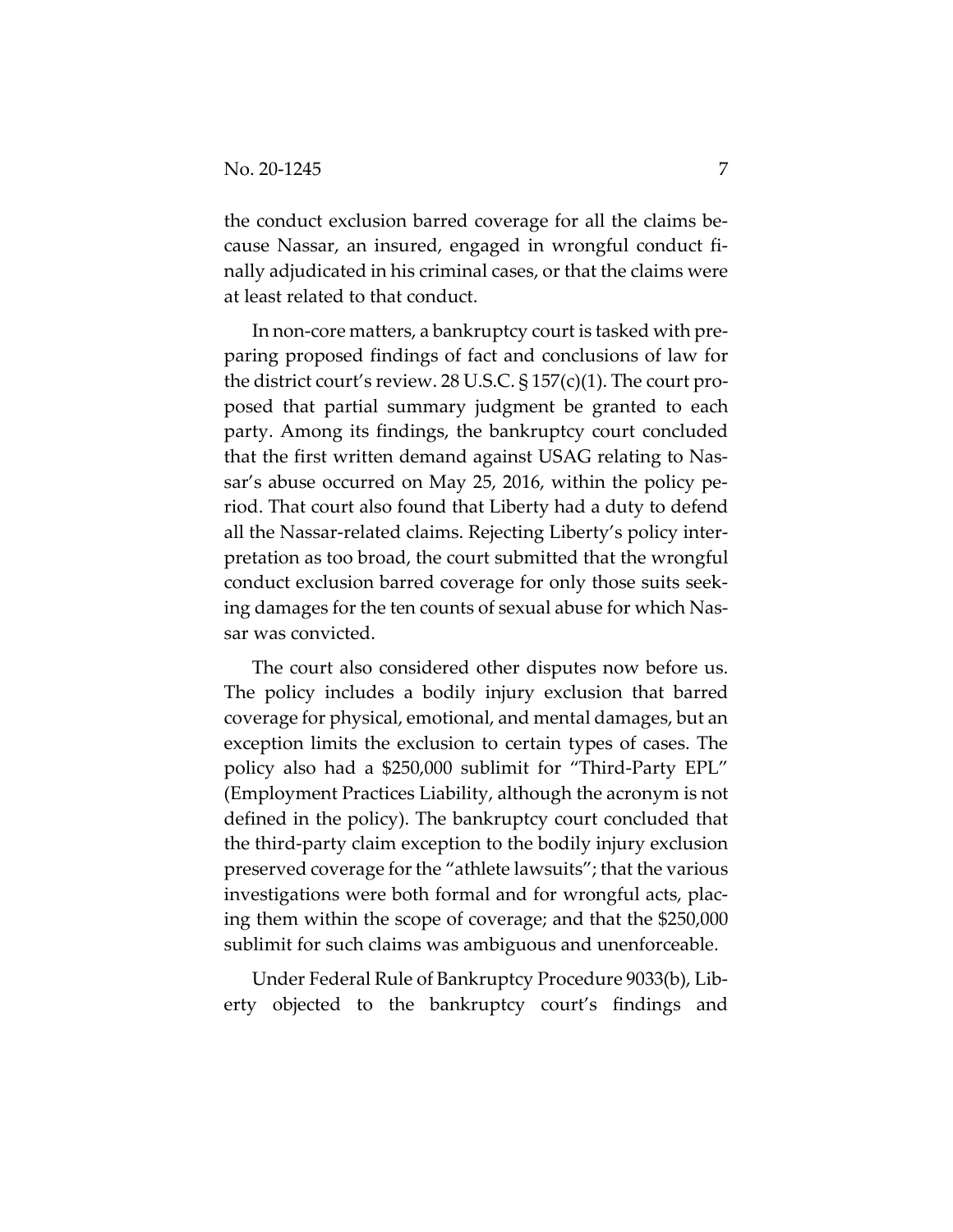the conduct exclusion barred coverage for all the claims because Nassar, an insured, engaged in wrongful conduct finally adjudicated in his criminal cases, or that the claims were at least related to that conduct.

In non-core matters, a bankruptcy court is tasked with preparing proposed findings of fact and conclusions of law for the district court's review. 28 U.S.C. § 157(c)(1). The court proposed that partial summary judgment be granted to each party. Among its findings, the bankruptcy court concluded that the first written demand against USAG relating to Nassar's abuse occurred on May 25, 2016, within the policy period. That court also found that Liberty had a duty to defend all the Nassar-related claims. Rejecting Liberty's policy interpretation as too broad, the court submitted that the wrongful conduct exclusion barred coverage for only those suits seeking damages for the ten counts of sexual abuse for which Nassar was convicted.

The court also considered other disputes now before us. The policy includes a bodily injury exclusion that barred coverage for physical, emotional, and mental damages, but an exception limits the exclusion to certain types of cases. The policy also had a $250,000 sublimit for "Third-Party EPL" (Employment Practices Liability, although the acronym is not defined in the policy). The bankruptcy court concluded that the third-party claim exception to the bodily injury exclusion preserved coverage for the "athlete lawsuits"; that the various investigations were both formal and for wrongful acts, placing them within the scope of coverage; and that the $250,000 sublimit for such claims was ambiguous and unenforceable.

Under Federal Rule of Bankruptcy Procedure 9033(b), Liberty objected to the bankruptcy court's findings and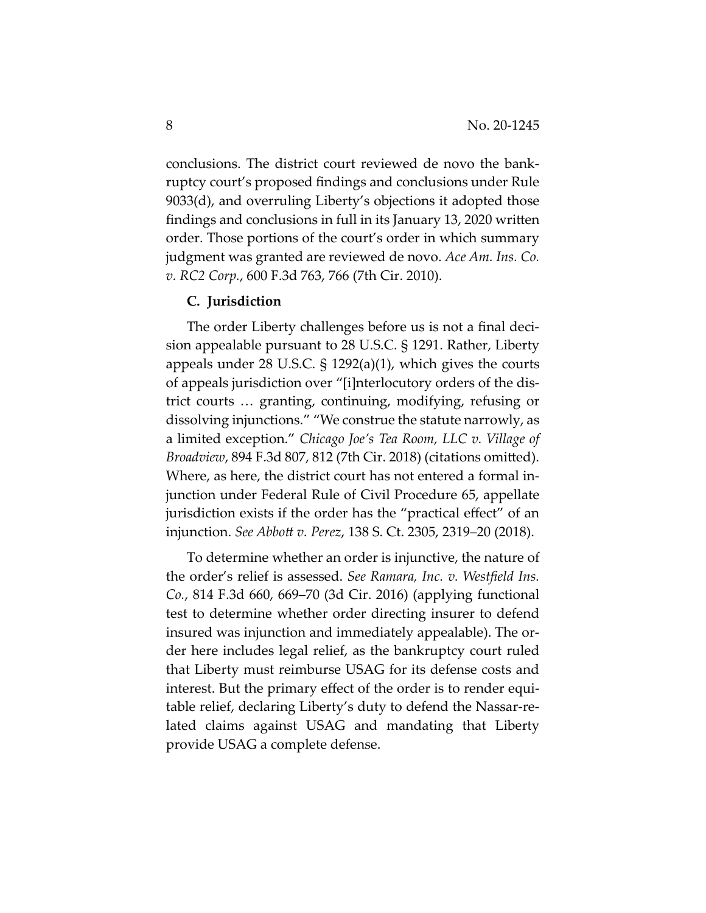conclusions. The district court reviewed de novo the bankruptcy court's proposed findings and conclusions under Rule 9033(d), and overruling Liberty's objections it adopted those findings and conclusions in full in its January 13, 2020 written order. Those portions of the court's order in which summary judgment was granted are reviewed de novo. *Ace Am. Ins. Co. v. RC2 Corp.*, 600 F.3d 763, 766 (7th Cir. 2010).

### C. Jurisdiction

The order Liberty challenges before us is not a final decision appealable pursuant to 28 U.S.C. § 1291. Rather, Liberty appeals under 28 U.S.C. § 1292(a)(1), which gives the courts of appeals jurisdiction over "[i]nterlocutory orders of the district courts … granting, continuing, modifying, refusing or dissolving injunctions." "We construe the statute narrowly, as a limited exception." *Chicago Joe's Tea Room, LLC v. Village of Broadview*, 894 F.3d 807, 812 (7th Cir. 2018) (citations omitted). Where, as here, the district court has not entered a formal injunction under Federal Rule of Civil Procedure 65, appellate jurisdiction exists if the order has the "practical effect" of an injunction. *See Abbott v. Perez*, 138 S. Ct. 2305, 2319–20 (2018).

To determine whether an order is injunctive, the nature of the order's relief is assessed. *See Ramara, Inc. v. Westfield Ins. Co.*, 814 F.3d 660, 669–70 (3d Cir. 2016) (applying functional test to determine whether order directing insurer to defend insured was injunction and immediately appealable). The order here includes legal relief, as the bankruptcy court ruled that Liberty must reimburse USAG for its defense costs and interest. But the primary effect of the order is to render equitable relief, declaring Liberty's duty to defend the Nassar-related claims against USAG and mandating that Liberty provide USAG a complete defense.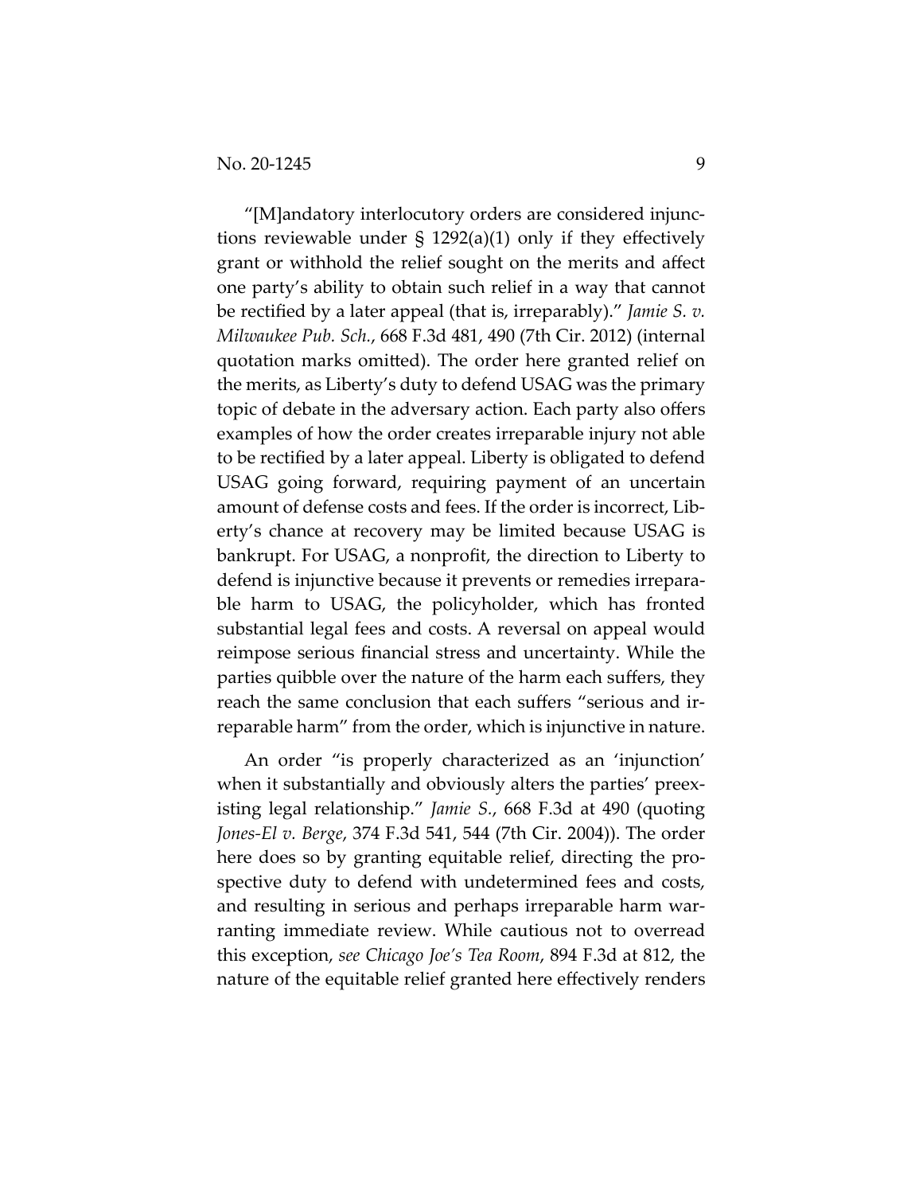"[M]andatory interlocutory orders are considered injunctions reviewable under § 1292(a)(1) only if they effectively grant or withhold the relief sought on the merits and affect one party's ability to obtain such relief in a way that cannot be rectified by a later appeal (that is, irreparably)." *Jamie S. v. Milwaukee Pub. Sch.*, 668 F.3d 481, 490 (7th Cir. 2012) (internal quotation marks omitted). The order here granted relief on the merits, as Liberty's duty to defend USAG was the primary topic of debate in the adversary action. Each party also offers examples of how the order creates irreparable injury not able to be rectified by a later appeal. Liberty is obligated to defend USAG going forward, requiring payment of an uncertain amount of defense costs and fees. If the order is incorrect, Liberty's chance at recovery may be limited because USAG is bankrupt. For USAG, a nonprofit, the direction to Liberty to defend is injunctive because it prevents or remedies irreparable harm to USAG, the policyholder, which has fronted substantial legal fees and costs. A reversal on appeal would reimpose serious financial stress and uncertainty. While the parties quibble over the nature of the harm each suffers, they reach the same conclusion that each suffers "serious and irreparable harm" from the order, which is injunctive in nature.

An order "is properly characterized as an 'injunction' when it substantially and obviously alters the parties' preexisting legal relationship." *Jamie S.*, 668 F.3d at 490 (quoting *Jones-El v. Berge*, 374 F.3d 541, 544 (7th Cir. 2004)). The order here does so by granting equitable relief, directing the prospective duty to defend with undetermined fees and costs, and resulting in serious and perhaps irreparable harm warranting immediate review. While cautious not to overread this exception, *see Chicago Joe's Tea Room*, 894 F.3d at 812, the nature of the equitable relief granted here effectively renders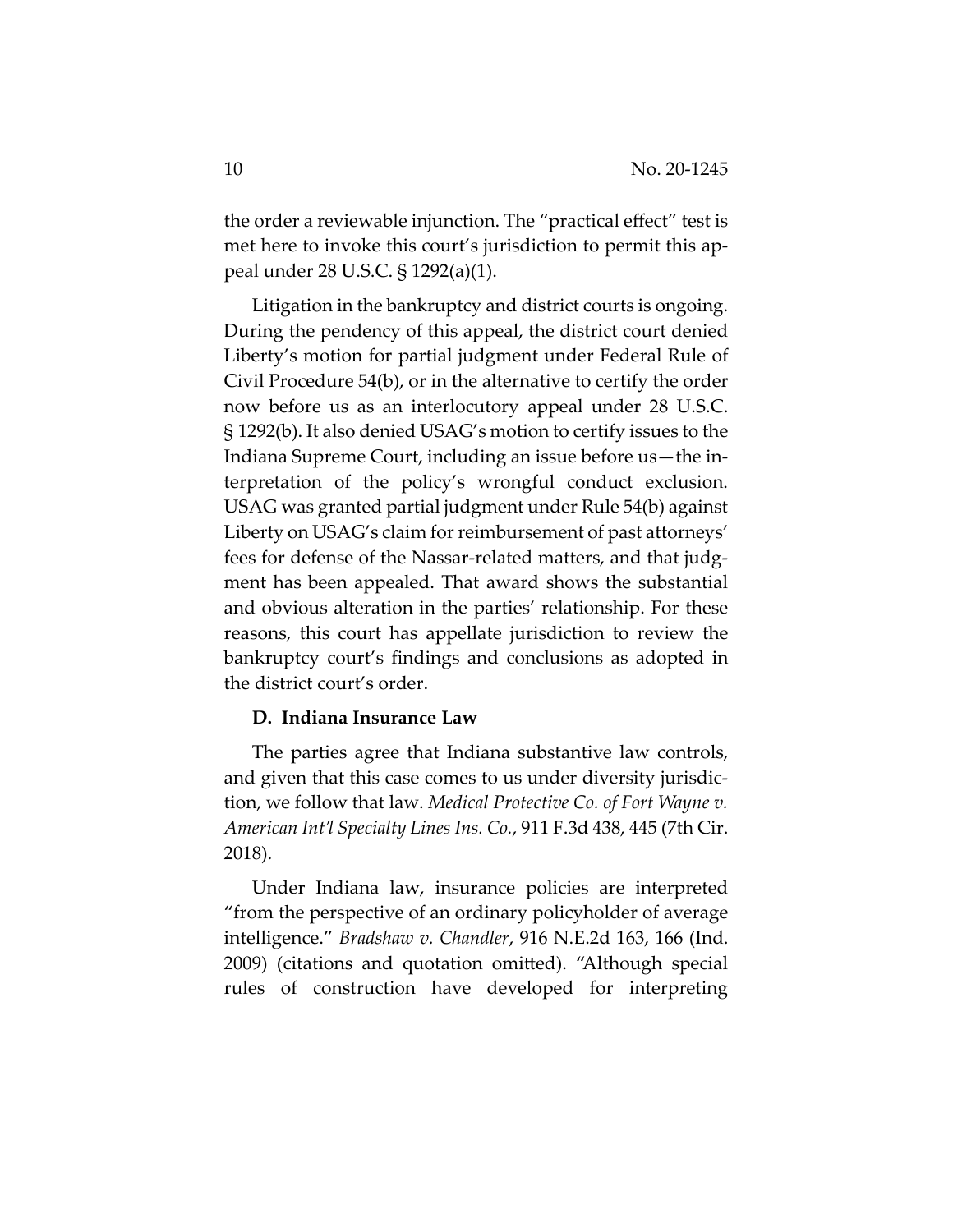the order a reviewable injunction. The "practical effect" test is met here to invoke this court's jurisdiction to permit this appeal under 28 U.S.C. § 1292(a)(1).

Litigation in the bankruptcy and district courts is ongoing. During the pendency of this appeal, the district court denied Liberty's motion for partial judgment under Federal Rule of Civil Procedure 54(b), or in the alternative to certify the order now before us as an interlocutory appeal under 28 U.S.C. § 1292(b). It also denied USAG's motion to certify issues to the Indiana Supreme Court, including an issue before us—the interpretation of the policy's wrongful conduct exclusion. USAG was granted partial judgment under Rule 54(b) against Liberty on USAG's claim for reimbursement of past attorneys' fees for defense of the Nassar-related matters, and that judgment has been appealed. That award shows the substantial and obvious alteration in the parties' relationship. For these reasons, this court has appellate jurisdiction to review the bankruptcy court's findings and conclusions as adopted in the district court's order.

**D. Indiana Insurance Law**

The parties agree that Indiana substantive law controls, and given that this case comes to us under diversity jurisdiction, we follow that law. *Medical Protective Co. of Fort Wayne v. American Int'l Specialty Lines Ins. Co.*, 911 F.3d 438, 445 (7th Cir. 2018).

Under Indiana law, insurance policies are interpreted "from the perspective of an ordinary policyholder of average intelligence." *Bradshaw v. Chandler*, 916 N.E.2d 163, 166 (Ind. 2009) (citations and quotation omitted). "Although special rules of construction have developed for interpreting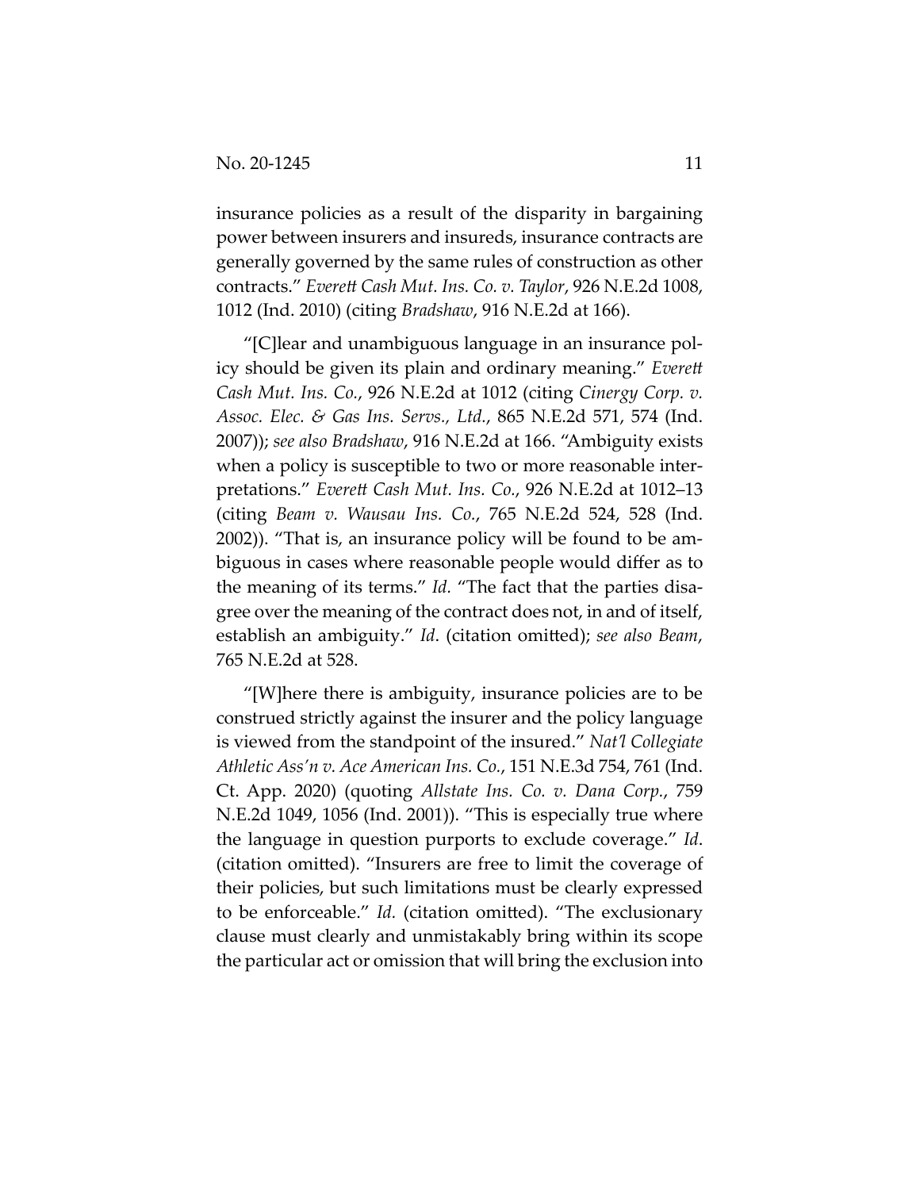insurance policies as a result of the disparity in bargaining power between insurers and insureds, insurance contracts are generally governed by the same rules of construction as other contracts." *Everett Cash Mut. Ins. Co. v. Taylor*, 926 N.E.2d 1008, 1012 (Ind. 2010) (citing *Bradshaw*, 916 N.E.2d at 166).

"[C]lear and unambiguous language in an insurance policy should be given its plain and ordinary meaning." *Everett Cash Mut. Ins. Co.*, 926 N.E.2d at 1012 (citing *Cinergy Corp. v. Assoc. Elec. & Gas Ins. Servs., Ltd.*, 865 N.E.2d 571, 574 (Ind. 2007)); *see also Bradshaw*, 916 N.E.2d at 166. "Ambiguity exists when a policy is susceptible to two or more reasonable interpretations." *Everett Cash Mut. Ins. Co.*, 926 N.E.2d at 1012–13 (citing *Beam v. Wausau Ins. Co.*, 765 N.E.2d 524, 528 (Ind. 2002)). "That is, an insurance policy will be found to be ambiguous in cases where reasonable people would differ as to the meaning of its terms." *Id.* "The fact that the parties disagree over the meaning of the contract does not, in and of itself, establish an ambiguity." *Id*. (citation omitted); *see also Beam*, 765 N.E.2d at 528.

"[W]here there is ambiguity, insurance policies are to be construed strictly against the insurer and the policy language is viewed from the standpoint of the insured." *Nat'l Collegiate Athletic Ass'n v. Ace American Ins. Co.*, 151 N.E.3d 754, 761 (Ind. Ct. App. 2020) (quoting *Allstate Ins. Co. v. Dana Corp.*, 759 N.E.2d 1049, 1056 (Ind. 2001)). "This is especially true where the language in question purports to exclude coverage." *Id*. (citation omitted). "Insurers are free to limit the coverage of their policies, but such limitations must be clearly expressed to be enforceable." *Id.* (citation omitted). "The exclusionary clause must clearly and unmistakably bring within its scope the particular act or omission that will bring the exclusion into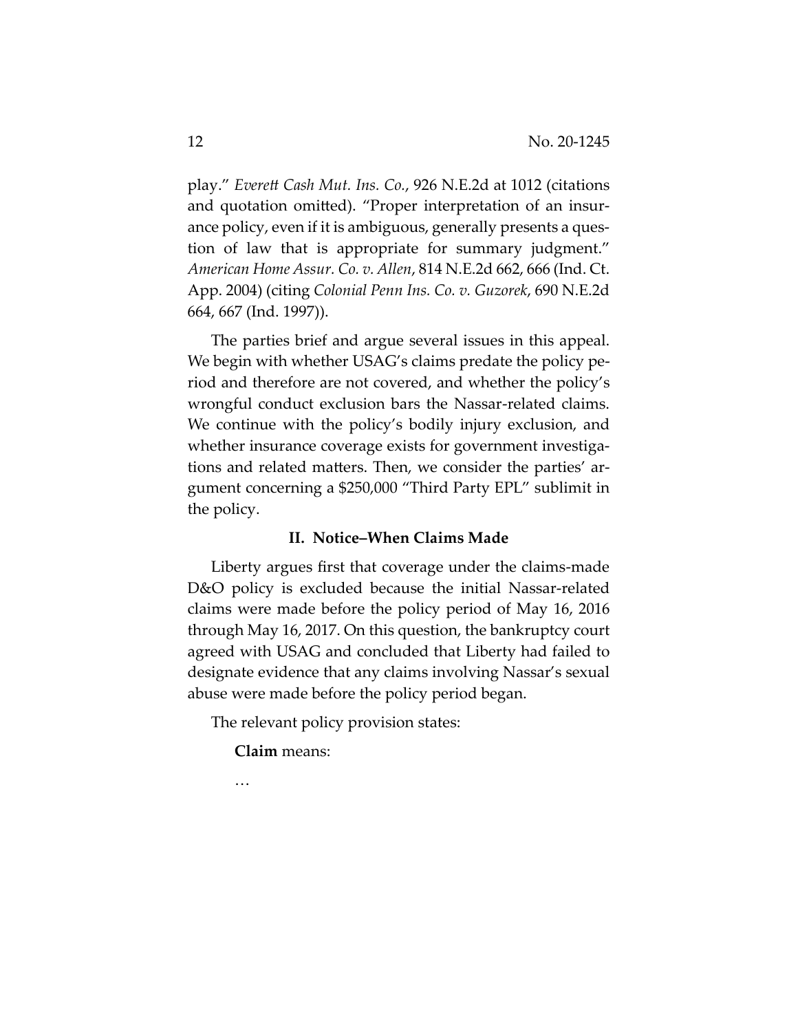play." *Everett Cash Mut. Ins. Co.*, 926 N.E.2d at 1012 (citations and quotation omitted). "Proper interpretation of an insurance policy, even if it is ambiguous, generally presents a question of law that is appropriate for summary judgment." *American Home Assur. Co. v. Allen*, 814 N.E.2d 662, 666 (Ind. Ct. App. 2004) (citing *Colonial Penn Ins. Co. v. Guzorek*, 690 N.E.2d 664, 667 (Ind. 1997)).

The parties brief and argue several issues in this appeal. We begin with whether USAG's claims predate the policy period and therefore are not covered, and whether the policy's wrongful conduct exclusion bars the Nassar-related claims. We continue with the policy's bodily injury exclusion, and whether insurance coverage exists for government investigations and related matters. Then, we consider the parties' argument concerning a $250,000 "Third Party EPL" sublimit in the policy.

### II. Notice–When Claims Made

Liberty argues first that coverage under the claims-made D&O policy is excluded because the initial Nassar-related claims were made before the policy period of May 16, 2016 through May 16, 2017. On this question, the bankruptcy court agreed with USAG and concluded that Liberty had failed to designate evidence that any claims involving Nassar's sexual abuse were made before the policy period began.

The relevant policy provision states:

> **Claim** means:
>
> …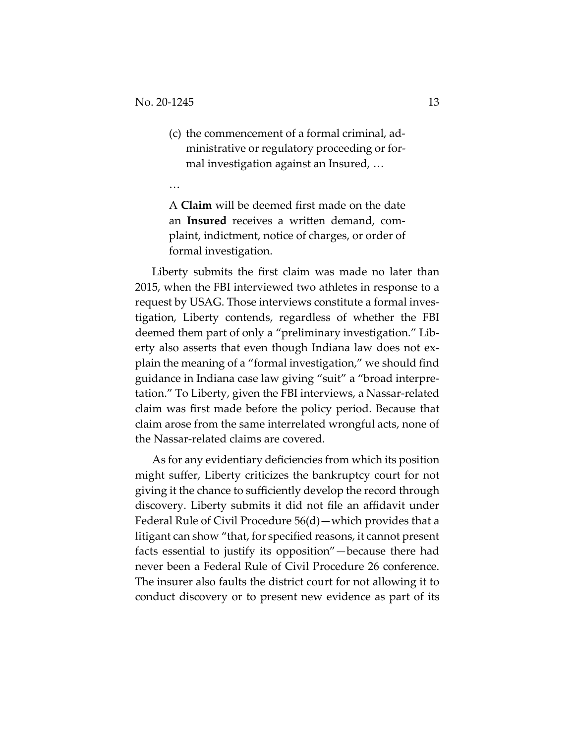> (c) the commencement of a formal criminal, administrative or regulatory proceeding or formal investigation against an Insured, …
>
> …
>
> A **Claim** will be deemed first made on the date an **Insured** receives a written demand, complaint, indictment, notice of charges, or order of formal investigation.

Liberty submits the first claim was made no later than 2015, when the FBI interviewed two athletes in response to a request by USAG. Those interviews constitute a formal investigation, Liberty contends, regardless of whether the FBI deemed them part of only a "preliminary investigation." Liberty also asserts that even though Indiana law does not explain the meaning of a "formal investigation," we should find guidance in Indiana case law giving "suit" a "broad interpretation." To Liberty, given the FBI interviews, a Nassar-related claim was first made before the policy period. Because that claim arose from the same interrelated wrongful acts, none of the Nassar-related claims are covered.

As for any evidentiary deficiencies from which its position might suffer, Liberty criticizes the bankruptcy court for not giving it the chance to sufficiently develop the record through discovery. Liberty submits it did not file an affidavit under Federal Rule of Civil Procedure 56(d)—which provides that a litigant can show "that, for specified reasons, it cannot present facts essential to justify its opposition"—because there had never been a Federal Rule of Civil Procedure 26 conference. The insurer also faults the district court for not allowing it to conduct discovery or to present new evidence as part of its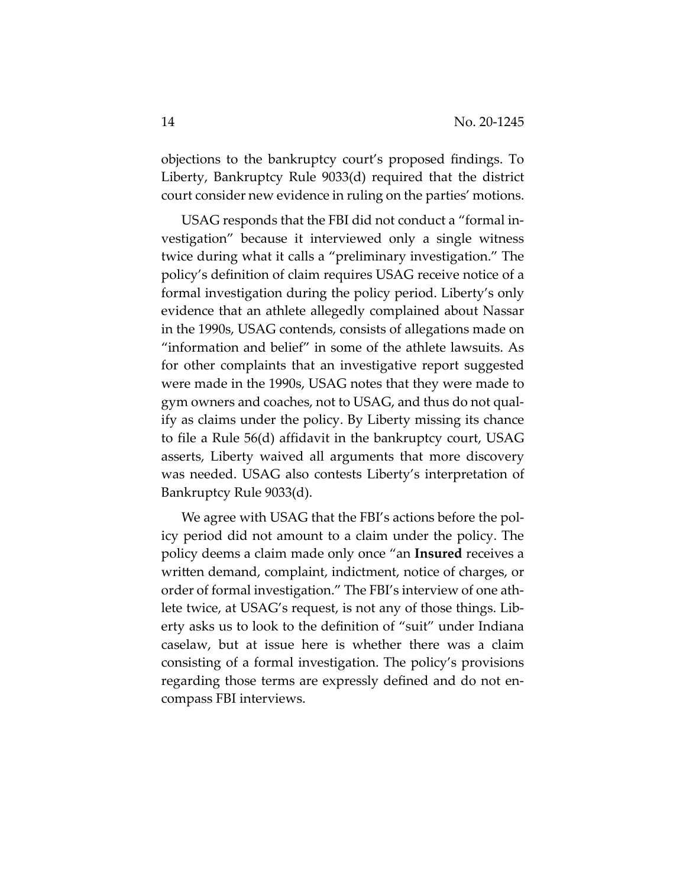objections to the bankruptcy court's proposed findings. To Liberty, Bankruptcy Rule 9033(d) required that the district court consider new evidence in ruling on the parties' motions.

USAG responds that the FBI did not conduct a "formal investigation" because it interviewed only a single witness twice during what it calls a "preliminary investigation." The policy's definition of claim requires USAG receive notice of a formal investigation during the policy period. Liberty's only evidence that an athlete allegedly complained about Nassar in the 1990s, USAG contends, consists of allegations made on "information and belief" in some of the athlete lawsuits. As for other complaints that an investigative report suggested were made in the 1990s, USAG notes that they were made to gym owners and coaches, not to USAG, and thus do not qualify as claims under the policy. By Liberty missing its chance to file a Rule 56(d) affidavit in the bankruptcy court, USAG asserts, Liberty waived all arguments that more discovery was needed. USAG also contests Liberty's interpretation of Bankruptcy Rule 9033(d).

We agree with USAG that the FBI's actions before the policy period did not amount to a claim under the policy. The policy deems a claim made only once "an **Insured** receives a written demand, complaint, indictment, notice of charges, or order of formal investigation." The FBI's interview of one athlete twice, at USAG's request, is not any of those things. Liberty asks us to look to the definition of "suit" under Indiana caselaw, but at issue here is whether there was a claim consisting of a formal investigation. The policy's provisions regarding those terms are expressly defined and do not encompass FBI interviews.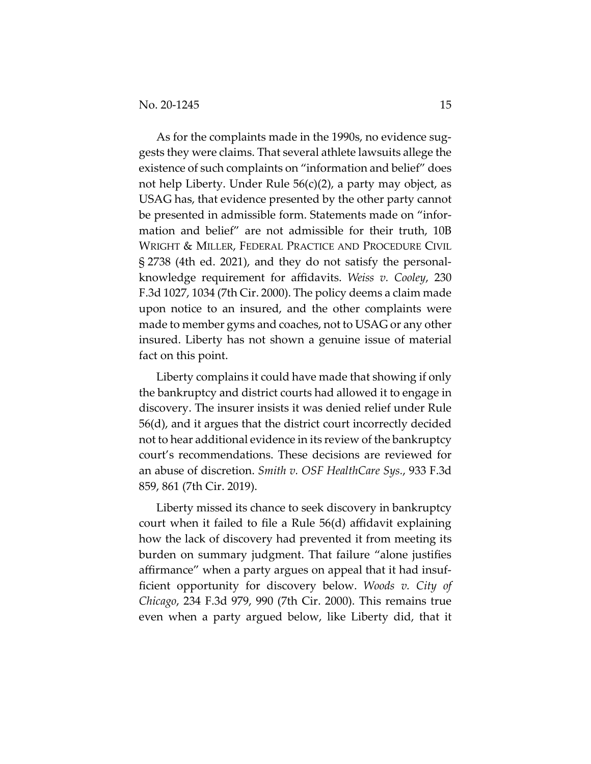As for the complaints made in the 1990s, no evidence suggests they were claims. That several athlete lawsuits allege the existence of such complaints on "information and belief" does not help Liberty. Under Rule 56(c)(2), a party may object, as USAG has, that evidence presented by the other party cannot be presented in admissible form. Statements made on "information and belief" are not admissible for their truth, 10B WRIGHT & MILLER, FEDERAL PRACTICE AND PROCEDURE CIVIL § 2738 (4th ed. 2021), and they do not satisfy the personal-knowledge requirement for affidavits. *Weiss v. Cooley*, 230 F.3d 1027, 1034 (7th Cir. 2000). The policy deems a claim made upon notice to an insured, and the other complaints were made to member gyms and coaches, not to USAG or any other insured. Liberty has not shown a genuine issue of material fact on this point.

Liberty complains it could have made that showing if only the bankruptcy and district courts had allowed it to engage in discovery. The insurer insists it was denied relief under Rule 56(d), and it argues that the district court incorrectly decided not to hear additional evidence in its review of the bankruptcy court's recommendations. These decisions are reviewed for an abuse of discretion. *Smith v. OSF HealthCare Sys.*, 933 F.3d 859, 861 (7th Cir. 2019).

Liberty missed its chance to seek discovery in bankruptcy court when it failed to file a Rule 56(d) affidavit explaining how the lack of discovery had prevented it from meeting its burden on summary judgment. That failure "alone justifies affirmance" when a party argues on appeal that it had insufficient opportunity for discovery below. *Woods v. City of Chicago*, 234 F.3d 979, 990 (7th Cir. 2000). This remains true even when a party argued below, like Liberty did, that it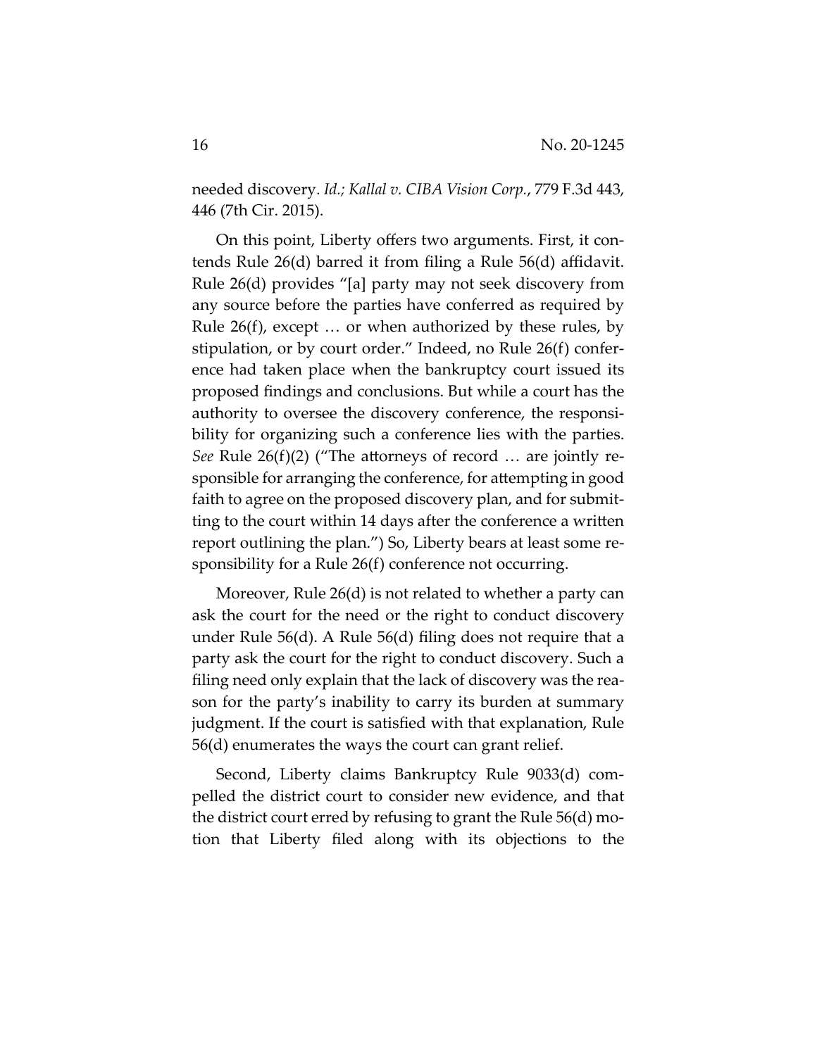needed discovery. *Id.*; *Kallal v. CIBA Vision Corp.*, 779 F.3d 443, 446 (7th Cir. 2015).

On this point, Liberty offers two arguments. First, it contends Rule 26(d) barred it from filing a Rule 56(d) affidavit. Rule 26(d) provides "[a] party may not seek discovery from any source before the parties have conferred as required by Rule 26(f), except … or when authorized by these rules, by stipulation, or by court order." Indeed, no Rule 26(f) conference had taken place when the bankruptcy court issued its proposed findings and conclusions. But while a court has the authority to oversee the discovery conference, the responsibility for organizing such a conference lies with the parties. *See* Rule 26(f)(2) ("The attorneys of record … are jointly responsible for arranging the conference, for attempting in good faith to agree on the proposed discovery plan, and for submitting to the court within 14 days after the conference a written report outlining the plan.") So, Liberty bears at least some responsibility for a Rule 26(f) conference not occurring.

Moreover, Rule 26(d) is not related to whether a party can ask the court for the need or the right to conduct discovery under Rule 56(d). A Rule 56(d) filing does not require that a party ask the court for the right to conduct discovery. Such a filing need only explain that the lack of discovery was the reason for the party's inability to carry its burden at summary judgment. If the court is satisfied with that explanation, Rule 56(d) enumerates the ways the court can grant relief.

Second, Liberty claims Bankruptcy Rule 9033(d) compelled the district court to consider new evidence, and that the district court erred by refusing to grant the Rule 56(d) motion that Liberty filed along with its objections to the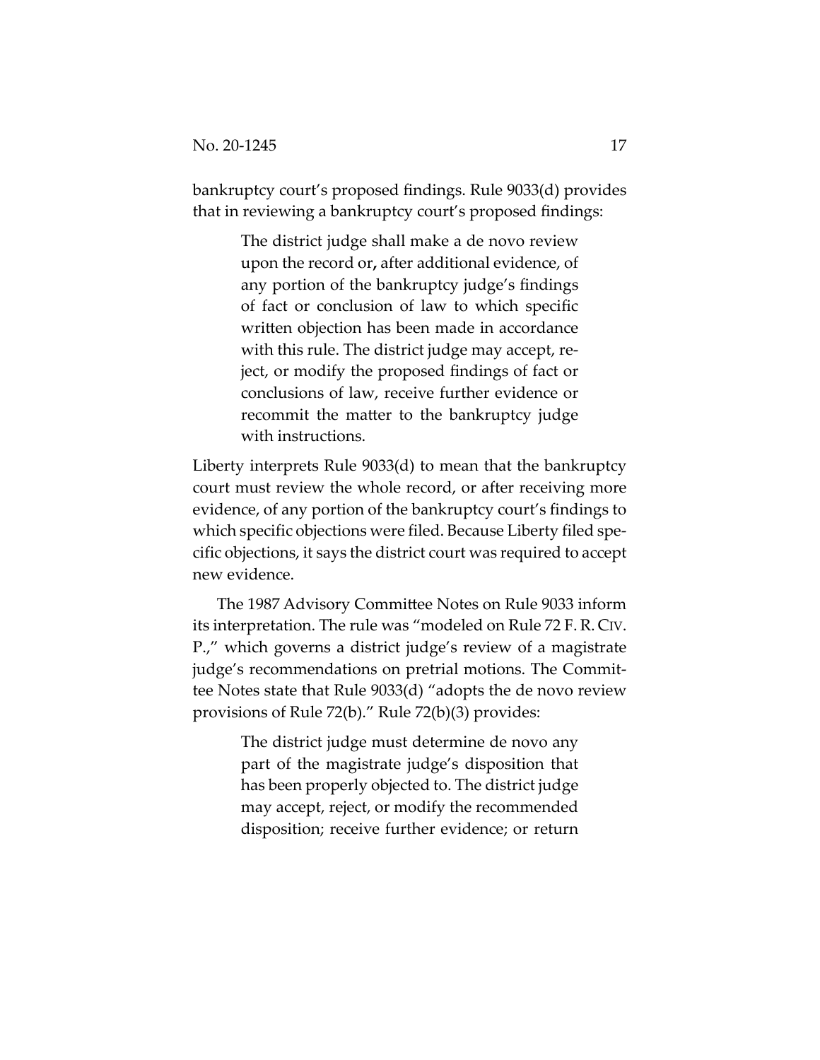bankruptcy court's proposed findings. Rule 9033(d) provides that in reviewing a bankruptcy court's proposed findings:

> The district judge shall make a de novo review upon the record or**,** after additional evidence, of any portion of the bankruptcy judge's findings of fact or conclusion of law to which specific written objection has been made in accordance with this rule. The district judge may accept, reject, or modify the proposed findings of fact or conclusions of law, receive further evidence or recommit the matter to the bankruptcy judge with instructions.

Liberty interprets Rule 9033(d) to mean that the bankruptcy court must review the whole record, or after receiving more evidence, of any portion of the bankruptcy court's findings to which specific objections were filed. Because Liberty filed specific objections, it says the district court was required to accept new evidence.

The 1987 Advisory Committee Notes on Rule 9033 inform its interpretation. The rule was "modeled on Rule 72 F. R. CIV. P.," which governs a district judge's review of a magistrate judge's recommendations on pretrial motions. The Committee Notes state that Rule 9033(d) "adopts the de novo review provisions of Rule 72(b)." Rule 72(b)(3) provides:

> The district judge must determine de novo any part of the magistrate judge's disposition that has been properly objected to. The district judge may accept, reject, or modify the recommended disposition; receive further evidence; or return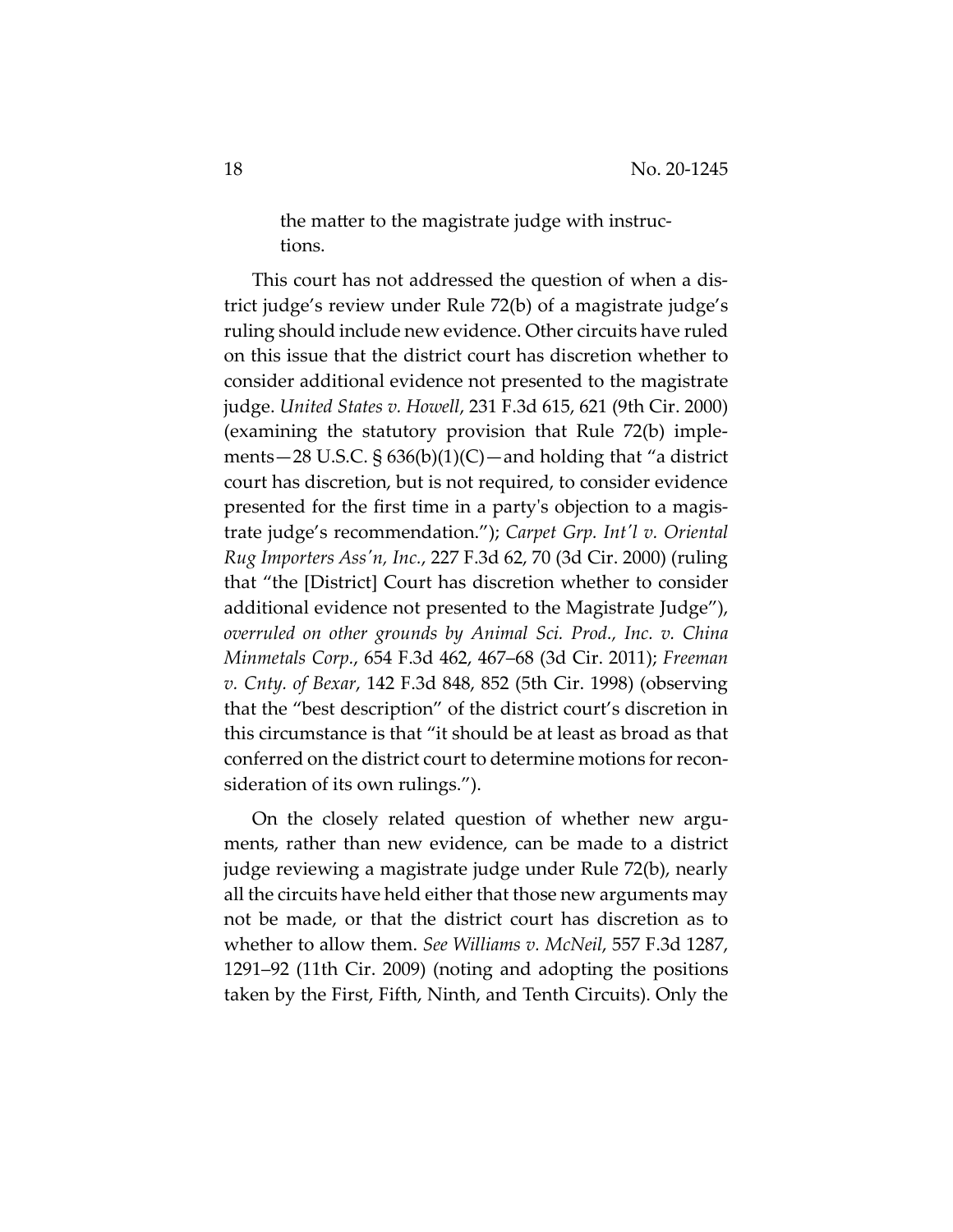the matter to the magistrate judge with instructions.

This court has not addressed the question of when a district judge's review under Rule 72(b) of a magistrate judge's ruling should include new evidence. Other circuits have ruled on this issue that the district court has discretion whether to consider additional evidence not presented to the magistrate judge. *United States v. Howell*, 231 F.3d 615, 621 (9th Cir. 2000) (examining the statutory provision that Rule 72(b) implements—28 U.S.C. § 636(b)(1)(C)—and holding that "a district court has discretion, but is not required, to consider evidence presented for the first time in a party's objection to a magistrate judge's recommendation."); *Carpet Grp. Int'l v. Oriental Rug Importers Ass'n, Inc.*, 227 F.3d 62, 70 (3d Cir. 2000) (ruling that "the [District] Court has discretion whether to consider additional evidence not presented to the Magistrate Judge"), *overruled on other grounds by Animal Sci. Prod., Inc. v. China Minmetals Corp.*, 654 F.3d 462, 467–68 (3d Cir. 2011); *Freeman v. Cnty. of Bexar*, 142 F.3d 848, 852 (5th Cir. 1998) (observing that the "best description" of the district court's discretion in this circumstance is that "it should be at least as broad as that conferred on the district court to determine motions for reconsideration of its own rulings.").

On the closely related question of whether new arguments, rather than new evidence, can be made to a district judge reviewing a magistrate judge under Rule 72(b), nearly all the circuits have held either that those new arguments may not be made, or that the district court has discretion as to whether to allow them. *See Williams v. McNeil*, 557 F.3d 1287, 1291–92 (11th Cir. 2009) (noting and adopting the positions taken by the First, Fifth, Ninth, and Tenth Circuits). Only the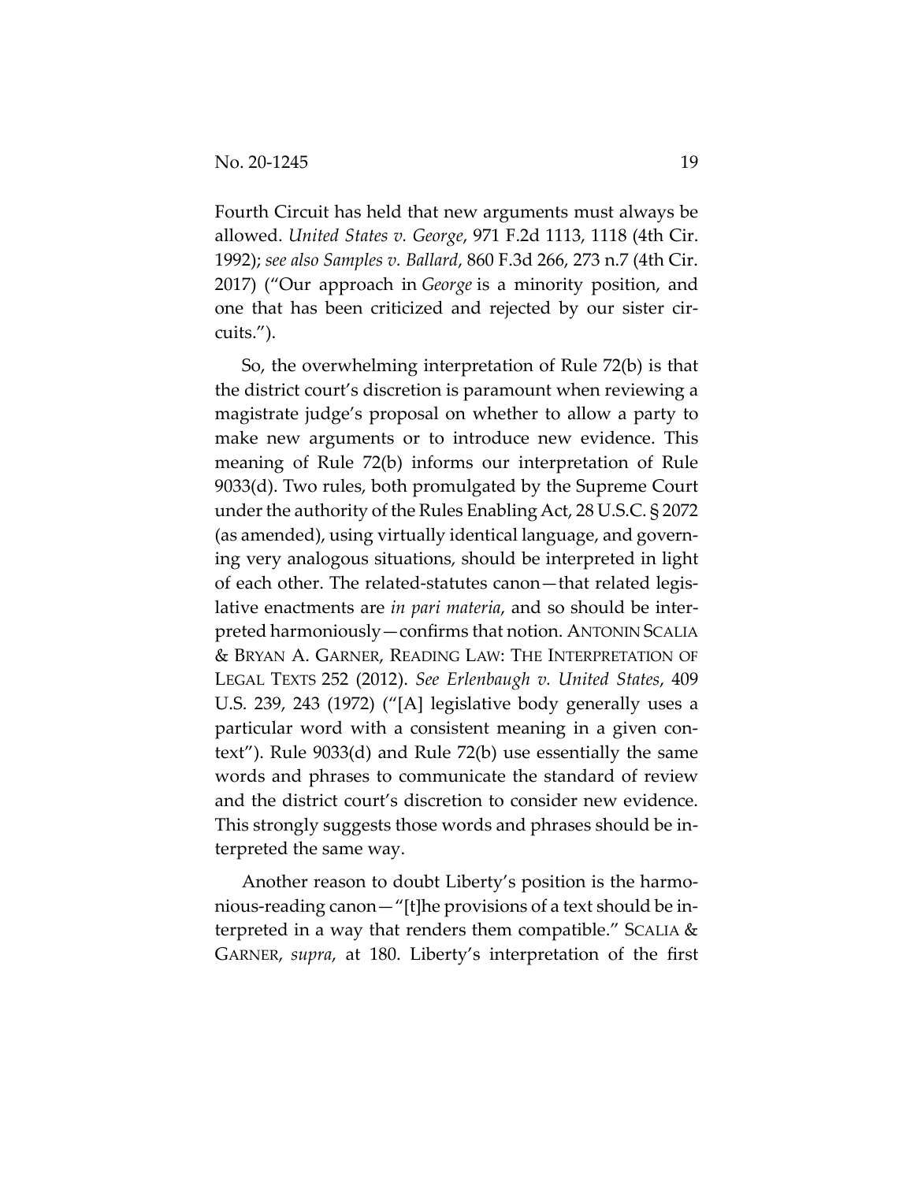Fourth Circuit has held that new arguments must always be allowed. *United States v. George*, 971 F.2d 1113, 1118 (4th Cir. 1992); *see also Samples v. Ballard*, 860 F.3d 266, 273 n.7 (4th Cir. 2017) ("Our approach in *George* is a minority position, and one that has been criticized and rejected by our sister circuits.").

So, the overwhelming interpretation of Rule 72(b) is that the district court's discretion is paramount when reviewing a magistrate judge's proposal on whether to allow a party to make new arguments or to introduce new evidence. This meaning of Rule 72(b) informs our interpretation of Rule 9033(d). Two rules, both promulgated by the Supreme Court under the authority of the Rules Enabling Act, 28 U.S.C. § 2072 (as amended), using virtually identical language, and governing very analogous situations, should be interpreted in light of each other. The related-statutes canon—that related legislative enactments are *in pari materia*, and so should be interpreted harmoniously—confirms that notion. ANTONIN SCALIA & BRYAN A. GARNER, READING LAW: THE INTERPRETATION OF LEGAL TEXTS 252 (2012). *See Erlenbaugh v. United States*, 409 U.S. 239, 243 (1972) ("[A] legislative body generally uses a particular word with a consistent meaning in a given context"). Rule 9033(d) and Rule 72(b) use essentially the same words and phrases to communicate the standard of review and the district court's discretion to consider new evidence. This strongly suggests those words and phrases should be interpreted the same way.

Another reason to doubt Liberty's position is the harmonious-reading canon—"[t]he provisions of a text should be interpreted in a way that renders them compatible." SCALIA & GARNER, *supra*, at 180. Liberty's interpretation of the first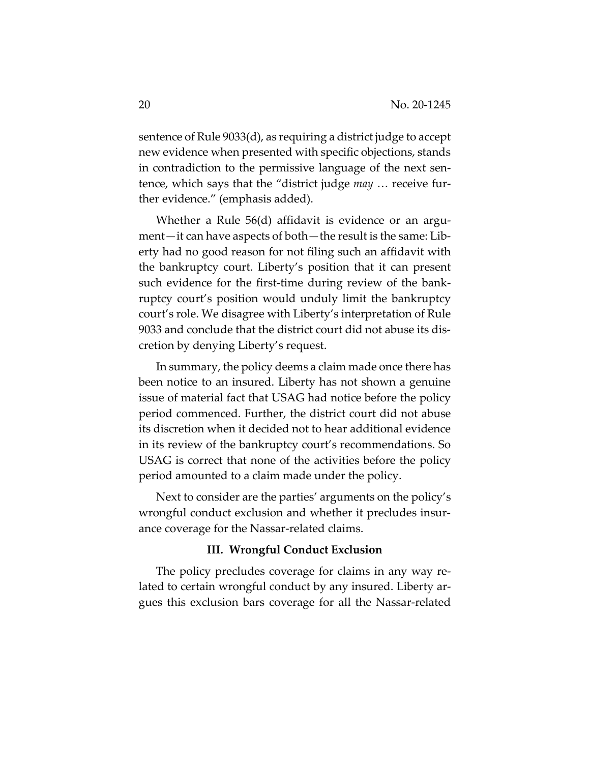sentence of Rule 9033(d), as requiring a district judge to accept new evidence when presented with specific objections, stands in contradiction to the permissive language of the next sentence, which says that the "district judge *may* … receive further evidence." (emphasis added).

Whether a Rule 56(d) affidavit is evidence or an argument—it can have aspects of both—the result is the same: Liberty had no good reason for not filing such an affidavit with the bankruptcy court. Liberty's position that it can present such evidence for the first-time during review of the bankruptcy court's position would unduly limit the bankruptcy court's role. We disagree with Liberty's interpretation of Rule 9033 and conclude that the district court did not abuse its discretion by denying Liberty's request.

In summary, the policy deems a claim made once there has been notice to an insured. Liberty has not shown a genuine issue of material fact that USAG had notice before the policy period commenced. Further, the district court did not abuse its discretion when it decided not to hear additional evidence in its review of the bankruptcy court's recommendations. So USAG is correct that none of the activities before the policy period amounted to a claim made under the policy.

Next to consider are the parties' arguments on the policy's wrongful conduct exclusion and whether it precludes insurance coverage for the Nassar-related claims.

### III. Wrongful Conduct Exclusion

The policy precludes coverage for claims in any way related to certain wrongful conduct by any insured. Liberty argues this exclusion bars coverage for all the Nassar-related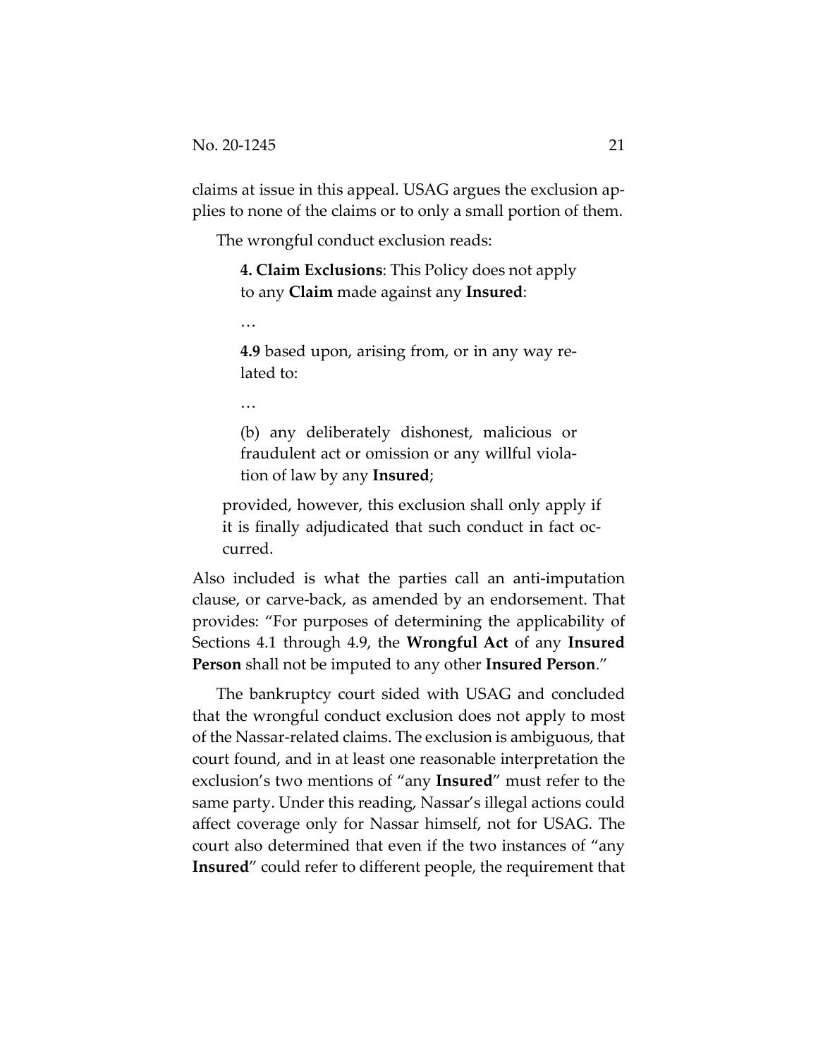claims at issue in this appeal. USAG argues the exclusion applies to none of the claims or to only a small portion of them.

The wrongful conduct exclusion reads:

> **4. Claim Exclusions**: This Policy does not apply to any **Claim** made against any **Insured**:
>
> …
>
> **4.9** based upon, arising from, or in any way related to:
>
> …
>
> (b) any deliberately dishonest, malicious or fraudulent act or omission or any willful violation of law by any **Insured**;
>
> provided, however, this exclusion shall only apply if it is finally adjudicated that such conduct in fact occurred.

Also included is what the parties call an anti-imputation clause, or carve-back, as amended by an endorsement. That provides: "For purposes of determining the applicability of Sections 4.1 through 4.9, the **Wrongful Act** of any **Insured Person** shall not be imputed to any other **Insured Person**."

The bankruptcy court sided with USAG and concluded that the wrongful conduct exclusion does not apply to most of the Nassar-related claims. The exclusion is ambiguous, that court found, and in at least one reasonable interpretation the exclusion's two mentions of "any **Insured**" must refer to the same party. Under this reading, Nassar's illegal actions could affect coverage only for Nassar himself, not for USAG. The court also determined that even if the two instances of "any **Insured**" could refer to different people, the requirement that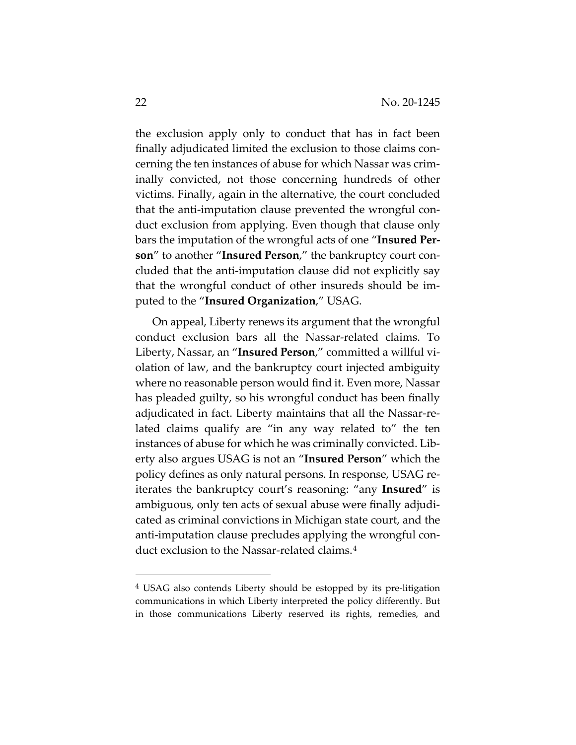the exclusion apply only to conduct that has in fact been finally adjudicated limited the exclusion to those claims concerning the ten instances of abuse for which Nassar was criminally convicted, not those concerning hundreds of other victims. Finally, again in the alternative, the court concluded that the anti-imputation clause prevented the wrongful conduct exclusion from applying. Even though that clause only bars the imputation of the wrongful acts of one "**Insured Person**" to another "**Insured Person**," the bankruptcy court concluded that the anti-imputation clause did not explicitly say that the wrongful conduct of other insureds should be imputed to the "**Insured Organization**," USAG.

On appeal, Liberty renews its argument that the wrongful conduct exclusion bars all the Nassar-related claims. To Liberty, Nassar, an "**Insured Person**," committed a willful violation of law, and the bankruptcy court injected ambiguity where no reasonable person would find it. Even more, Nassar has pleaded guilty, so his wrongful conduct has been finally adjudicated in fact. Liberty maintains that all the Nassar-related claims qualify are "in any way related to" the ten instances of abuse for which he was criminally convicted. Liberty also argues USAG is not an "**Insured Person**" which the policy defines as only natural persons. In response, USAG reiterates the bankruptcy court's reasoning: "any **Insured**" is ambiguous, only ten acts of sexual abuse were finally adjudicated as criminal convictions in Michigan state court, and the anti-imputation clause precludes applying the wrongful conduct exclusion to the Nassar-related claims.[4]

[4] USAG also contends Liberty should be estopped by its pre-litigation communications in which Liberty interpreted the policy differently. But in those communications Liberty reserved its rights, remedies, and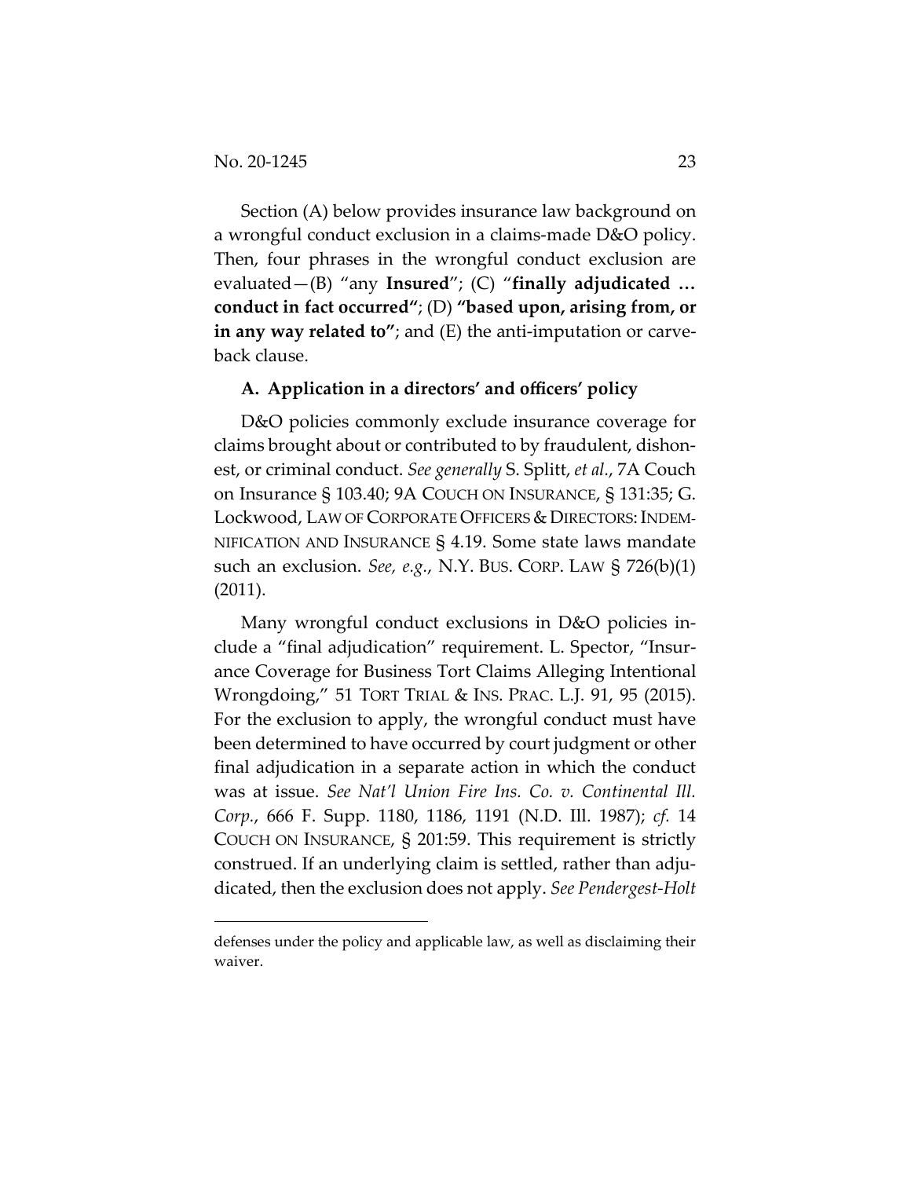Section (A) below provides insurance law background on a wrongful conduct exclusion in a claims-made D&O policy. Then, four phrases in the wrongful conduct exclusion are evaluated—(B) "any **Insured**"; (C) "**finally adjudicated … conduct in fact occurred**"; (D) **"based upon, arising from, or in any way related to"**; and (E) the anti-imputation or carve-back clause.

### A. Application in a directors' and officers' policy

D&O policies commonly exclude insurance coverage for claims brought about or contributed to by fraudulent, dishonest, or criminal conduct. *See generally* S. Splitt, *et al.*, 7A Couch on Insurance § 103.40; 9A COUCH ON INSURANCE, § 131:35; G. Lockwood, LAW OF CORPORATE OFFICERS & DIRECTORS: INDEMNIFICATION AND INSURANCE § 4.19. Some state laws mandate such an exclusion. *See, e.g.*, N.Y. BUS. CORP. LAW § 726(b)(1) (2011).

Many wrongful conduct exclusions in D&O policies include a "final adjudication" requirement. L. Spector, "Insurance Coverage for Business Tort Claims Alleging Intentional Wrongdoing," 51 TORT TRIAL & INS. PRAC. L.J. 91, 95 (2015). For the exclusion to apply, the wrongful conduct must have been determined to have occurred by court judgment or other final adjudication in a separate action in which the conduct was at issue. *See Nat'l Union Fire Ins. Co. v. Continental Ill. Corp.*, 666 F. Supp. 1180, 1186, 1191 (N.D. Ill. 1987); *cf.* 14 COUCH ON INSURANCE, § 201:59. This requirement is strictly construed. If an underlying claim is settled, rather than adjudicated, then the exclusion does not apply. *See Pendergest-Holt*

defenses under the policy and applicable law, as well as disclaiming their waiver.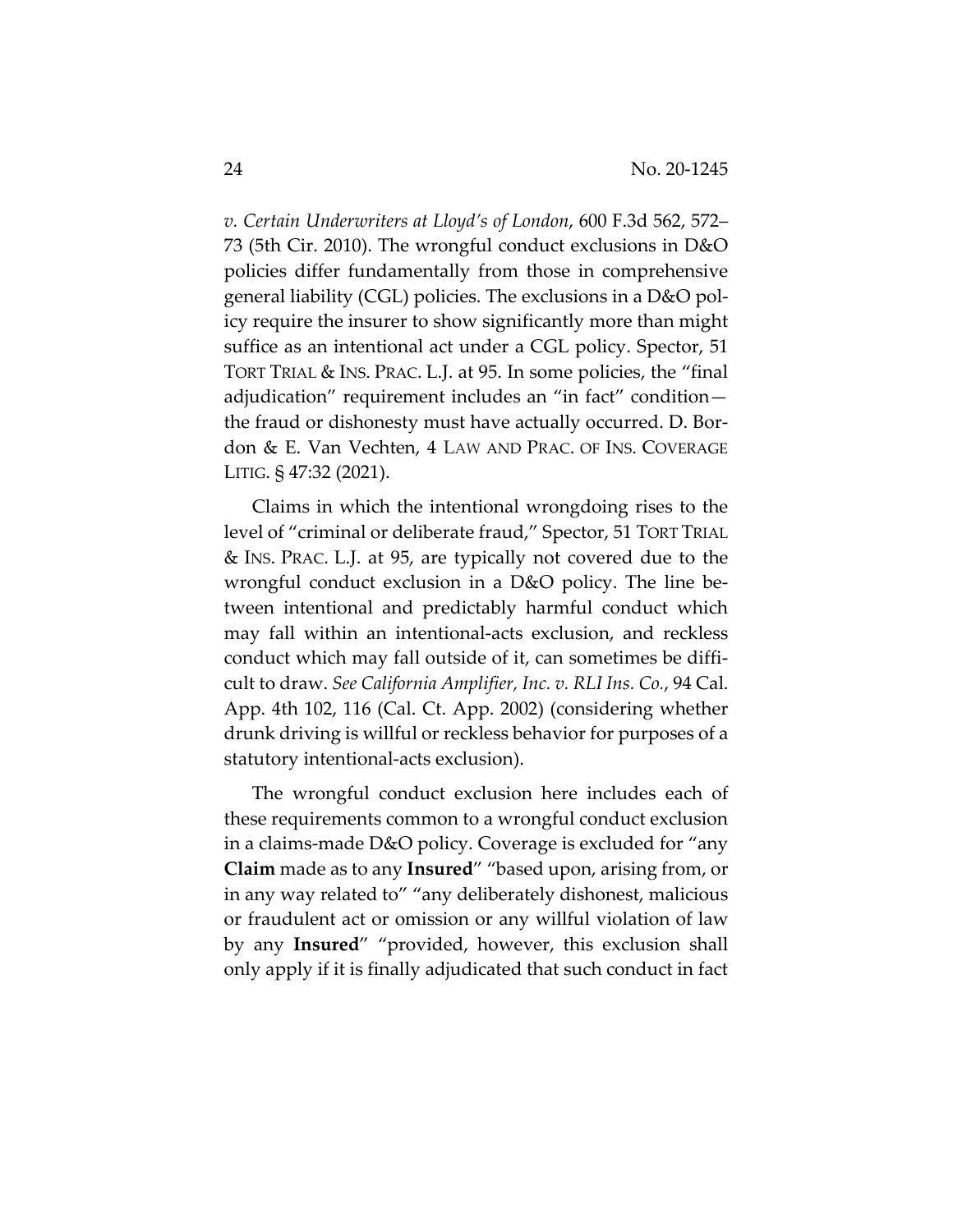*v. Certain Underwriters at Lloyd's of London*, 600 F.3d 562, 572–73 (5th Cir. 2010). The wrongful conduct exclusions in D&O policies differ fundamentally from those in comprehensive general liability (CGL) policies. The exclusions in a D&O policy require the insurer to show significantly more than might suffice as an intentional act under a CGL policy. Spector, 51 TORT TRIAL & INS. PRAC. L.J. at 95. In some policies, the "final adjudication" requirement includes an "in fact" condition—the fraud or dishonesty must have actually occurred. D. Bordon & E. Van Vechten, 4 LAW AND PRAC. OF INS. COVERAGE LITIG. § 47:32 (2021).

Claims in which the intentional wrongdoing rises to the level of "criminal or deliberate fraud," Spector, 51 TORT TRIAL & INS. PRAC. L.J. at 95, are typically not covered due to the wrongful conduct exclusion in a D&O policy. The line between intentional and predictably harmful conduct which may fall within an intentional-acts exclusion, and reckless conduct which may fall outside of it, can sometimes be difficult to draw. *See California Amplifier, Inc. v. RLI Ins. Co.*, 94 Cal. App. 4th 102, 116 (Cal. Ct. App. 2002) (considering whether drunk driving is willful or reckless behavior for purposes of a statutory intentional-acts exclusion).

The wrongful conduct exclusion here includes each of these requirements common to a wrongful conduct exclusion in a claims-made D&O policy. Coverage is excluded for "any **Claim** made as to any **Insured**" "based upon, arising from, or in any way related to" "any deliberately dishonest, malicious or fraudulent act or omission or any willful violation of law by any **Insured**" "provided, however, this exclusion shall only apply if it is finally adjudicated that such conduct in fact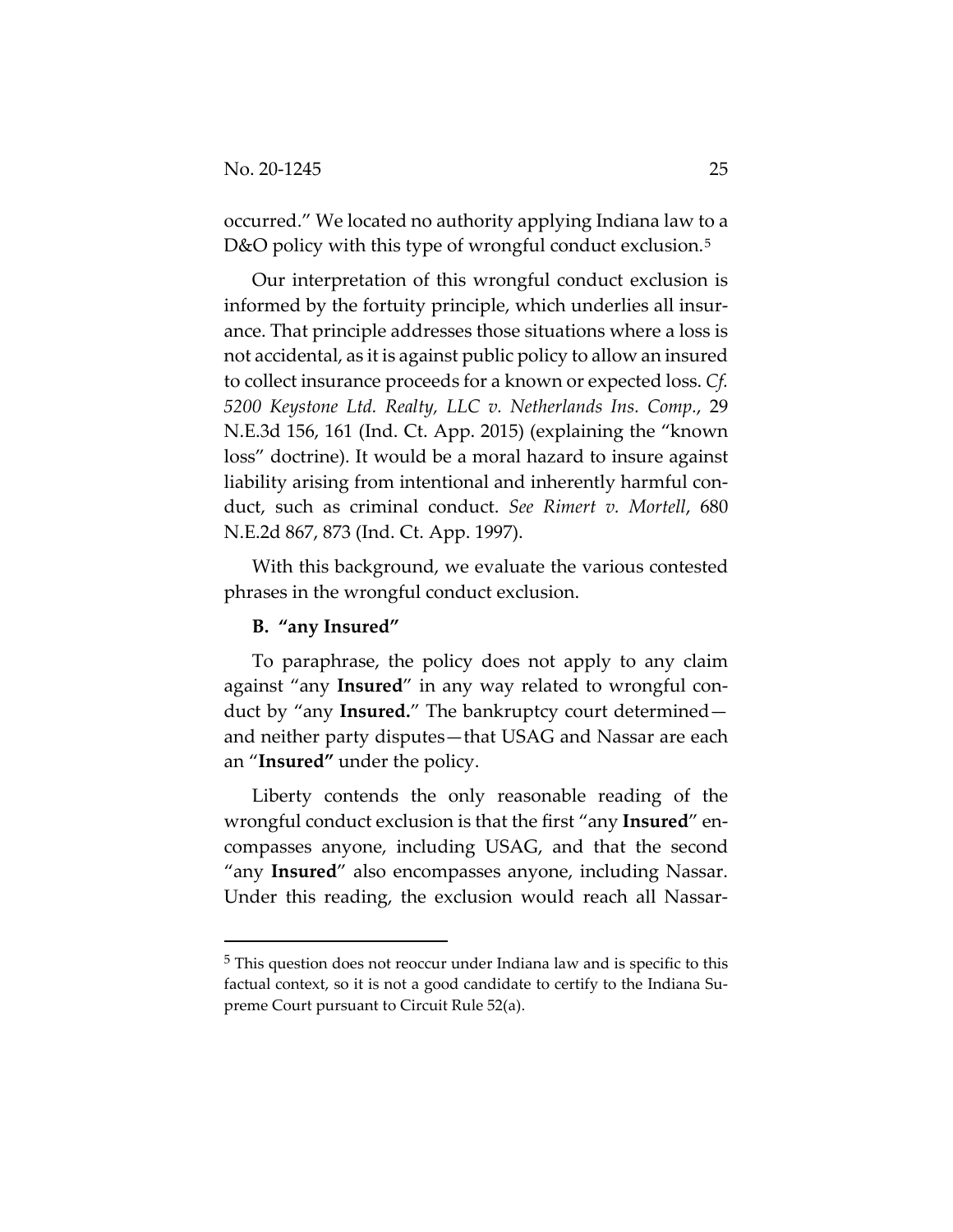occurred." We located no authority applying Indiana law to a D&O policy with this type of wrongful conduct exclusion.[5]

Our interpretation of this wrongful conduct exclusion is informed by the fortuity principle, which underlies all insurance. That principle addresses those situations where a loss is not accidental, as it is against public policy to allow an insured to collect insurance proceeds for a known or expected loss. *Cf. 5200 Keystone Ltd. Realty, LLC v. Netherlands Ins. Comp.*, 29 N.E.3d 156, 161 (Ind. Ct. App. 2015) (explaining the "known loss" doctrine). It would be a moral hazard to insure against liability arising from intentional and inherently harmful conduct, such as criminal conduct. *See Rimert v. Mortell*, 680 N.E.2d 867, 873 (Ind. Ct. App. 1997).

With this background, we evaluate the various contested phrases in the wrongful conduct exclusion.

**B. "any Insured"**

To paraphrase, the policy does not apply to any claim against "any **Insured**" in any way related to wrongful conduct by "any **Insured.**" The bankruptcy court determined—and neither party disputes—that USAG and Nassar are each an "**Insured"** under the policy.

Liberty contends the only reasonable reading of the wrongful conduct exclusion is that the first "any **Insured**" encompasses anyone, including USAG, and that the second "any **Insured**" also encompasses anyone, including Nassar. Under this reading, the exclusion would reach all Nassar-

[5] This question does not reoccur under Indiana law and is specific to this factual context, so it is not a good candidate to certify to the Indiana Supreme Court pursuant to Circuit Rule 52(a).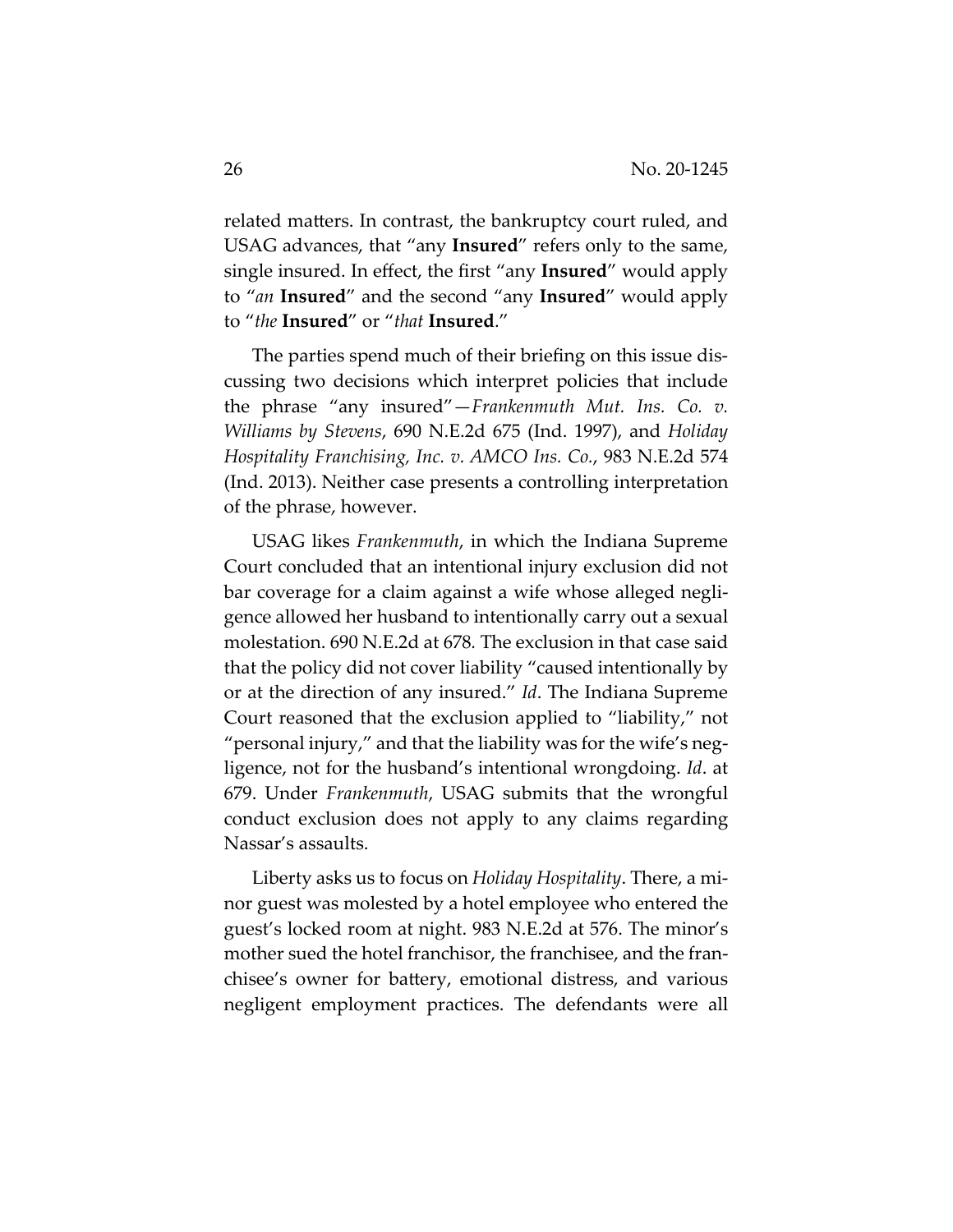related matters. In contrast, the bankruptcy court ruled, and USAG advances, that "any **Insured**" refers only to the same, single insured. In effect, the first "any **Insured**" would apply to "*an* **Insured**" and the second "any **Insured**" would apply to "*the* **Insured**" or "*that* **Insured**."

The parties spend much of their briefing on this issue discussing two decisions which interpret policies that include the phrase "any insured"—*Frankenmuth Mut. Ins. Co. v. Williams by Stevens*, 690 N.E.2d 675 (Ind. 1997), and *Holiday Hospitality Franchising, Inc. v. AMCO Ins. Co.*, 983 N.E.2d 574 (Ind. 2013). Neither case presents a controlling interpretation of the phrase, however.

USAG likes *Frankenmuth*, in which the Indiana Supreme Court concluded that an intentional injury exclusion did not bar coverage for a claim against a wife whose alleged negligence allowed her husband to intentionally carry out a sexual molestation. 690 N.E.2d at 678. The exclusion in that case said that the policy did not cover liability "caused intentionally by or at the direction of any insured." *Id*. The Indiana Supreme Court reasoned that the exclusion applied to "liability," not "personal injury," and that the liability was for the wife's negligence, not for the husband's intentional wrongdoing. *Id*. at 679. Under *Frankenmuth*, USAG submits that the wrongful conduct exclusion does not apply to any claims regarding Nassar's assaults.

Liberty asks us to focus on *Holiday Hospitality*. There, a minor guest was molested by a hotel employee who entered the guest's locked room at night. 983 N.E.2d at 576. The minor's mother sued the hotel franchisor, the franchisee, and the franchisee's owner for battery, emotional distress, and various negligent employment practices. The defendants were all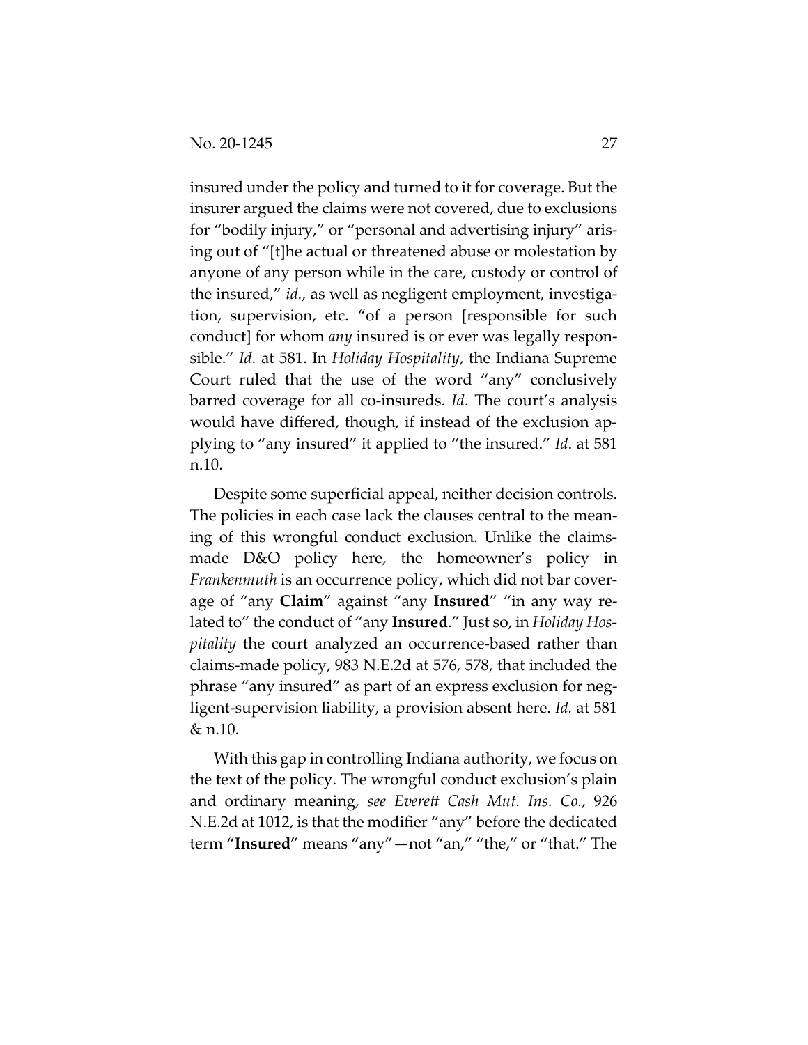insured under the policy and turned to it for coverage. But the insurer argued the claims were not covered, due to exclusions for "bodily injury," or "personal and advertising injury" arising out of "[t]he actual or threatened abuse or molestation by anyone of any person while in the care, custody or control of the insured," *id.*, as well as negligent employment, investigation, supervision, etc. "of a person [responsible for such conduct] for whom *any* insured is or ever was legally responsible." *Id.* at 581. In *Holiday Hospitality*, the Indiana Supreme Court ruled that the use of the word "any" conclusively barred coverage for all co-insureds. *Id*. The court's analysis would have differed, though, if instead of the exclusion applying to "any insured" it applied to "the insured." *Id*. at 581 n.10.

Despite some superficial appeal, neither decision controls. The policies in each case lack the clauses central to the meaning of this wrongful conduct exclusion. Unlike the claims-made D&O policy here, the homeowner's policy in *Frankenmuth* is an occurrence policy, which did not bar coverage of "any **Claim**" against "any **Insured**" "in any way related to" the conduct of "any **Insured**." Just so, in *Holiday Hospitality* the court analyzed an occurrence-based rather than claims-made policy, 983 N.E.2d at 576, 578, that included the phrase "any insured" as part of an express exclusion for negligent-supervision liability, a provision absent here. *Id.* at 581 & n.10.

With this gap in controlling Indiana authority, we focus on the text of the policy. The wrongful conduct exclusion's plain and ordinary meaning, *see Everett Cash Mut. Ins. Co.*, 926 N.E.2d at 1012, is that the modifier "any" before the dedicated term "**Insured**" means "any"—not "an," "the," or "that." The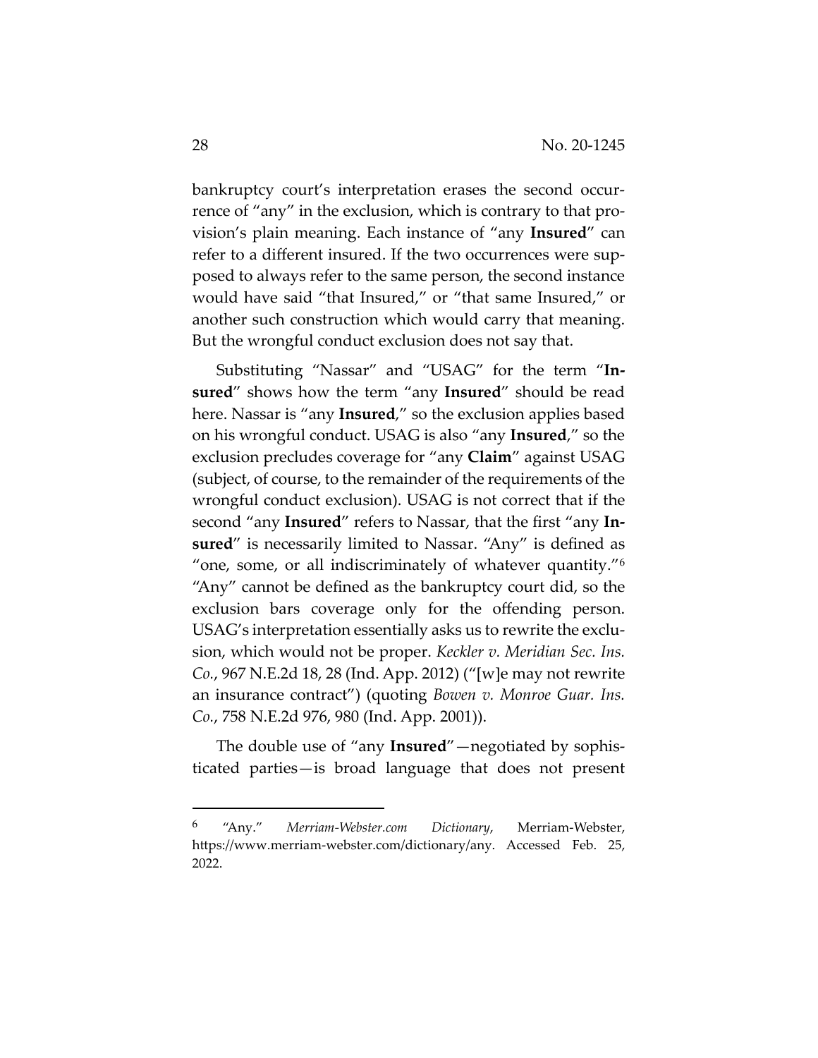bankruptcy court's interpretation erases the second occurrence of "any" in the exclusion, which is contrary to that provision's plain meaning. Each instance of "any **Insured**" can refer to a different insured. If the two occurrences were supposed to always refer to the same person, the second instance would have said "that Insured," or "that same Insured," or another such construction which would carry that meaning. But the wrongful conduct exclusion does not say that.

Substituting "Nassar" and "USAG" for the term "**Insured**" shows how the term "any **Insured**" should be read here. Nassar is "any **Insured**," so the exclusion applies based on his wrongful conduct. USAG is also "any **Insured**," so the exclusion precludes coverage for "any **Claim**" against USAG (subject, of course, to the remainder of the requirements of the wrongful conduct exclusion). USAG is not correct that if the second "any **Insured**" refers to Nassar, that the first "any **Insured**" is necessarily limited to Nassar. "Any" is defined as "one, some, or all indiscriminately of whatever quantity."[6] "Any" cannot be defined as the bankruptcy court did, so the exclusion bars coverage only for the offending person. USAG's interpretation essentially asks us to rewrite the exclusion, which would not be proper. *Keckler v. Meridian Sec. Ins. Co.*, 967 N.E.2d 18, 28 (Ind. App. 2012) ("[w]e may not rewrite an insurance contract") (quoting *Bowen v. Monroe Guar. Ins. Co.*, 758 N.E.2d 976, 980 (Ind. App. 2001)).

The double use of "any **Insured**"—negotiated by sophisticated parties—is broad language that does not present

---

[6] "Any." *Merriam-Webster.com Dictionary*, Merriam-Webster, https://www.merriam-webster.com/dictionary/any. Accessed Feb. 25, 2022.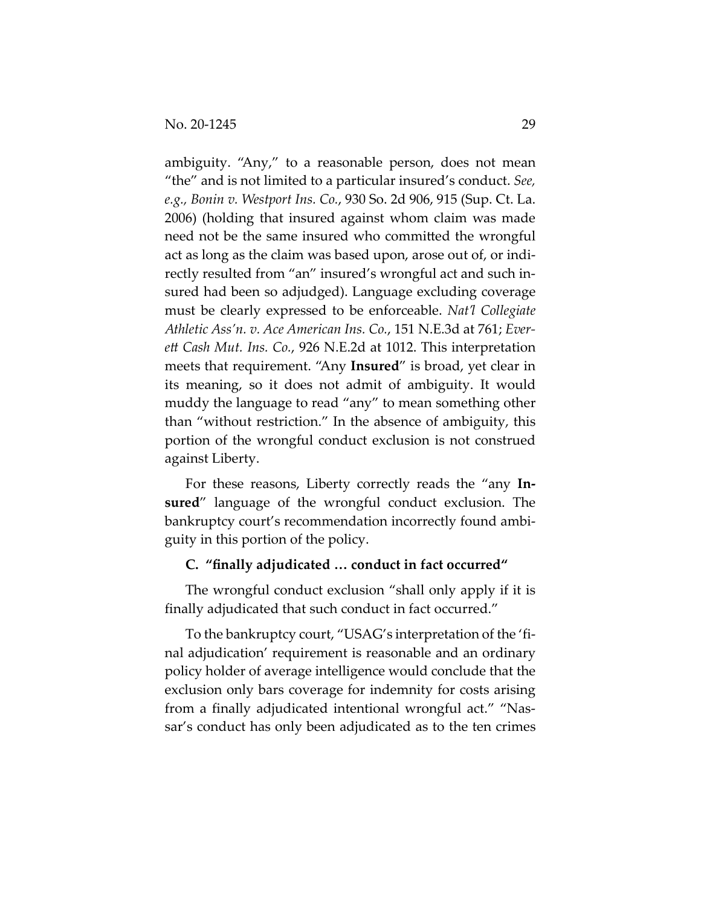ambiguity. "Any," to a reasonable person, does not mean "the" and is not limited to a particular insured's conduct. *See, e.g.*, *Bonin v. Westport Ins. Co.*, 930 So. 2d 906, 915 (Sup. Ct. La. 2006) (holding that insured against whom claim was made need not be the same insured who committed the wrongful act as long as the claim was based upon, arose out of, or indirectly resulted from "an" insured's wrongful act and such insured had been so adjudged). Language excluding coverage must be clearly expressed to be enforceable. *Nat'l Collegiate Athletic Ass'n. v. Ace American Ins. Co.*, 151 N.E.3d at 761; *Everett Cash Mut. Ins. Co.*, 926 N.E.2d at 1012. This interpretation meets that requirement. "Any **Insured**" is broad, yet clear in its meaning, so it does not admit of ambiguity. It would muddy the language to read "any" to mean something other than "without restriction." In the absence of ambiguity, this portion of the wrongful conduct exclusion is not construed against Liberty.

For these reasons, Liberty correctly reads the "any **Insured**" language of the wrongful conduct exclusion. The bankruptcy court's recommendation incorrectly found ambiguity in this portion of the policy.

### C. "finally adjudicated … conduct in fact occurred"

The wrongful conduct exclusion "shall only apply if it is finally adjudicated that such conduct in fact occurred."

To the bankruptcy court, "USAG's interpretation of the 'final adjudication' requirement is reasonable and an ordinary policy holder of average intelligence would conclude that the exclusion only bars coverage for indemnity for costs arising from a finally adjudicated intentional wrongful act." "Nassar's conduct has only been adjudicated as to the ten crimes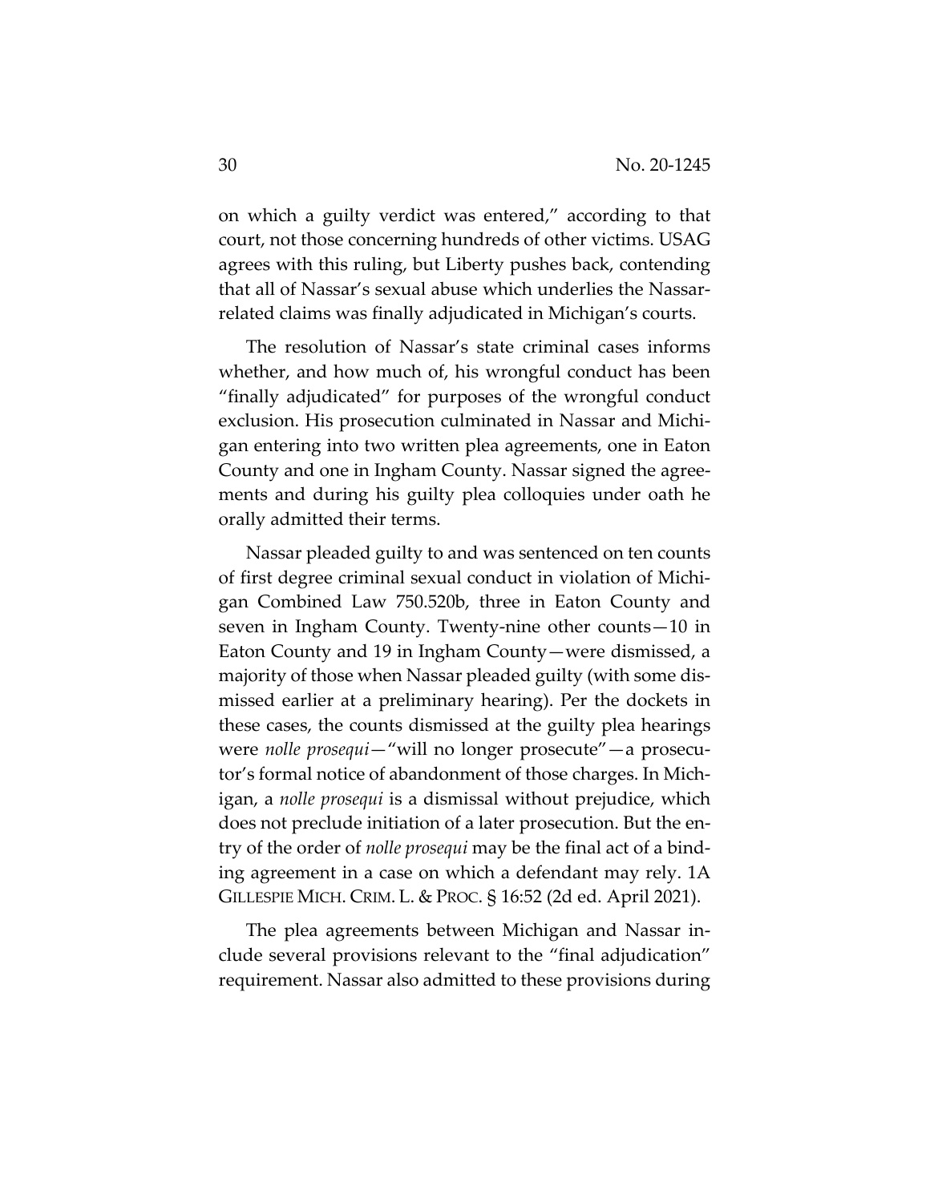on which a guilty verdict was entered," according to that court, not those concerning hundreds of other victims. USAG agrees with this ruling, but Liberty pushes back, contending that all of Nassar's sexual abuse which underlies the Nassar-related claims was finally adjudicated in Michigan's courts.

The resolution of Nassar's state criminal cases informs whether, and how much of, his wrongful conduct has been "finally adjudicated" for purposes of the wrongful conduct exclusion. His prosecution culminated in Nassar and Michigan entering into two written plea agreements, one in Eaton County and one in Ingham County. Nassar signed the agreements and during his guilty plea colloquies under oath he orally admitted their terms.

Nassar pleaded guilty to and was sentenced on ten counts of first degree criminal sexual conduct in violation of Michigan Combined Law 750.520b, three in Eaton County and seven in Ingham County. Twenty-nine other counts—10 in Eaton County and 19 in Ingham County—were dismissed, a majority of those when Nassar pleaded guilty (with some dismissed earlier at a preliminary hearing). Per the dockets in these cases, the counts dismissed at the guilty plea hearings were *nolle prosequi*—"will no longer prosecute"—a prosecutor's formal notice of abandonment of those charges. In Michigan, a *nolle prosequi* is a dismissal without prejudice, which does not preclude initiation of a later prosecution. But the entry of the order of *nolle prosequi* may be the final act of a binding agreement in a case on which a defendant may rely. 1A GILLESPIE MICH. CRIM. L. & PROC. § 16:52 (2d ed. April 2021).

The plea agreements between Michigan and Nassar include several provisions relevant to the "final adjudication" requirement. Nassar also admitted to these provisions during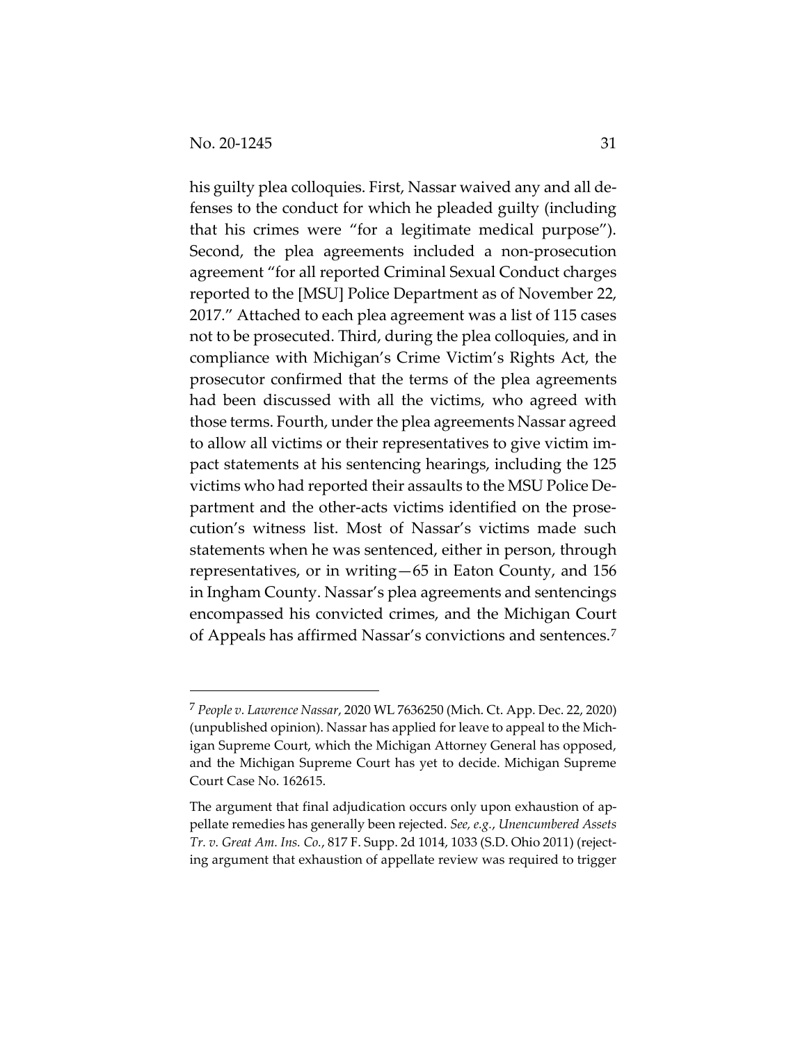his guilty plea colloquies. First, Nassar waived any and all defenses to the conduct for which he pleaded guilty (including that his crimes were "for a legitimate medical purpose"). Second, the plea agreements included a non-prosecution agreement "for all reported Criminal Sexual Conduct charges reported to the [MSU] Police Department as of November 22, 2017." Attached to each plea agreement was a list of 115 cases not to be prosecuted. Third, during the plea colloquies, and in compliance with Michigan's Crime Victim's Rights Act, the prosecutor confirmed that the terms of the plea agreements had been discussed with all the victims, who agreed with those terms. Fourth, under the plea agreements Nassar agreed to allow all victims or their representatives to give victim impact statements at his sentencing hearings, including the 125 victims who had reported their assaults to the MSU Police Department and the other-acts victims identified on the prosecution's witness list. Most of Nassar's victims made such statements when he was sentenced, either in person, through representatives, or in writing—65 in Eaton County, and 156 in Ingham County. Nassar's plea agreements and sentencings encompassed his convicted crimes, and the Michigan Court of Appeals has affirmed Nassar's convictions and sentences.[7]

---

[7] *People v. Lawrence Nassar*, 2020 WL 7636250 (Mich. Ct. App. Dec. 22, 2020) (unpublished opinion). Nassar has applied for leave to appeal to the Michigan Supreme Court, which the Michigan Attorney General has opposed, and the Michigan Supreme Court has yet to decide. Michigan Supreme Court Case No. 162615.

The argument that final adjudication occurs only upon exhaustion of appellate remedies has generally been rejected. *See, e.g.*, *Unencumbered Assets Tr. v. Great Am. Ins. Co.*, 817 F. Supp. 2d 1014, 1033 (S.D. Ohio 2011) (rejecting argument that exhaustion of appellate review was required to trigger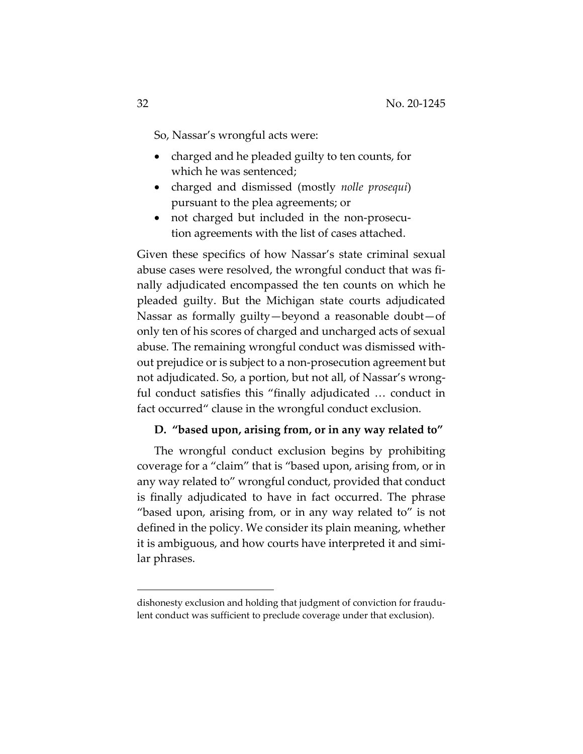So, Nassar's wrongful acts were:

- charged and he pleaded guilty to ten counts, for which he was sentenced;
- charged and dismissed (mostly *nolle prosequi*) pursuant to the plea agreements; or
- not charged but included in the non-prosecution agreements with the list of cases attached.

Given these specifics of how Nassar's state criminal sexual abuse cases were resolved, the wrongful conduct that was finally adjudicated encompassed the ten counts on which he pleaded guilty. But the Michigan state courts adjudicated Nassar as formally guilty—beyond a reasonable doubt—of only ten of his scores of charged and uncharged acts of sexual abuse. The remaining wrongful conduct was dismissed without prejudice or is subject to a non-prosecution agreement but not adjudicated. So, a portion, but not all, of Nassar's wrongful conduct satisfies this "finally adjudicated … conduct in fact occurred" clause in the wrongful conduct exclusion.

### D. "based upon, arising from, or in any way related to"

The wrongful conduct exclusion begins by prohibiting coverage for a "claim" that is "based upon, arising from, or in any way related to" wrongful conduct, provided that conduct is finally adjudicated to have in fact occurred. The phrase "based upon, arising from, or in any way related to" is not defined in the policy. We consider its plain meaning, whether it is ambiguous, and how courts have interpreted it and similar phrases.

---

dishonesty exclusion and holding that judgment of conviction for fraudulent conduct was sufficient to preclude coverage under that exclusion).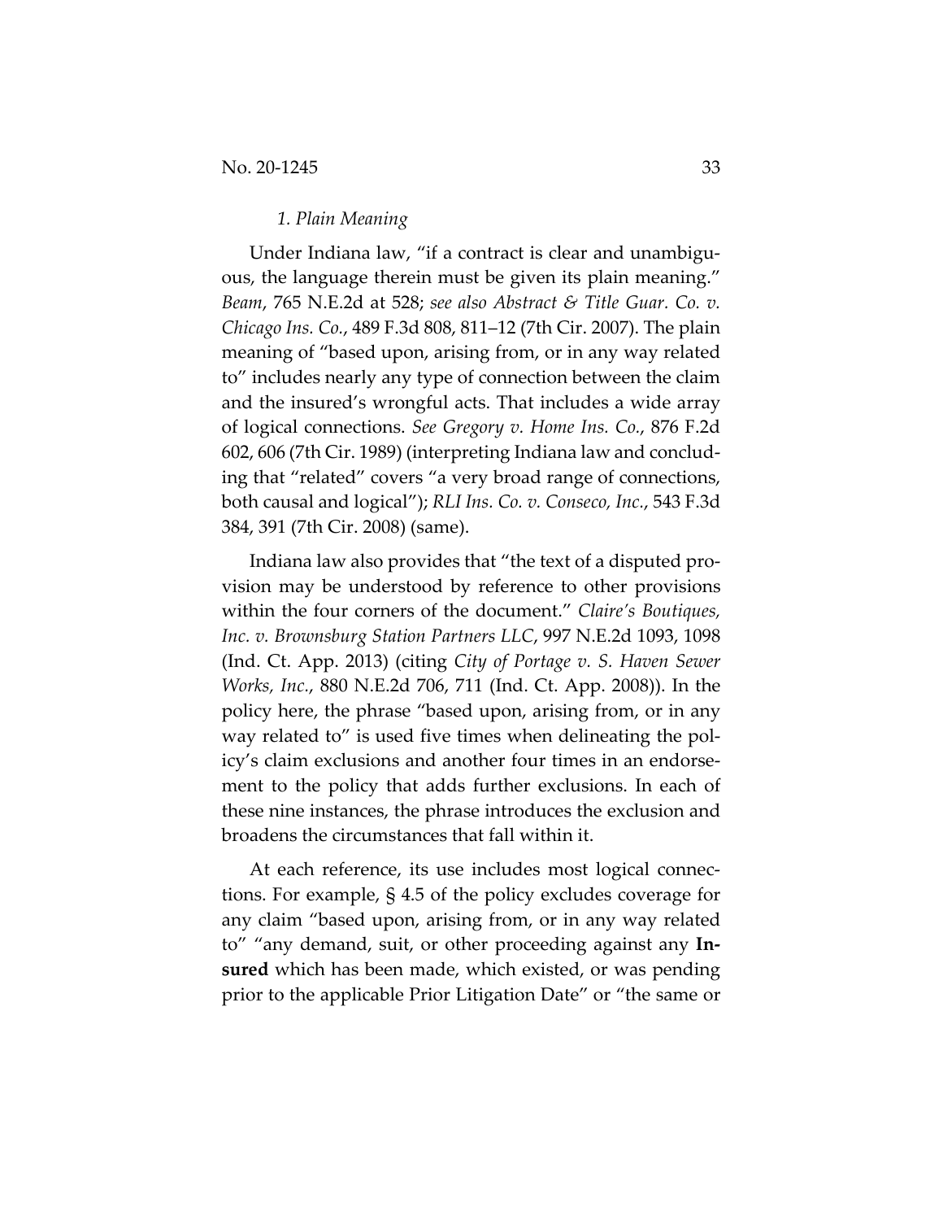### *1. Plain Meaning*

Under Indiana law, "if a contract is clear and unambiguous, the language therein must be given its plain meaning." *Beam*, 765 N.E.2d at 528; *see also Abstract & Title Guar. Co. v. Chicago Ins. Co.*, 489 F.3d 808, 811–12 (7th Cir. 2007). The plain meaning of "based upon, arising from, or in any way related to" includes nearly any type of connection between the claim and the insured's wrongful acts. That includes a wide array of logical connections. *See Gregory v. Home Ins. Co.*, 876 F.2d 602, 606 (7th Cir. 1989) (interpreting Indiana law and concluding that "related" covers "a very broad range of connections, both causal and logical"); *RLI Ins. Co. v. Conseco, Inc.*, 543 F.3d 384, 391 (7th Cir. 2008) (same).

Indiana law also provides that "the text of a disputed provision may be understood by reference to other provisions within the four corners of the document." *Claire's Boutiques, Inc. v. Brownsburg Station Partners LLC*, 997 N.E.2d 1093, 1098 (Ind. Ct. App. 2013) (citing *City of Portage v. S. Haven Sewer Works, Inc.*, 880 N.E.2d 706, 711 (Ind. Ct. App. 2008)). In the policy here, the phrase "based upon, arising from, or in any way related to" is used five times when delineating the policy's claim exclusions and another four times in an endorsement to the policy that adds further exclusions. In each of these nine instances, the phrase introduces the exclusion and broadens the circumstances that fall within it.

At each reference, its use includes most logical connections. For example, § 4.5 of the policy excludes coverage for any claim "based upon, arising from, or in any way related to" "any demand, suit, or other proceeding against any **Insured** which has been made, which existed, or was pending prior to the applicable Prior Litigation Date" or "the same or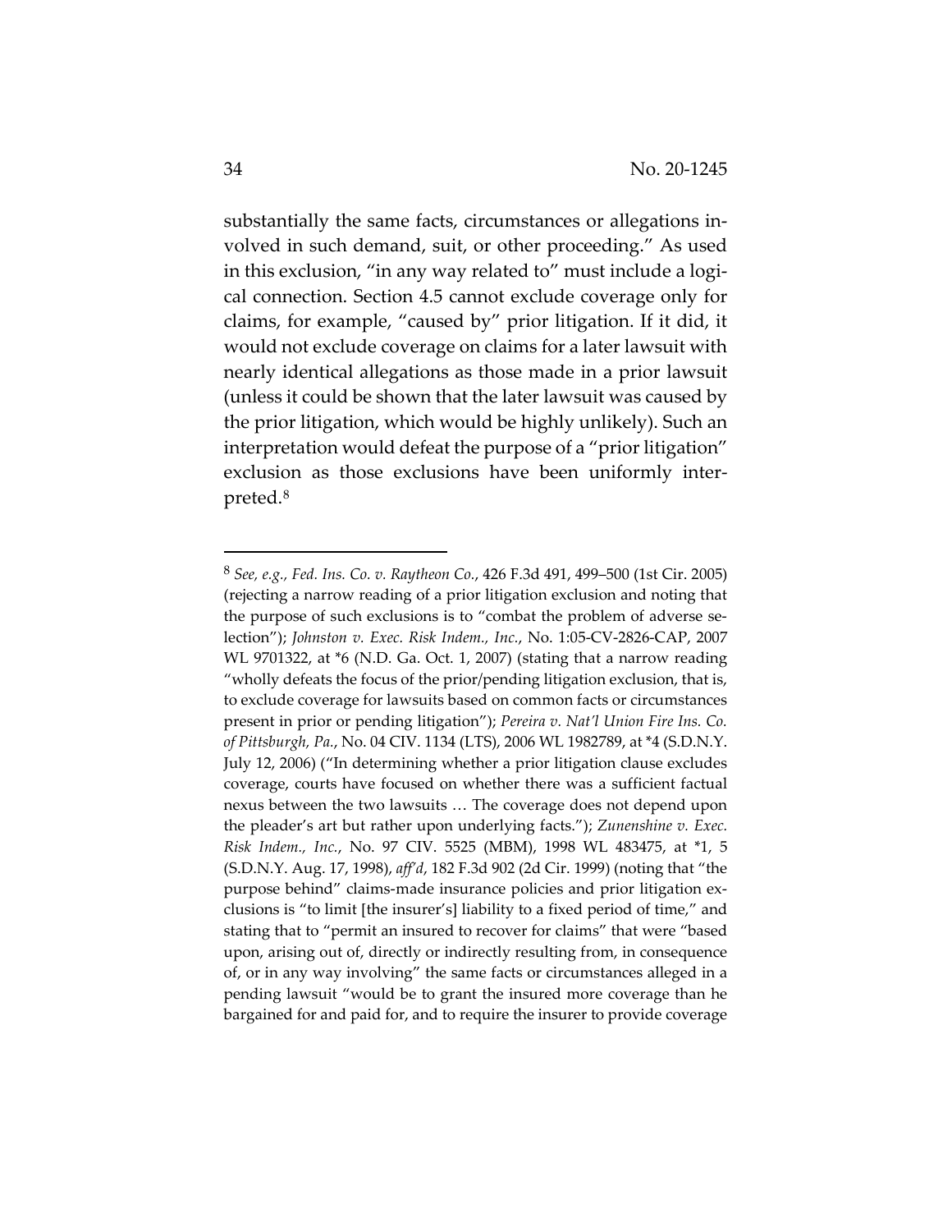substantially the same facts, circumstances or allegations involved in such demand, suit, or other proceeding." As used in this exclusion, "in any way related to" must include a logical connection. Section 4.5 cannot exclude coverage only for claims, for example, "caused by" prior litigation. If it did, it would not exclude coverage on claims for a later lawsuit with nearly identical allegations as those made in a prior lawsuit (unless it could be shown that the later lawsuit was caused by the prior litigation, which would be highly unlikely). Such an interpretation would defeat the purpose of a "prior litigation" exclusion as those exclusions have been uniformly interpreted.[8]

---

[8] *See, e.g.*, *Fed. Ins. Co. v. Raytheon Co.*, 426 F.3d 491, 499–500 (1st Cir. 2005) (rejecting a narrow reading of a prior litigation exclusion and noting that the purpose of such exclusions is to "combat the problem of adverse selection"); *Johnston v. Exec. Risk Indem., Inc.*, No. 1:05-CV-2826-CAP, 2007 WL 9701322, at *6 (N.D. Ga. Oct. 1, 2007) (stating that a narrow reading "wholly defeats the focus of the prior/pending litigation exclusion, that is, to exclude coverage for lawsuits based on common facts or circumstances present in prior or pending litigation"); *Pereira v. Nat'l Union Fire Ins. Co. of Pittsburgh, Pa.*, No. 04 CIV. 1134 (LTS), 2006 WL 1982789, at *4 (S.D.N.Y. July 12, 2006) ("In determining whether a prior litigation clause excludes coverage, courts have focused on whether there was a sufficient factual nexus between the two lawsuits … The coverage does not depend upon the pleader's art but rather upon underlying facts."); *Zunenshine v. Exec. Risk Indem., Inc.*, No. 97 CIV. 5525 (MBM), 1998 WL 483475, at *1, 5 (S.D.N.Y. Aug. 17, 1998), *aff'd*, 182 F.3d 902 (2d Cir. 1999) (noting that "the purpose behind" claims-made insurance policies and prior litigation exclusions is "to limit [the insurer's] liability to a fixed period of time," and stating that to "permit an insured to recover for claims" that were "based upon, arising out of, directly or indirectly resulting from, in consequence of, or in any way involving" the same facts or circumstances alleged in a pending lawsuit "would be to grant the insured more coverage than he bargained for and paid for, and to require the insurer to provide coverage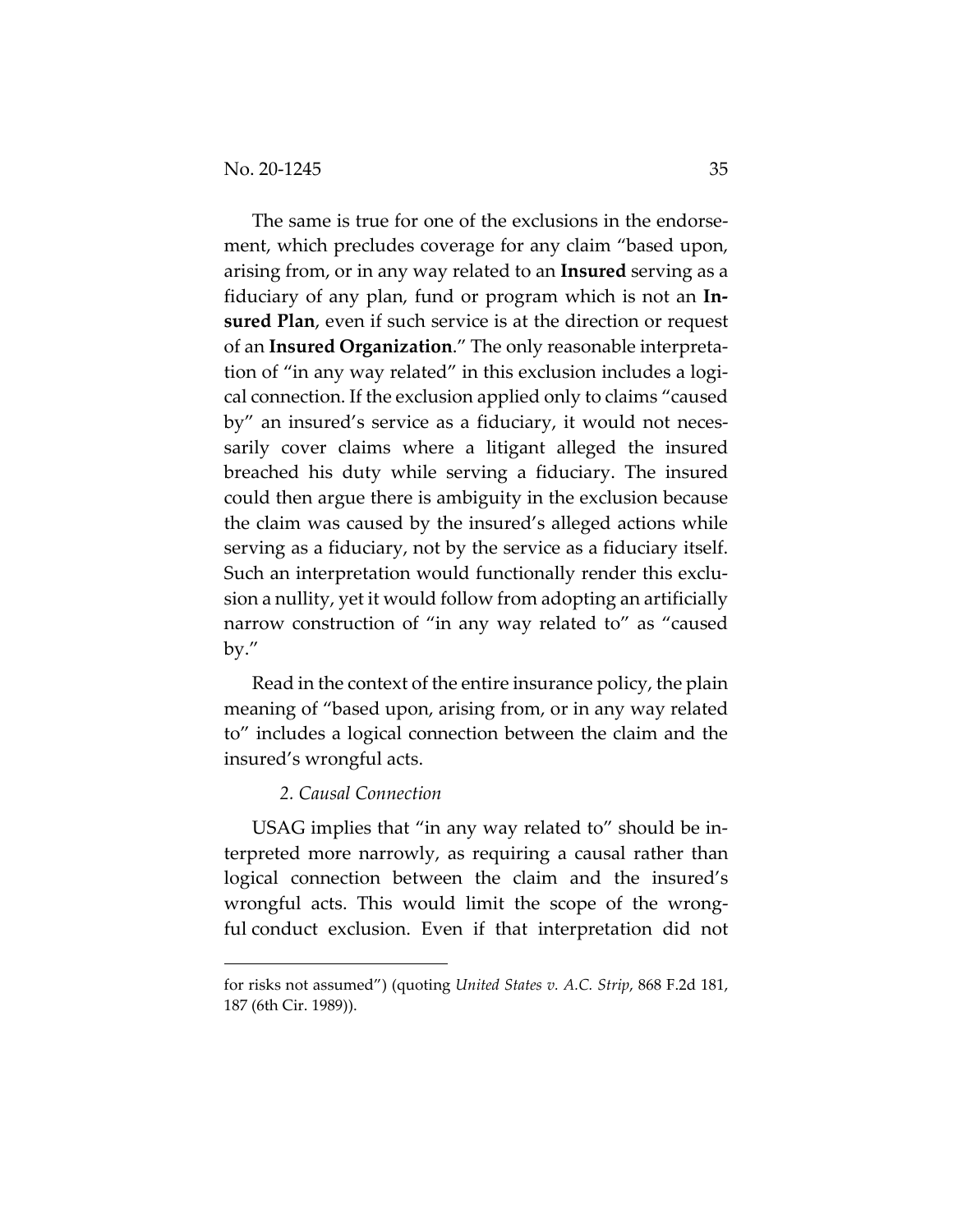The same is true for one of the exclusions in the endorsement, which precludes coverage for any claim "based upon, arising from, or in any way related to an **Insured** serving as a fiduciary of any plan, fund or program which is not an **Insured Plan**, even if such service is at the direction or request of an **Insured Organization**." The only reasonable interpretation of "in any way related" in this exclusion includes a logical connection. If the exclusion applied only to claims "caused by" an insured's service as a fiduciary, it would not necessarily cover claims where a litigant alleged the insured breached his duty while serving a fiduciary. The insured could then argue there is ambiguity in the exclusion because the claim was caused by the insured's alleged actions while serving as a fiduciary, not by the service as a fiduciary itself. Such an interpretation would functionally render this exclusion a nullity, yet it would follow from adopting an artificially narrow construction of "in any way related to" as "caused by."

Read in the context of the entire insurance policy, the plain meaning of "based upon, arising from, or in any way related to" includes a logical connection between the claim and the insured's wrongful acts.

*2. Causal Connection*

USAG implies that "in any way related to" should be interpreted more narrowly, as requiring a causal rather than logical connection between the claim and the insured's wrongful acts. This would limit the scope of the wrongful conduct exclusion. Even if that interpretation did not

for risks not assumed") (quoting *United States v. A.C. Strip*, 868 F.2d 181, 187 (6th Cir. 1989)).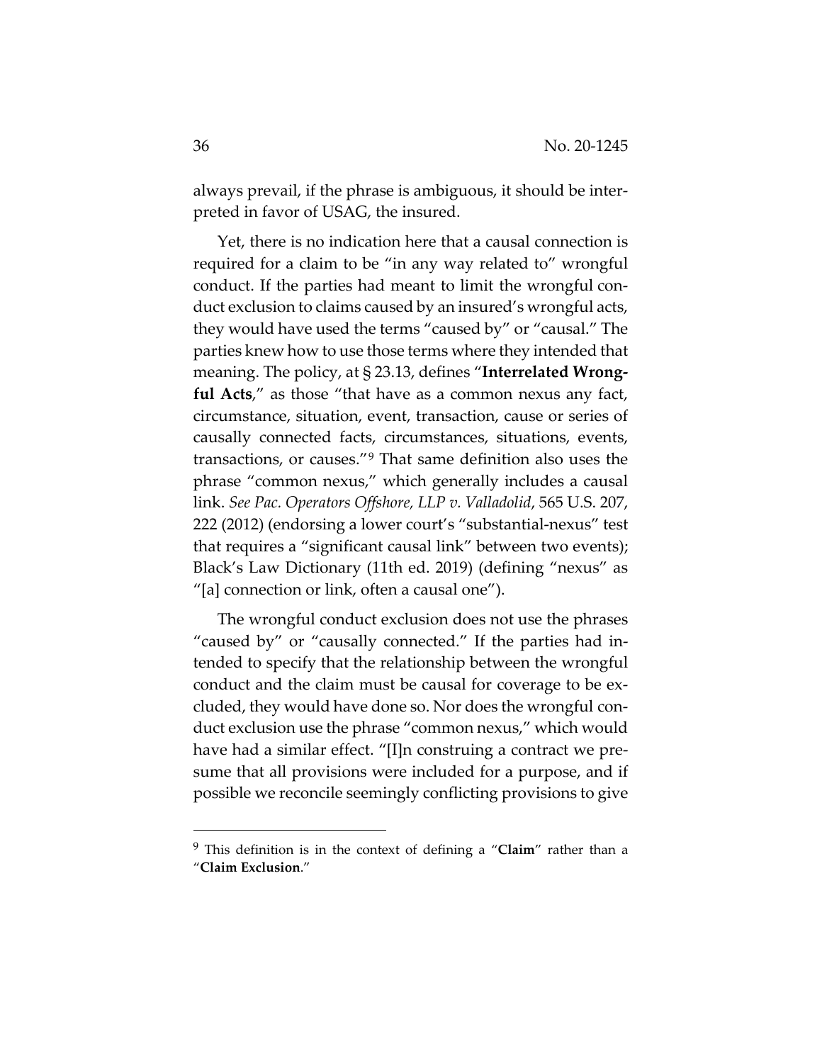always prevail, if the phrase is ambiguous, it should be interpreted in favor of USAG, the insured.

Yet, there is no indication here that a causal connection is required for a claim to be "in any way related to" wrongful conduct. If the parties had meant to limit the wrongful conduct exclusion to claims caused by an insured's wrongful acts, they would have used the terms "caused by" or "causal." The parties knew how to use those terms where they intended that meaning. The policy, at § 23.13, defines "**Interrelated Wrongful Acts**," as those "that have as a common nexus any fact, circumstance, situation, event, transaction, cause or series of causally connected facts, circumstances, situations, events, transactions, or causes."[9] That same definition also uses the phrase "common nexus," which generally includes a causal link. *See Pac. Operators Offshore, LLP v. Valladolid*, 565 U.S. 207, 222 (2012) (endorsing a lower court's "substantial-nexus" test that requires a "significant causal link" between two events); Black's Law Dictionary (11th ed. 2019) (defining "nexus" as "[a] connection or link, often a causal one").

The wrongful conduct exclusion does not use the phrases "caused by" or "causally connected." If the parties had intended to specify that the relationship between the wrongful conduct and the claim must be causal for coverage to be excluded, they would have done so. Nor does the wrongful conduct exclusion use the phrase "common nexus," which would have had a similar effect. "[I]n construing a contract we presume that all provisions were included for a purpose, and if possible we reconcile seemingly conflicting provisions to give

---

[9] This definition is in the context of defining a "**Claim**" rather than a "**Claim Exclusion**."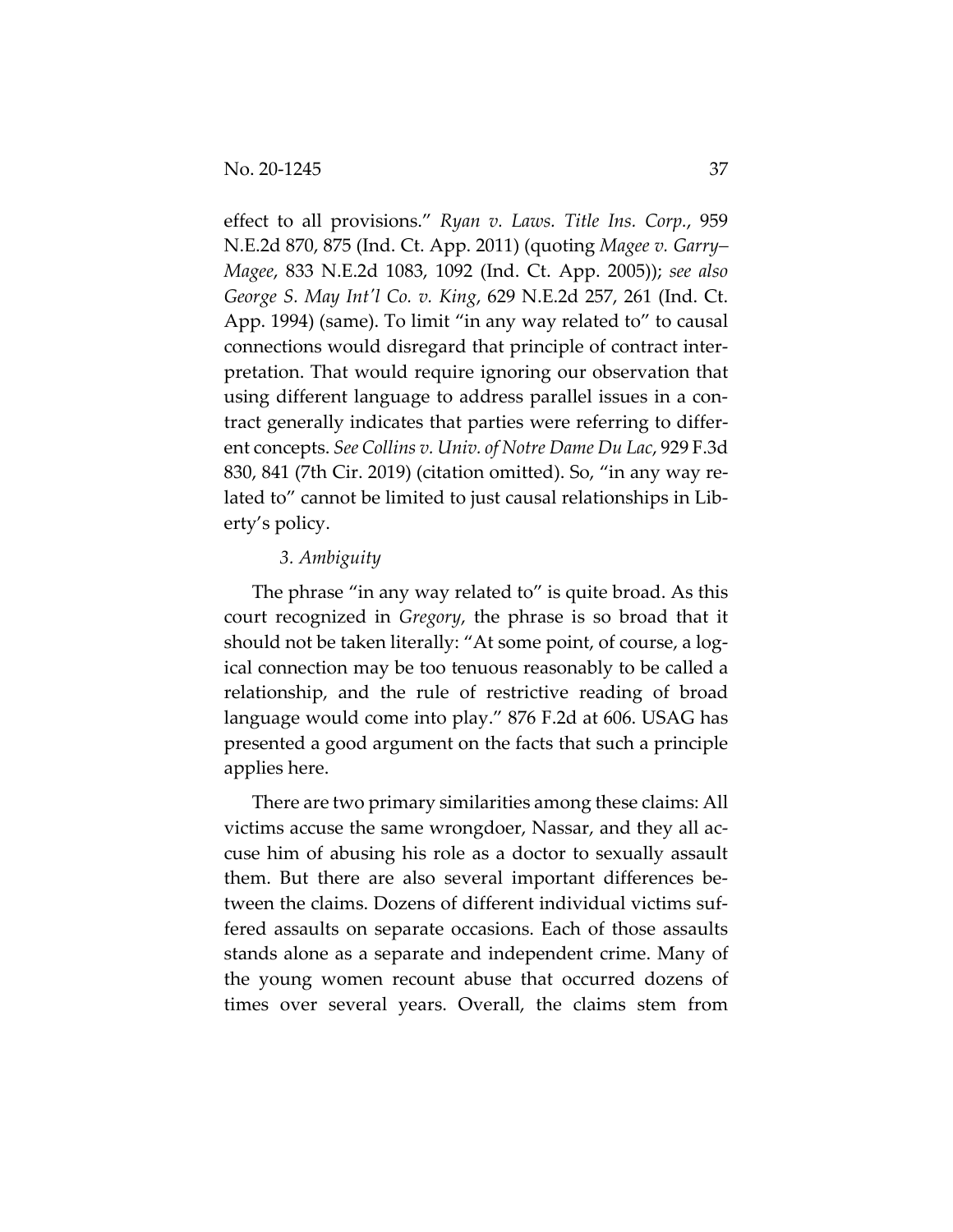effect to all provisions." *Ryan v. Laws. Title Ins. Corp.*, 959 N.E.2d 870, 875 (Ind. Ct. App. 2011) (quoting *Magee v. Garry–Magee*, 833 N.E.2d 1083, 1092 (Ind. Ct. App. 2005)); *see also George S. May Int'l Co. v. King*, 629 N.E.2d 257, 261 (Ind. Ct. App. 1994) (same). To limit "in any way related to" to causal connections would disregard that principle of contract interpretation. That would require ignoring our observation that using different language to address parallel issues in a contract generally indicates that parties were referring to different concepts. *See Collins v. Univ. of Notre Dame Du Lac*, 929 F.3d 830, 841 (7th Cir. 2019) (citation omitted). So, "in any way related to" cannot be limited to just causal relationships in Liberty's policy.

### *3. Ambiguity*

The phrase "in any way related to" is quite broad. As this court recognized in *Gregory*, the phrase is so broad that it should not be taken literally: "At some point, of course, a logical connection may be too tenuous reasonably to be called a relationship, and the rule of restrictive reading of broad language would come into play." 876 F.2d at 606. USAG has presented a good argument on the facts that such a principle applies here.

There are two primary similarities among these claims: All victims accuse the same wrongdoer, Nassar, and they all accuse him of abusing his role as a doctor to sexually assault them. But there are also several important differences between the claims. Dozens of different individual victims suffered assaults on separate occasions. Each of those assaults stands alone as a separate and independent crime. Many of the young women recount abuse that occurred dozens of times over several years. Overall, the claims stem from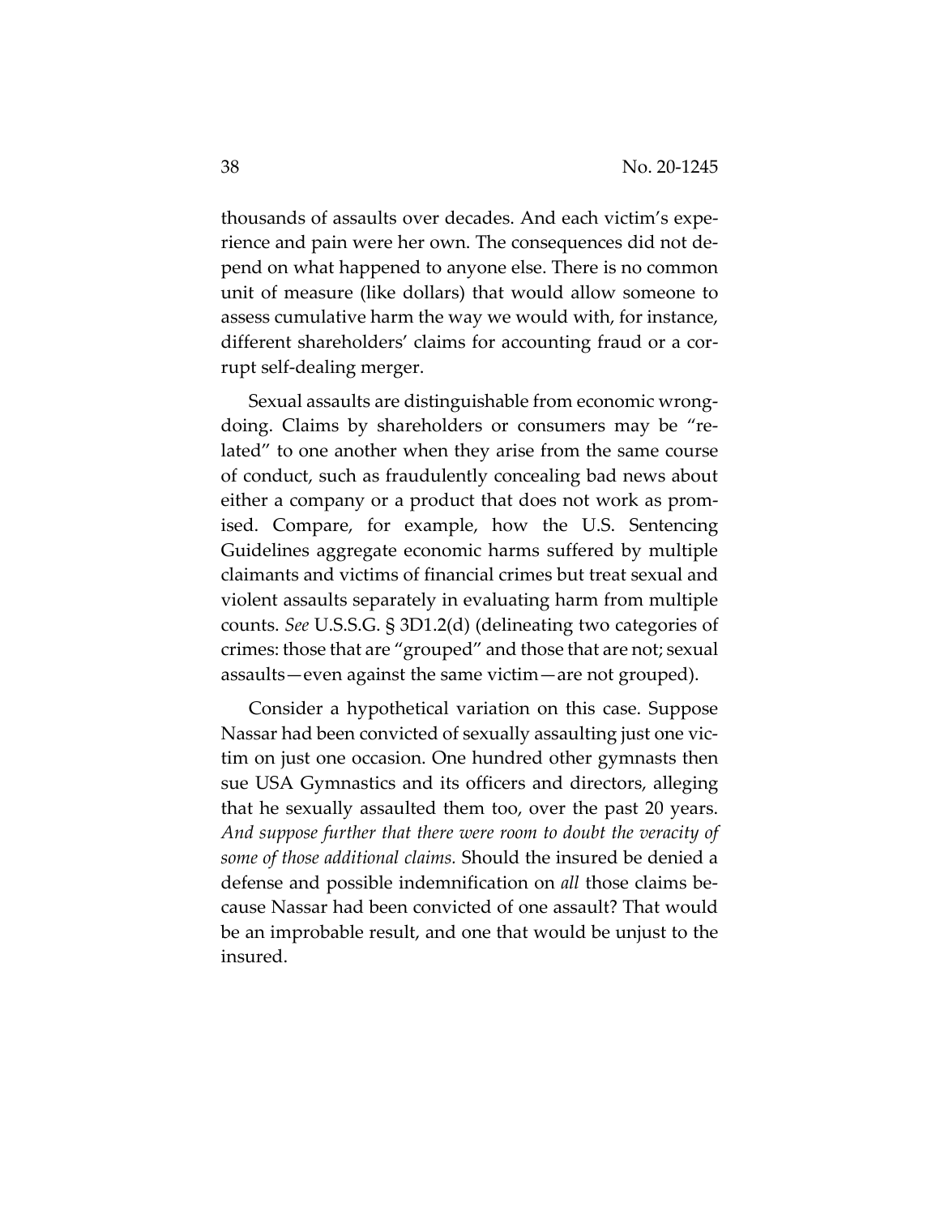thousands of assaults over decades. And each victim's experience and pain were her own. The consequences did not depend on what happened to anyone else. There is no common unit of measure (like dollars) that would allow someone to assess cumulative harm the way we would with, for instance, different shareholders' claims for accounting fraud or a corrupt self-dealing merger.

Sexual assaults are distinguishable from economic wrongdoing. Claims by shareholders or consumers may be "related" to one another when they arise from the same course of conduct, such as fraudulently concealing bad news about either a company or a product that does not work as promised. Compare, for example, how the U.S. Sentencing Guidelines aggregate economic harms suffered by multiple claimants and victims of financial crimes but treat sexual and violent assaults separately in evaluating harm from multiple counts. *See* U.S.S.G. § 3D1.2(d) (delineating two categories of crimes: those that are "grouped" and those that are not; sexual assaults—even against the same victim—are not grouped).

Consider a hypothetical variation on this case. Suppose Nassar had been convicted of sexually assaulting just one victim on just one occasion. One hundred other gymnasts then sue USA Gymnastics and its officers and directors, alleging that he sexually assaulted them too, over the past 20 years. *And suppose further that there were room to doubt the veracity of some of those additional claims.* Should the insured be denied a defense and possible indemnification on *all* those claims because Nassar had been convicted of one assault? That would be an improbable result, and one that would be unjust to the insured.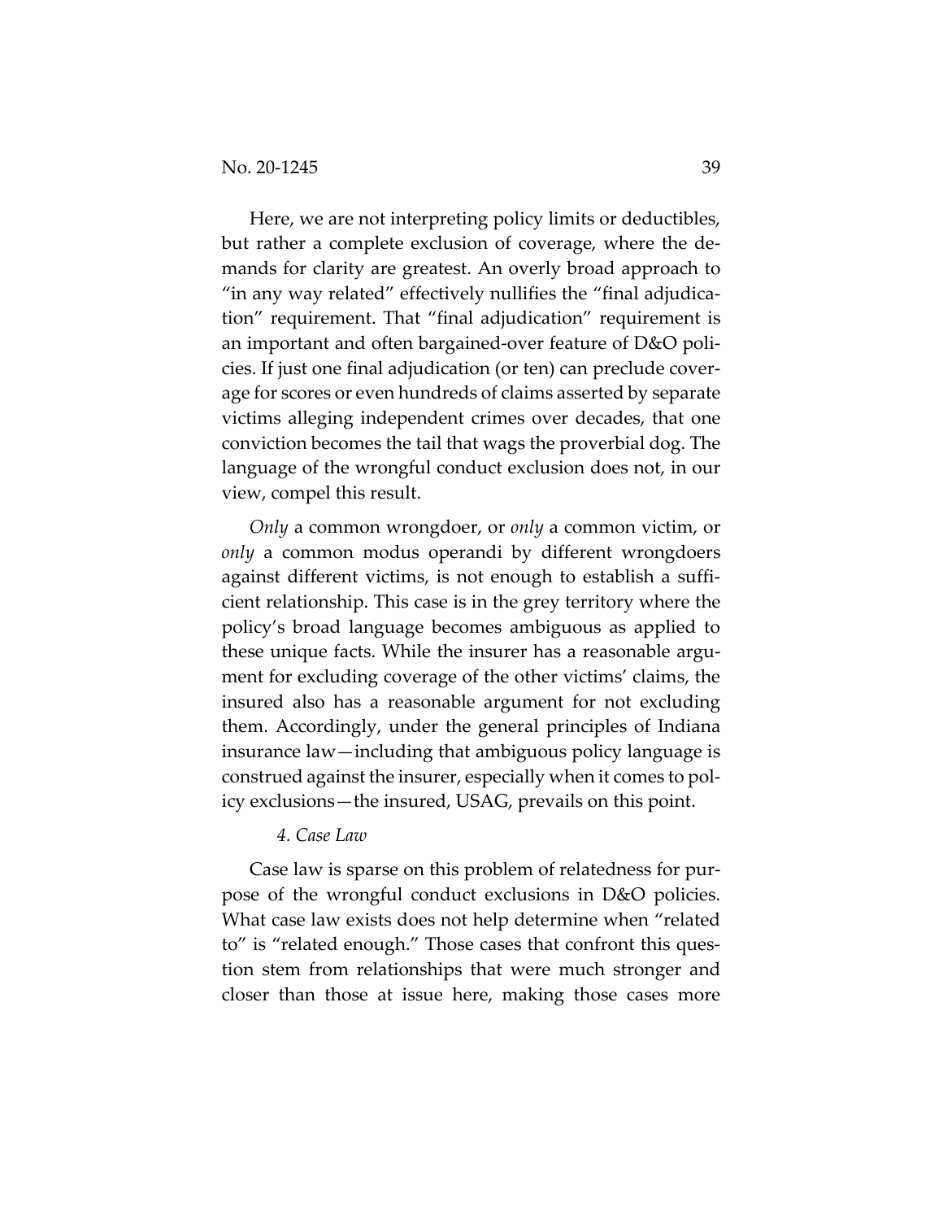Here, we are not interpreting policy limits or deductibles, but rather a complete exclusion of coverage, where the demands for clarity are greatest. An overly broad approach to "in any way related" effectively nullifies the "final adjudication" requirement. That "final adjudication" requirement is an important and often bargained-over feature of D&O policies. If just one final adjudication (or ten) can preclude coverage for scores or even hundreds of claims asserted by separate victims alleging independent crimes over decades, that one conviction becomes the tail that wags the proverbial dog. The language of the wrongful conduct exclusion does not, in our view, compel this result.

*Only* a common wrongdoer, or *only* a common victim, or *only* a common modus operandi by different wrongdoers against different victims, is not enough to establish a sufficient relationship. This case is in the grey territory where the policy's broad language becomes ambiguous as applied to these unique facts. While the insurer has a reasonable argument for excluding coverage of the other victims' claims, the insured also has a reasonable argument for not excluding them. Accordingly, under the general principles of Indiana insurance law—including that ambiguous policy language is construed against the insurer, especially when it comes to policy exclusions—the insured, USAG, prevails on this point.

*4. Case Law*

Case law is sparse on this problem of relatedness for purpose of the wrongful conduct exclusions in D&O policies. What case law exists does not help determine when "related to" is "related enough." Those cases that confront this question stem from relationships that were much stronger and closer than those at issue here, making those cases more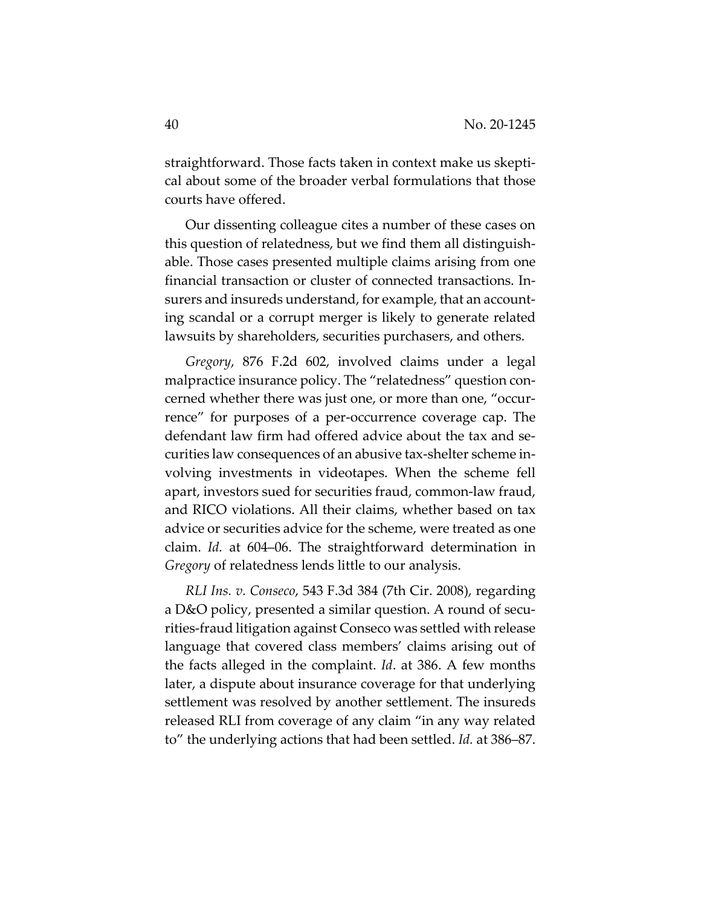straightforward. Those facts taken in context make us skeptical about some of the broader verbal formulations that those courts have offered.

Our dissenting colleague cites a number of these cases on this question of relatedness, but we find them all distinguishable. Those cases presented multiple claims arising from one financial transaction or cluster of connected transactions. Insurers and insureds understand, for example, that an accounting scandal or a corrupt merger is likely to generate related lawsuits by shareholders, securities purchasers, and others.

*Gregory*, 876 F.2d 602, involved claims under a legal malpractice insurance policy. The "relatedness" question concerned whether there was just one, or more than one, "occurrence" for purposes of a per-occurrence coverage cap. The defendant law firm had offered advice about the tax and securities law consequences of an abusive tax-shelter scheme involving investments in videotapes. When the scheme fell apart, investors sued for securities fraud, common-law fraud, and RICO violations. All their claims, whether based on tax advice or securities advice for the scheme, were treated as one claim. *Id.* at 604–06. The straightforward determination in *Gregory* of relatedness lends little to our analysis.

*RLI Ins. v. Conseco*, 543 F.3d 384 (7th Cir. 2008), regarding a D&O policy, presented a similar question. A round of securities-fraud litigation against Conseco was settled with release language that covered class members' claims arising out of the facts alleged in the complaint. *Id*. at 386. A few months later, a dispute about insurance coverage for that underlying settlement was resolved by another settlement. The insureds released RLI from coverage of any claim "in any way related to" the underlying actions that had been settled. *Id.* at 386–87.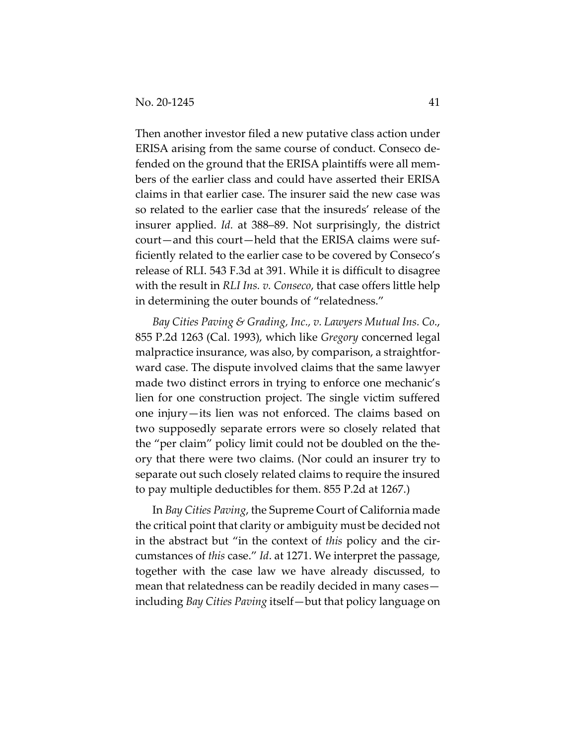Then another investor filed a new putative class action under ERISA arising from the same course of conduct. Conseco defended on the ground that the ERISA plaintiffs were all members of the earlier class and could have asserted their ERISA claims in that earlier case. The insurer said the new case was so related to the earlier case that the insureds' release of the insurer applied. *Id.* at 388–89. Not surprisingly, the district court—and this court—held that the ERISA claims were sufficiently related to the earlier case to be covered by Conseco's release of RLI. 543 F.3d at 391. While it is difficult to disagree with the result in *RLI Ins. v. Conseco*, that case offers little help in determining the outer bounds of "relatedness."

*Bay Cities Paving & Grading, Inc., v. Lawyers Mutual Ins. Co.*, 855 P.2d 1263 (Cal. 1993), which like *Gregory* concerned legal malpractice insurance, was also, by comparison, a straightforward case. The dispute involved claims that the same lawyer made two distinct errors in trying to enforce one mechanic's lien for one construction project. The single victim suffered one injury—its lien was not enforced. The claims based on two supposedly separate errors were so closely related that the "per claim" policy limit could not be doubled on the theory that there were two claims. (Nor could an insurer try to separate out such closely related claims to require the insured to pay multiple deductibles for them. 855 P.2d at 1267.)

In *Bay Cities Paving*, the Supreme Court of California made the critical point that clarity or ambiguity must be decided not in the abstract but "in the context of *this* policy and the circumstances of *this* case." *Id*. at 1271. We interpret the passage, together with the case law we have already discussed, to mean that relatedness can be readily decided in many cases—including *Bay Cities Paving* itself—but that policy language on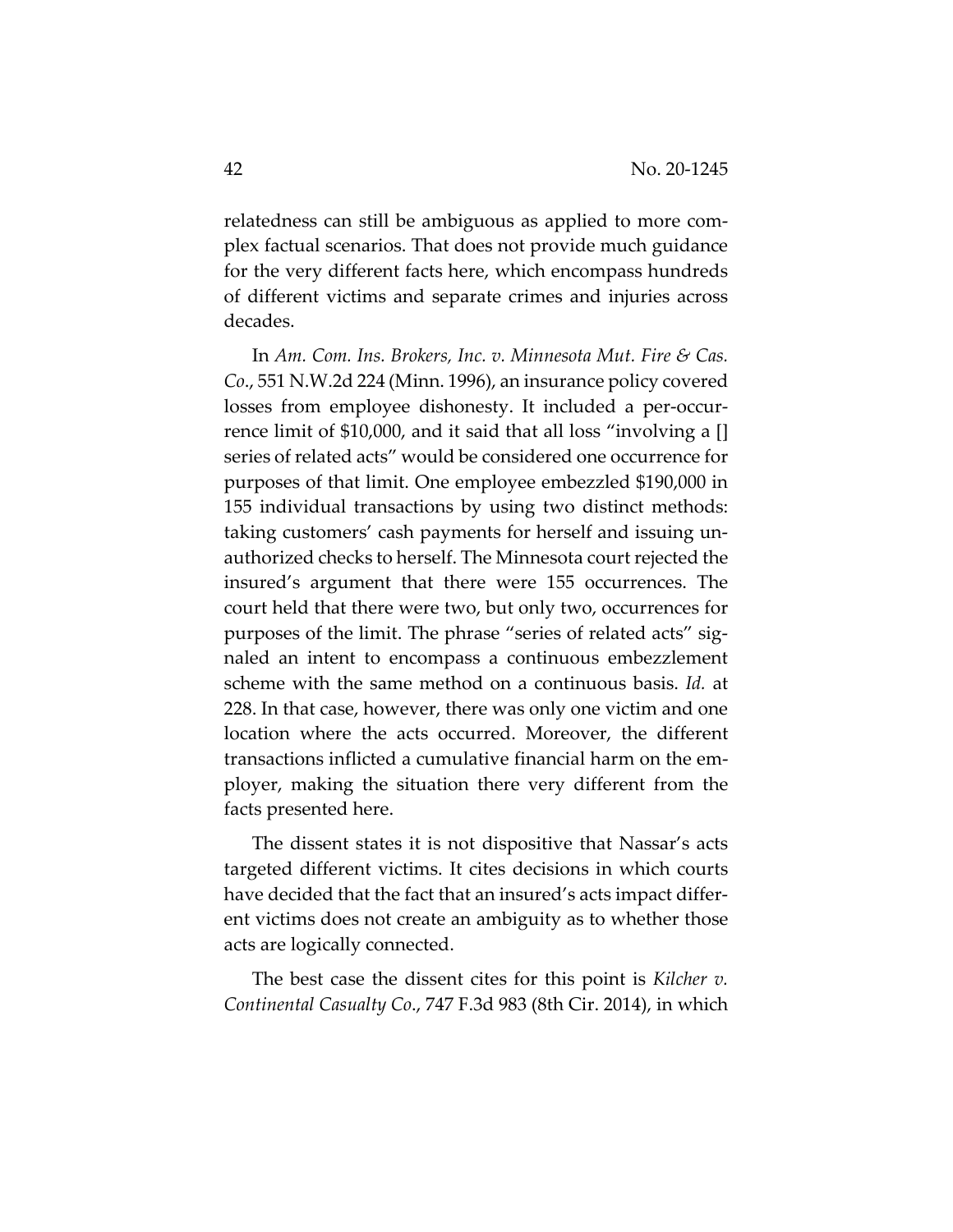relatedness can still be ambiguous as applied to more complex factual scenarios. That does not provide much guidance for the very different facts here, which encompass hundreds of different victims and separate crimes and injuries across decades.

In *Am. Com. Ins. Brokers, Inc. v. Minnesota Mut. Fire & Cas. Co.*, 551 N.W.2d 224 (Minn. 1996), an insurance policy covered losses from employee dishonesty. It included a per-occurrence limit of $10,000, and it said that all loss "involving a [] series of related acts" would be considered one occurrence for purposes of that limit. One employee embezzled $190,000 in 155 individual transactions by using two distinct methods: taking customers' cash payments for herself and issuing unauthorized checks to herself. The Minnesota court rejected the insured's argument that there were 155 occurrences. The court held that there were two, but only two, occurrences for purposes of the limit. The phrase "series of related acts" signaled an intent to encompass a continuous embezzlement scheme with the same method on a continuous basis. *Id.* at 228. In that case, however, there was only one victim and one location where the acts occurred. Moreover, the different transactions inflicted a cumulative financial harm on the employer, making the situation there very different from the facts presented here.

The dissent states it is not dispositive that Nassar's acts targeted different victims. It cites decisions in which courts have decided that the fact that an insured's acts impact different victims does not create an ambiguity as to whether those acts are logically connected.

The best case the dissent cites for this point is *Kilcher v. Continental Casualty Co.*, 747 F.3d 983 (8th Cir. 2014), in which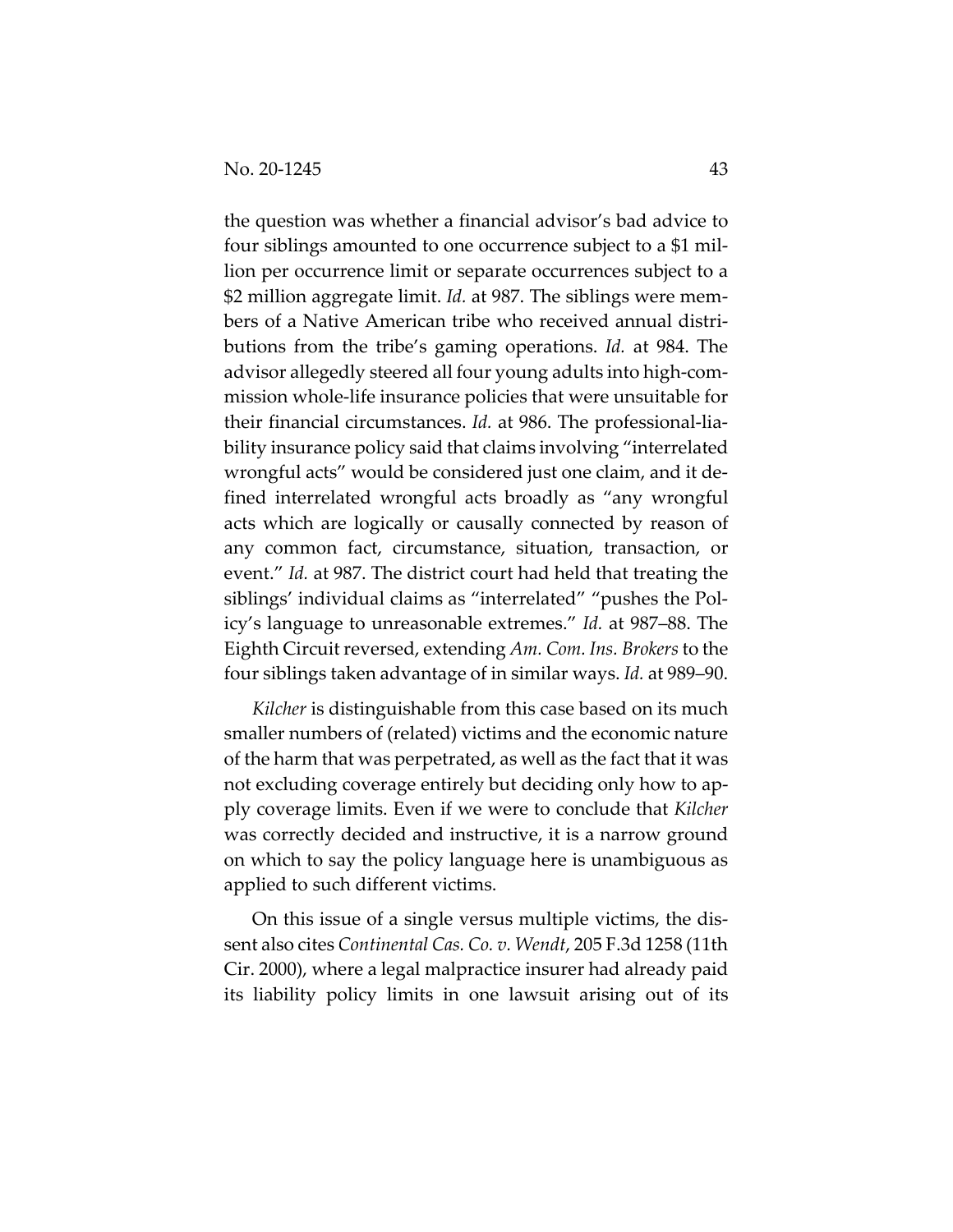the question was whether a financial advisor's bad advice to four siblings amounted to one occurrence subject to a $1 million per occurrence limit or separate occurrences subject to a $2 million aggregate limit. *Id.* at 987. The siblings were members of a Native American tribe who received annual distributions from the tribe's gaming operations. *Id.* at 984. The advisor allegedly steered all four young adults into high-commission whole-life insurance policies that were unsuitable for their financial circumstances. *Id.* at 986. The professional-liability insurance policy said that claims involving "interrelated wrongful acts" would be considered just one claim, and it defined interrelated wrongful acts broadly as "any wrongful acts which are logically or causally connected by reason of any common fact, circumstance, situation, transaction, or event." *Id.* at 987. The district court had held that treating the siblings' individual claims as "interrelated" "pushes the Policy's language to unreasonable extremes." *Id.* at 987–88. The Eighth Circuit reversed, extending *Am. Com. Ins. Brokers* to the four siblings taken advantage of in similar ways. *Id.* at 989–90.

*Kilcher* is distinguishable from this case based on its much smaller numbers of (related) victims and the economic nature of the harm that was perpetrated, as well as the fact that it was not excluding coverage entirely but deciding only how to apply coverage limits. Even if we were to conclude that *Kilcher* was correctly decided and instructive, it is a narrow ground on which to say the policy language here is unambiguous as applied to such different victims.

On this issue of a single versus multiple victims, the dissent also cites *Continental Cas. Co. v. Wendt*, 205 F.3d 1258 (11th Cir. 2000), where a legal malpractice insurer had already paid its liability policy limits in one lawsuit arising out of its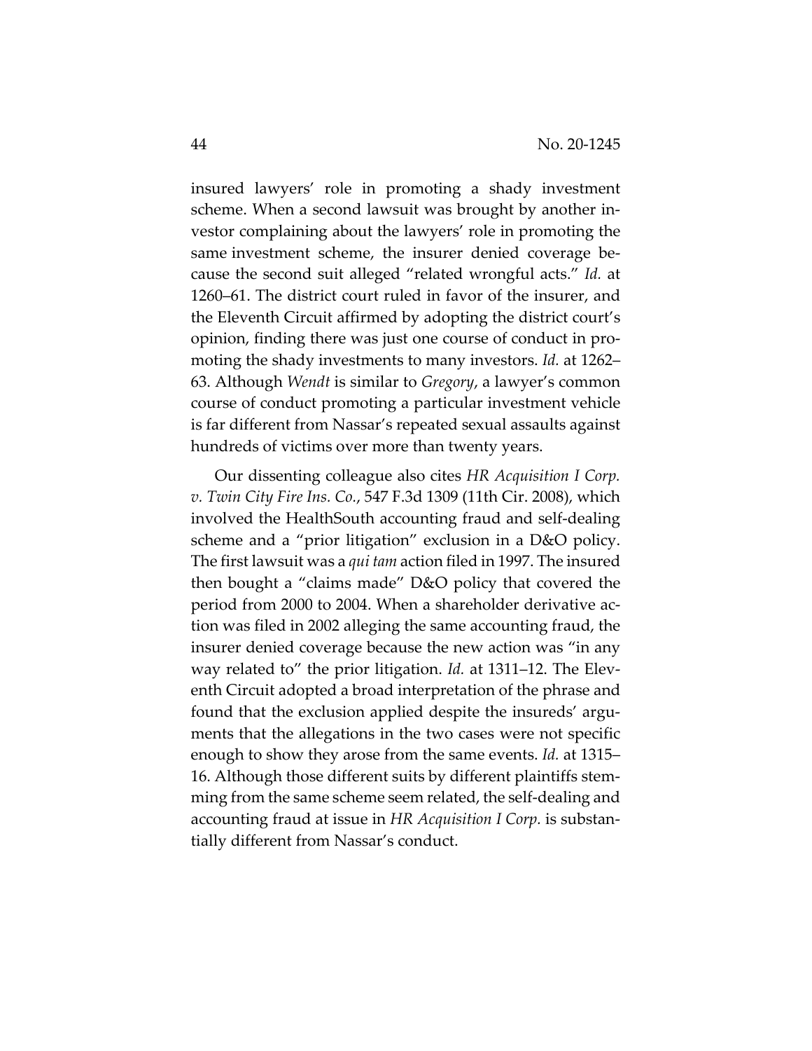insured lawyers' role in promoting a shady investment scheme. When a second lawsuit was brought by another investor complaining about the lawyers' role in promoting the same investment scheme, the insurer denied coverage because the second suit alleged "related wrongful acts." *Id.* at 1260–61. The district court ruled in favor of the insurer, and the Eleventh Circuit affirmed by adopting the district court's opinion, finding there was just one course of conduct in promoting the shady investments to many investors. *Id.* at 1262–63. Although *Wendt* is similar to *Gregory*, a lawyer's common course of conduct promoting a particular investment vehicle is far different from Nassar's repeated sexual assaults against hundreds of victims over more than twenty years.

Our dissenting colleague also cites *HR Acquisition I Corp. v. Twin City Fire Ins. Co.*, 547 F.3d 1309 (11th Cir. 2008), which involved the HealthSouth accounting fraud and self-dealing scheme and a "prior litigation" exclusion in a D&O policy. The first lawsuit was a *qui tam* action filed in 1997. The insured then bought a "claims made" D&O policy that covered the period from 2000 to 2004. When a shareholder derivative action was filed in 2002 alleging the same accounting fraud, the insurer denied coverage because the new action was "in any way related to" the prior litigation. *Id.* at 1311–12. The Eleventh Circuit adopted a broad interpretation of the phrase and found that the exclusion applied despite the insureds' arguments that the allegations in the two cases were not specific enough to show they arose from the same events. *Id.* at 1315–16. Although those different suits by different plaintiffs stemming from the same scheme seem related, the self-dealing and accounting fraud at issue in *HR Acquisition I Corp.* is substantially different from Nassar's conduct.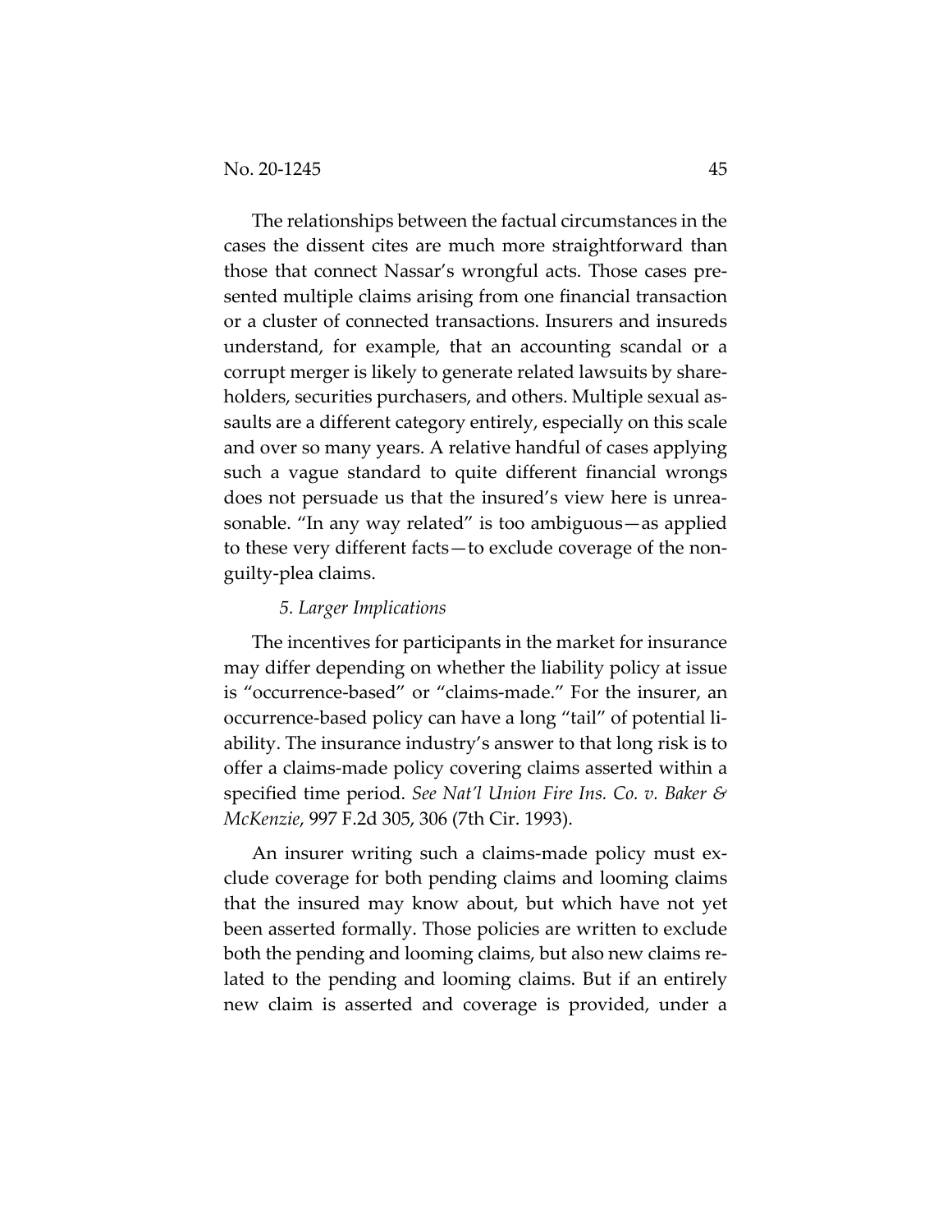The relationships between the factual circumstances in the cases the dissent cites are much more straightforward than those that connect Nassar's wrongful acts. Those cases presented multiple claims arising from one financial transaction or a cluster of connected transactions. Insurers and insureds understand, for example, that an accounting scandal or a corrupt merger is likely to generate related lawsuits by shareholders, securities purchasers, and others. Multiple sexual assaults are a different category entirely, especially on this scale and over so many years. A relative handful of cases applying such a vague standard to quite different financial wrongs does not persuade us that the insured's view here is unreasonable. "In any way related" is too ambiguous—as applied to these very different facts—to exclude coverage of the non-guilty-plea claims.

*5. Larger Implications*

The incentives for participants in the market for insurance may differ depending on whether the liability policy at issue is "occurrence-based" or "claims-made." For the insurer, an occurrence-based policy can have a long "tail" of potential liability. The insurance industry's answer to that long risk is to offer a claims-made policy covering claims asserted within a specified time period. *See Nat'l Union Fire Ins. Co. v. Baker & McKenzie*, 997 F.2d 305, 306 (7th Cir. 1993).

An insurer writing such a claims-made policy must exclude coverage for both pending claims and looming claims that the insured may know about, but which have not yet been asserted formally. Those policies are written to exclude both the pending and looming claims, but also new claims related to the pending and looming claims. But if an entirely new claim is asserted and coverage is provided, under a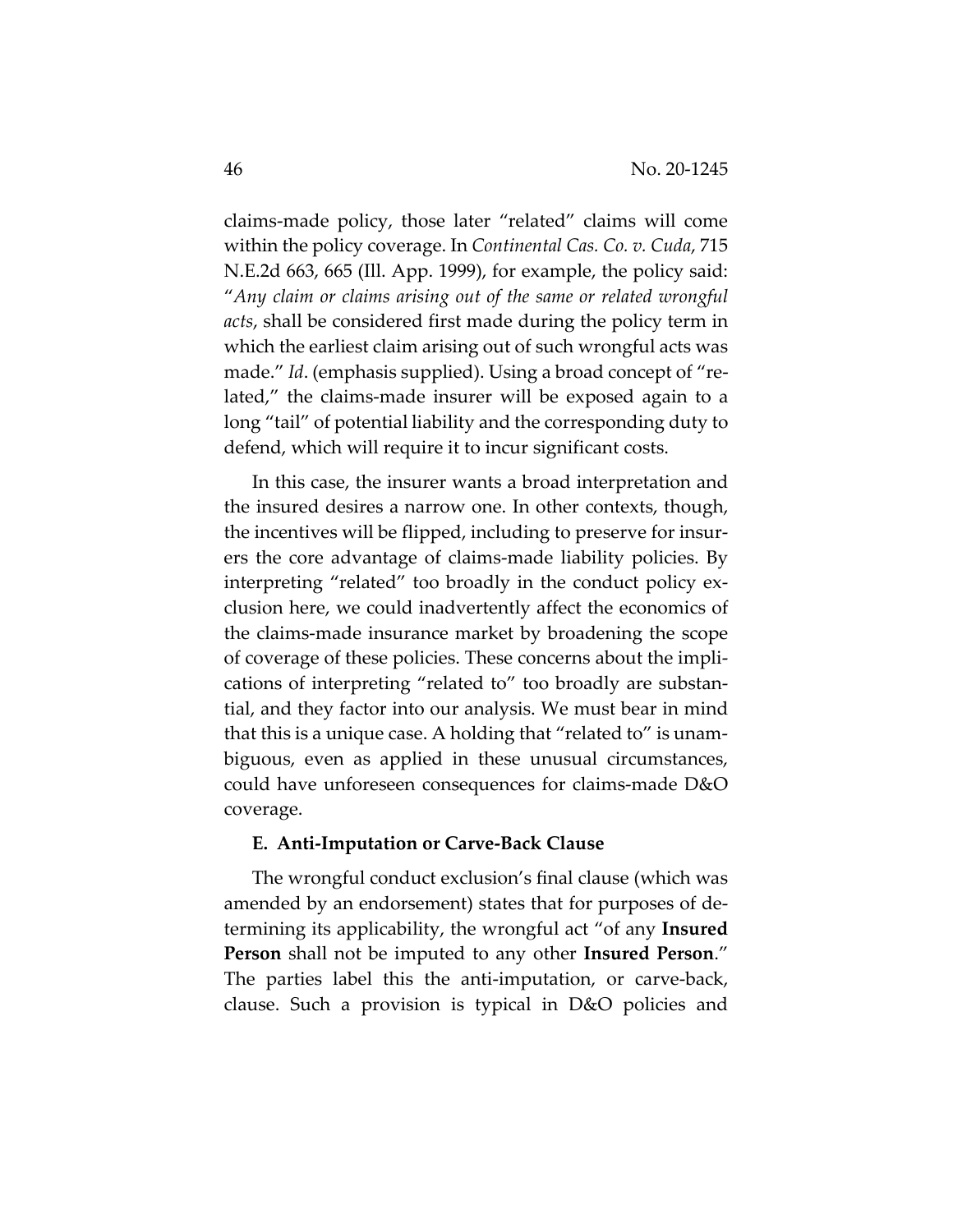claims-made policy, those later "related" claims will come within the policy coverage. In *Continental Cas. Co. v. Cuda*, 715 N.E.2d 663, 665 (Ill. App. 1999), for example, the policy said: "*Any claim or claims arising out of the same or related wrongful acts*, shall be considered first made during the policy term in which the earliest claim arising out of such wrongful acts was made." *Id*. (emphasis supplied). Using a broad concept of "related," the claims-made insurer will be exposed again to a long "tail" of potential liability and the corresponding duty to defend, which will require it to incur significant costs.

In this case, the insurer wants a broad interpretation and the insured desires a narrow one. In other contexts, though, the incentives will be flipped, including to preserve for insurers the core advantage of claims-made liability policies. By interpreting "related" too broadly in the conduct policy exclusion here, we could inadvertently affect the economics of the claims-made insurance market by broadening the scope of coverage of these policies. These concerns about the implications of interpreting "related to" too broadly are substantial, and they factor into our analysis. We must bear in mind that this is a unique case. A holding that "related to" is unambiguous, even as applied in these unusual circumstances, could have unforeseen consequences for claims-made D&O coverage.

### E. Anti-Imputation or Carve-Back Clause

The wrongful conduct exclusion's final clause (which was amended by an endorsement) states that for purposes of determining its applicability, the wrongful act "of any **Insured Person** shall not be imputed to any other **Insured Person**." The parties label this the anti-imputation, or carve-back, clause. Such a provision is typical in D&O policies and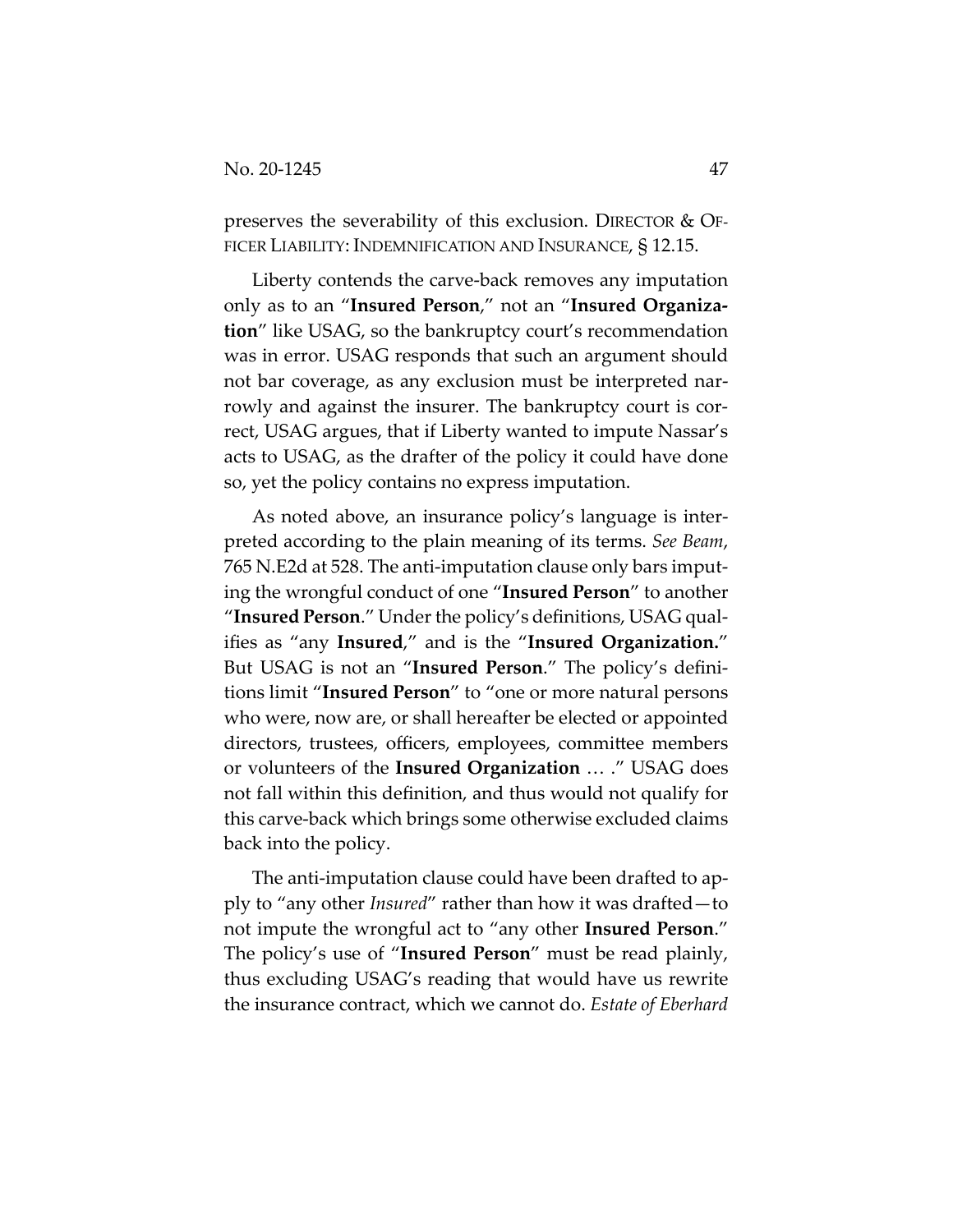preserves the severability of this exclusion. DIRECTOR & OFFICER LIABILITY: INDEMNIFICATION AND INSURANCE, § 12.15.

Liberty contends the carve-back removes any imputation only as to an "**Insured Person**," not an "**Insured Organization**" like USAG, so the bankruptcy court's recommendation was in error. USAG responds that such an argument should not bar coverage, as any exclusion must be interpreted narrowly and against the insurer. The bankruptcy court is correct, USAG argues, that if Liberty wanted to impute Nassar's acts to USAG, as the drafter of the policy it could have done so, yet the policy contains no express imputation.

As noted above, an insurance policy's language is interpreted according to the plain meaning of its terms. *See Beam*, 765 N.E2d at 528. The anti-imputation clause only bars imputing the wrongful conduct of one "**Insured Person**" to another "**Insured Person**." Under the policy's definitions, USAG qualifies as "any **Insured**," and is the "**Insured Organization.**" But USAG is not an "**Insured Person**." The policy's definitions limit "**Insured Person**" to "one or more natural persons who were, now are, or shall hereafter be elected or appointed directors, trustees, officers, employees, committee members or volunteers of the **Insured Organization** … ." USAG does not fall within this definition, and thus would not qualify for this carve-back which brings some otherwise excluded claims back into the policy.

The anti-imputation clause could have been drafted to apply to "any other *Insured*" rather than how it was drafted—to not impute the wrongful act to "any other **Insured Person**." The policy's use of "**Insured Person**" must be read plainly, thus excluding USAG's reading that would have us rewrite the insurance contract, which we cannot do. *Estate of Eberhard*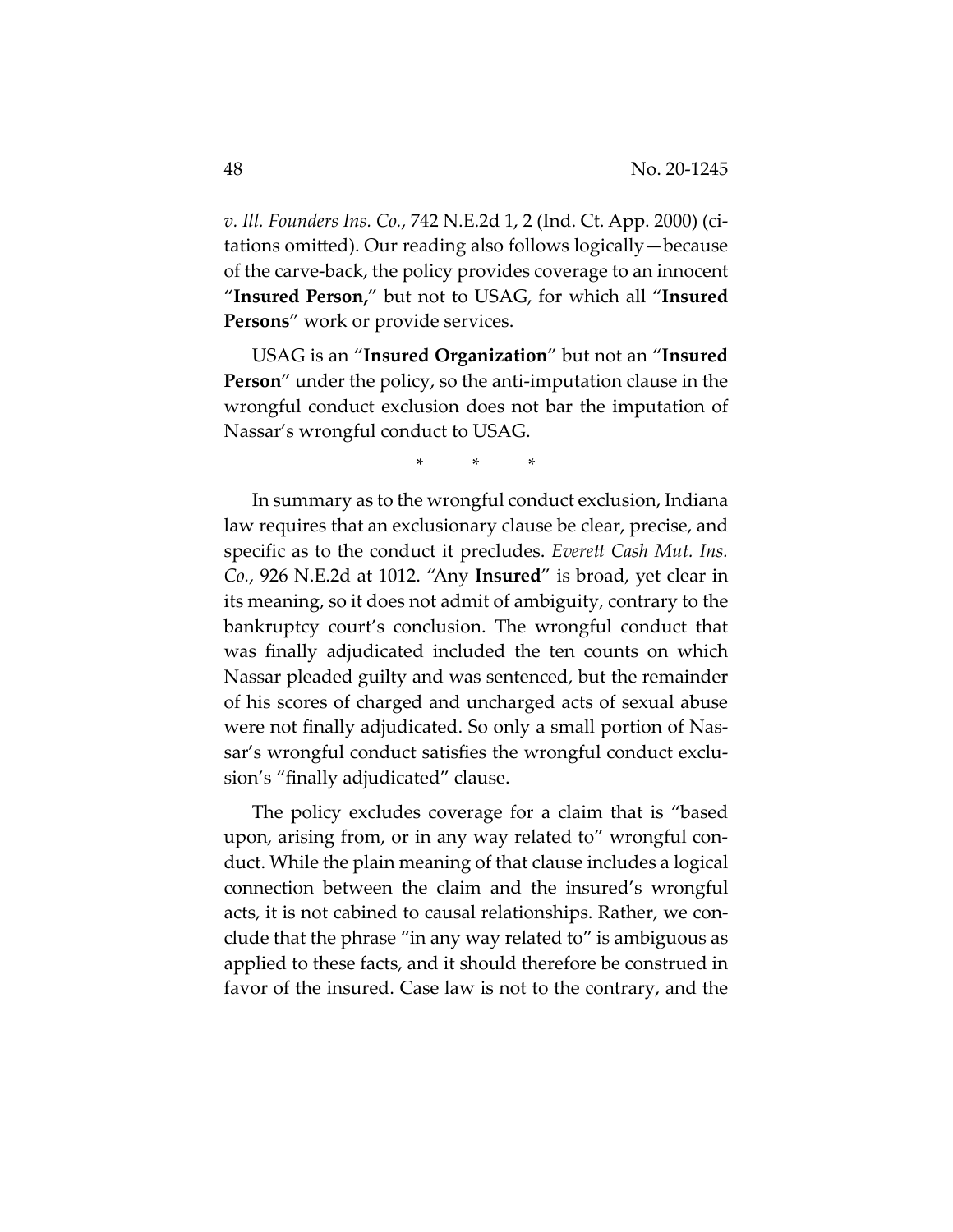*v. Ill. Founders Ins. Co.*, 742 N.E.2d 1, 2 (Ind. Ct. App. 2000) (citations omitted). Our reading also follows logically—because of the carve-back, the policy provides coverage to an innocent "**Insured Person,**" but not to USAG, for which all "**Insured Persons**" work or provide services.

USAG is an "**Insured Organization**" but not an "**Insured Person**" under the policy, so the anti-imputation clause in the wrongful conduct exclusion does not bar the imputation of Nassar's wrongful conduct to USAG.

\* \* \*

In summary as to the wrongful conduct exclusion, Indiana law requires that an exclusionary clause be clear, precise, and specific as to the conduct it precludes. *Everett Cash Mut. Ins. Co.*, 926 N.E.2d at 1012. "Any **Insured**" is broad, yet clear in its meaning, so it does not admit of ambiguity, contrary to the bankruptcy court's conclusion. The wrongful conduct that was finally adjudicated included the ten counts on which Nassar pleaded guilty and was sentenced, but the remainder of his scores of charged and uncharged acts of sexual abuse were not finally adjudicated. So only a small portion of Nassar's wrongful conduct satisfies the wrongful conduct exclusion's "finally adjudicated" clause.

The policy excludes coverage for a claim that is "based upon, arising from, or in any way related to" wrongful conduct. While the plain meaning of that clause includes a logical connection between the claim and the insured's wrongful acts, it is not cabined to causal relationships. Rather, we conclude that the phrase "in any way related to" is ambiguous as applied to these facts, and it should therefore be construed in favor of the insured. Case law is not to the contrary, and the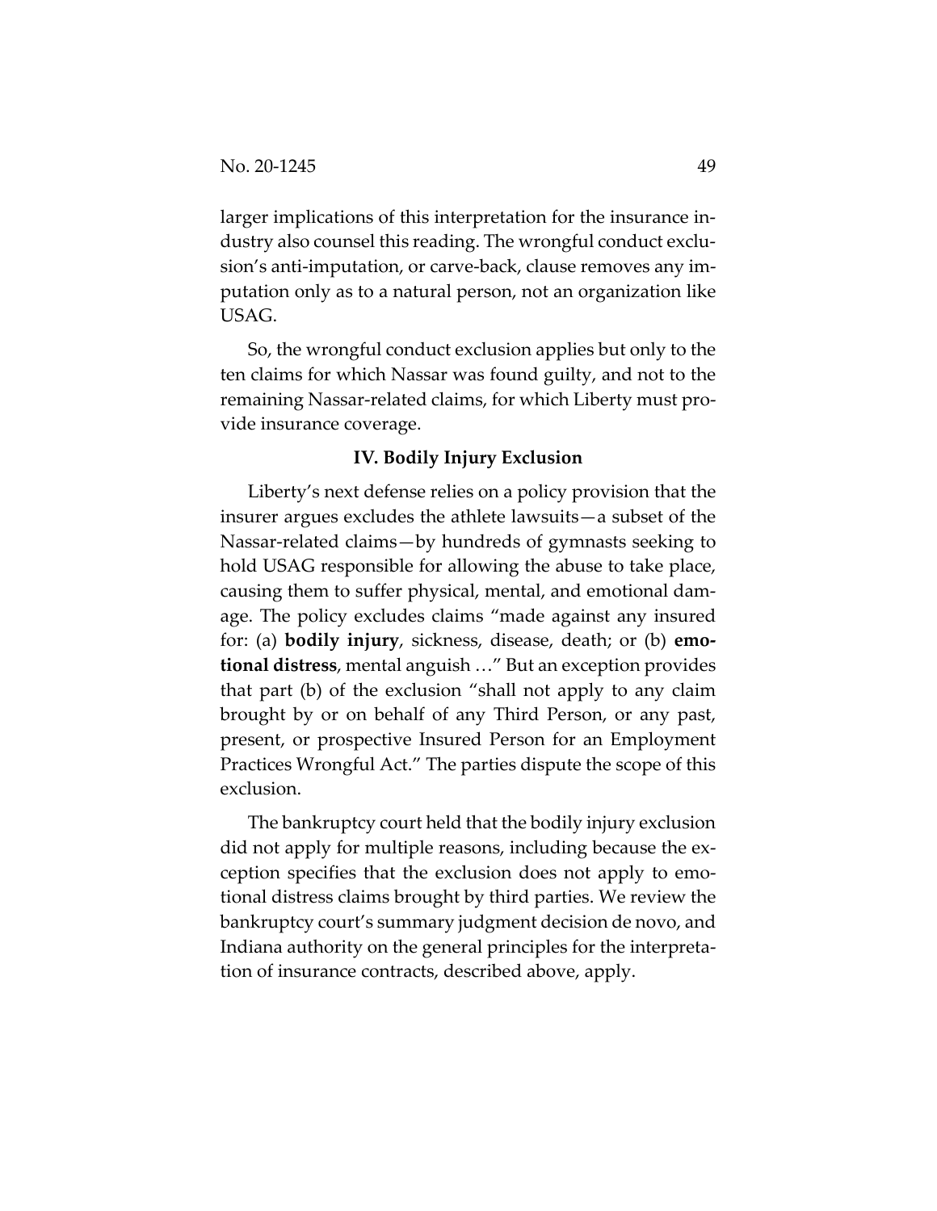larger implications of this interpretation for the insurance industry also counsel this reading. The wrongful conduct exclusion's anti-imputation, or carve-back, clause removes any imputation only as to a natural person, not an organization like USAG.

So, the wrongful conduct exclusion applies but only to the ten claims for which Nassar was found guilty, and not to the remaining Nassar-related claims, for which Liberty must provide insurance coverage.

### IV. Bodily Injury Exclusion

Liberty's next defense relies on a policy provision that the insurer argues excludes the athlete lawsuits—a subset of the Nassar-related claims—by hundreds of gymnasts seeking to hold USAG responsible for allowing the abuse to take place, causing them to suffer physical, mental, and emotional damage. The policy excludes claims "made against any insured for: (a) **bodily injury**, sickness, disease, death; or (b) **emotional distress**, mental anguish …" But an exception provides that part (b) of the exclusion "shall not apply to any claim brought by or on behalf of any Third Person, or any past, present, or prospective Insured Person for an Employment Practices Wrongful Act." The parties dispute the scope of this exclusion.

The bankruptcy court held that the bodily injury exclusion did not apply for multiple reasons, including because the exception specifies that the exclusion does not apply to emotional distress claims brought by third parties. We review the bankruptcy court's summary judgment decision de novo, and Indiana authority on the general principles for the interpretation of insurance contracts, described above, apply.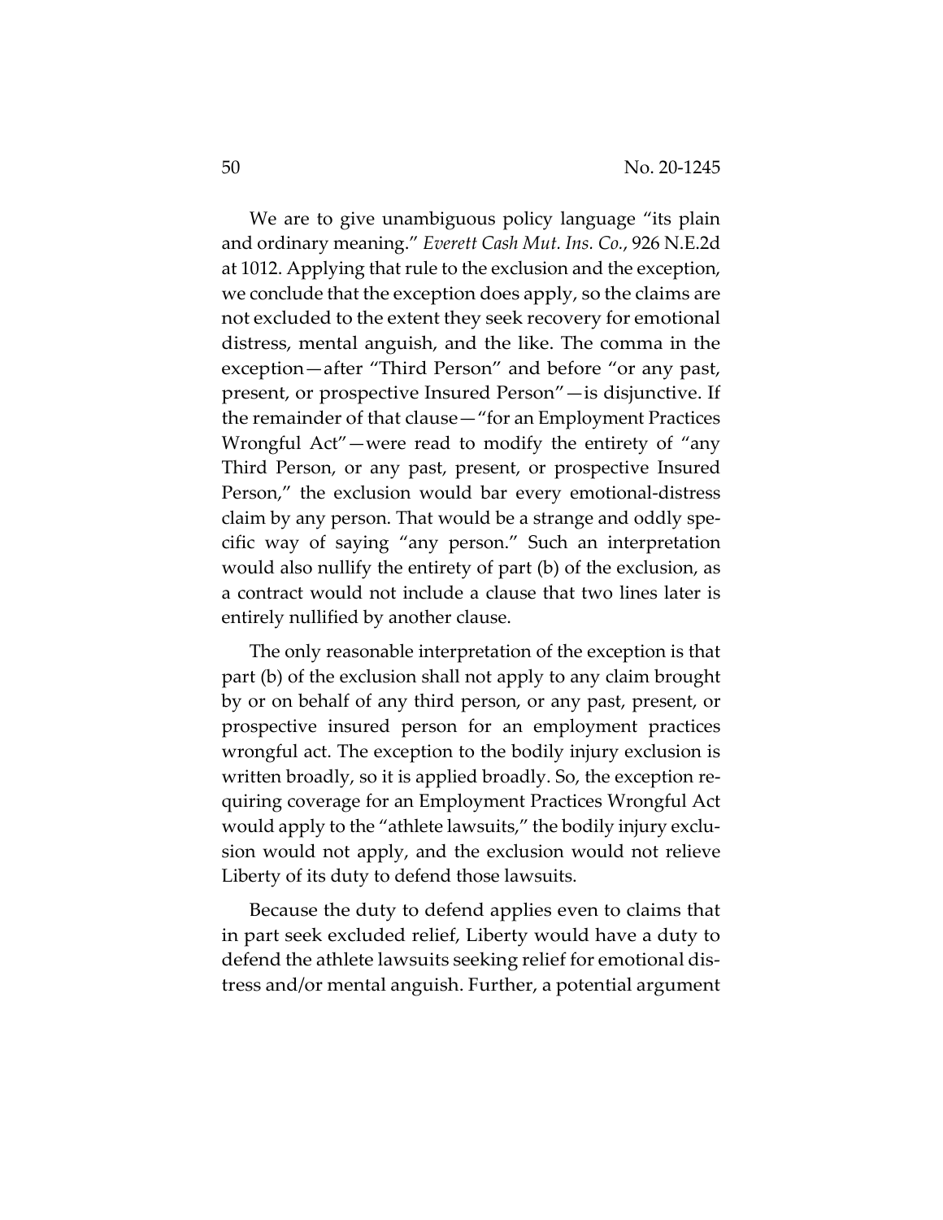We are to give unambiguous policy language "its plain and ordinary meaning." *Everett Cash Mut. Ins. Co.*, 926 N.E.2d at 1012. Applying that rule to the exclusion and the exception, we conclude that the exception does apply, so the claims are not excluded to the extent they seek recovery for emotional distress, mental anguish, and the like. The comma in the exception—after "Third Person" and before "or any past, present, or prospective Insured Person"—is disjunctive. If the remainder of that clause—"for an Employment Practices Wrongful Act"—were read to modify the entirety of "any Third Person, or any past, present, or prospective Insured Person," the exclusion would bar every emotional-distress claim by any person. That would be a strange and oddly specific way of saying "any person." Such an interpretation would also nullify the entirety of part (b) of the exclusion, as a contract would not include a clause that two lines later is entirely nullified by another clause.

The only reasonable interpretation of the exception is that part (b) of the exclusion shall not apply to any claim brought by or on behalf of any third person, or any past, present, or prospective insured person for an employment practices wrongful act. The exception to the bodily injury exclusion is written broadly, so it is applied broadly. So, the exception requiring coverage for an Employment Practices Wrongful Act would apply to the "athlete lawsuits," the bodily injury exclusion would not apply, and the exclusion would not relieve Liberty of its duty to defend those lawsuits.

Because the duty to defend applies even to claims that in part seek excluded relief, Liberty would have a duty to defend the athlete lawsuits seeking relief for emotional distress and/or mental anguish. Further, a potential argument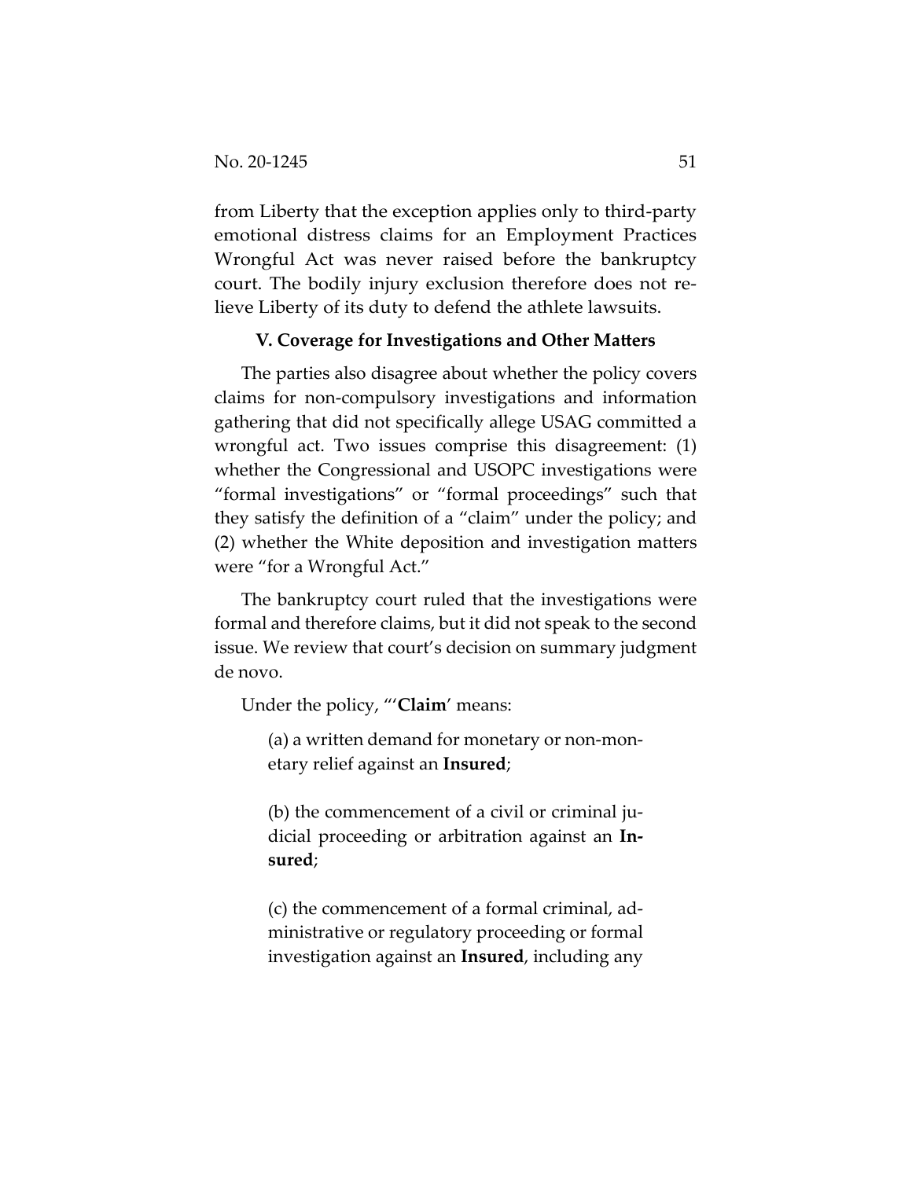from Liberty that the exception applies only to third-party emotional distress claims for an Employment Practices Wrongful Act was never raised before the bankruptcy court. The bodily injury exclusion therefore does not relieve Liberty of its duty to defend the athlete lawsuits.

## V. Coverage for Investigations and Other Matters

The parties also disagree about whether the policy covers claims for non-compulsory investigations and information gathering that did not specifically allege USAG committed a wrongful act. Two issues comprise this disagreement: (1) whether the Congressional and USOPC investigations were "formal investigations" or "formal proceedings" such that they satisfy the definition of a "claim" under the policy; and (2) whether the White deposition and investigation matters were "for a Wrongful Act."

The bankruptcy court ruled that the investigations were formal and therefore claims, but it did not speak to the second issue. We review that court's decision on summary judgment de novo.

Under the policy, "'**Claim**' means:

> (a) a written demand for monetary or non-monetary relief against an **Insured**;
>
> (b) the commencement of a civil or criminal judicial proceeding or arbitration against an **Insured**;
>
> (c) the commencement of a formal criminal, administrative or regulatory proceeding or formal investigation against an **Insured**, including any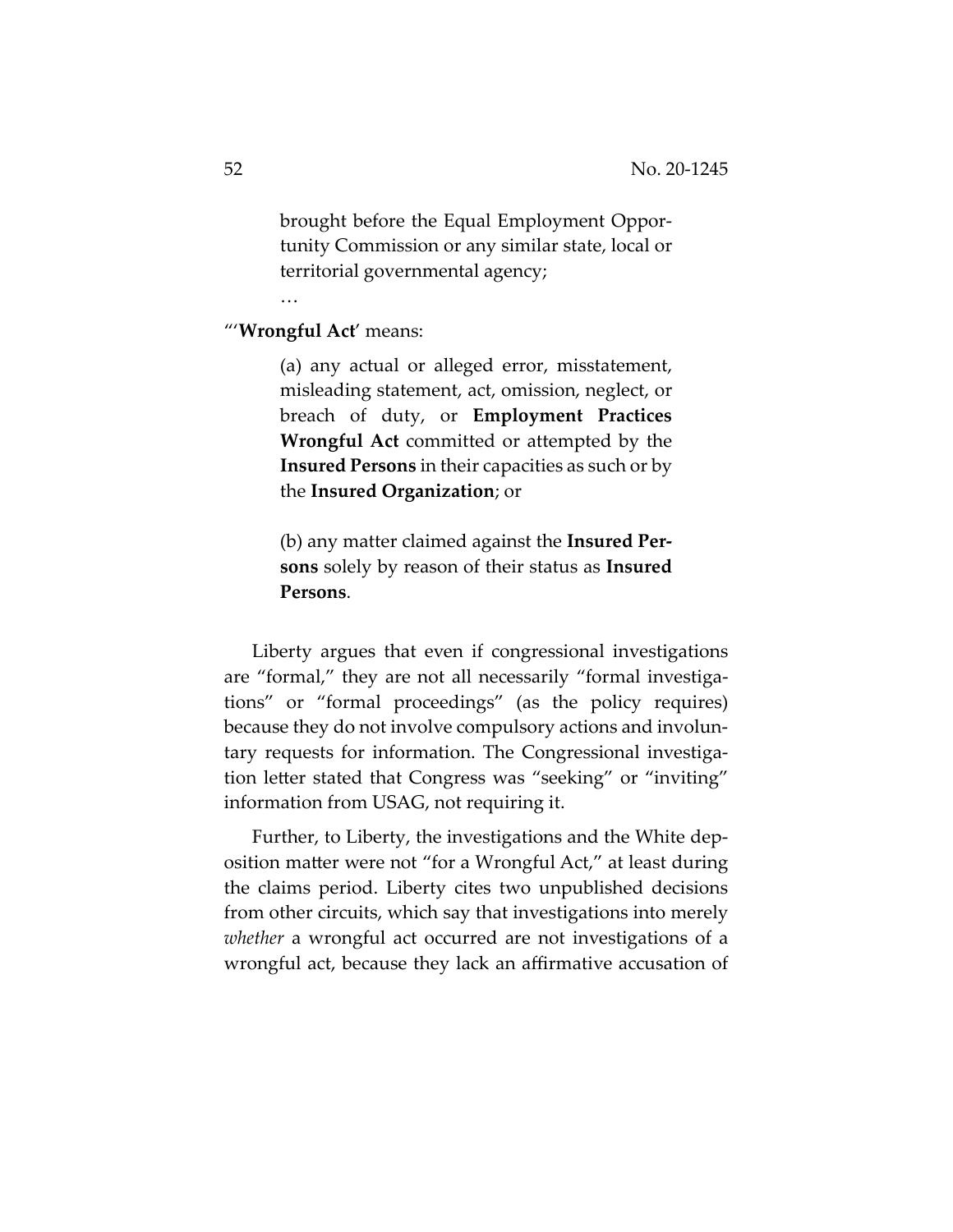> brought before the Equal Employment Opportunity Commission or any similar state, local or territorial governmental agency;
>
> …

"'**Wrongful Act**' means:

> (a) any actual or alleged error, misstatement, misleading statement, act, omission, neglect, or breach of duty, or **Employment Practices Wrongful Act** committed or attempted by the **Insured Persons** in their capacities as such or by the **Insured Organization**; or
>
> (b) any matter claimed against the **Insured Persons** solely by reason of their status as **Insured Persons**.

Liberty argues that even if congressional investigations are "formal," they are not all necessarily "formal investigations" or "formal proceedings" (as the policy requires) because they do not involve compulsory actions and involuntary requests for information. The Congressional investigation letter stated that Congress was "seeking" or "inviting" information from USAG, not requiring it.

Further, to Liberty, the investigations and the White deposition matter were not "for a Wrongful Act," at least during the claims period. Liberty cites two unpublished decisions from other circuits, which say that investigations into merely *whether* a wrongful act occurred are not investigations of a wrongful act, because they lack an affirmative accusation of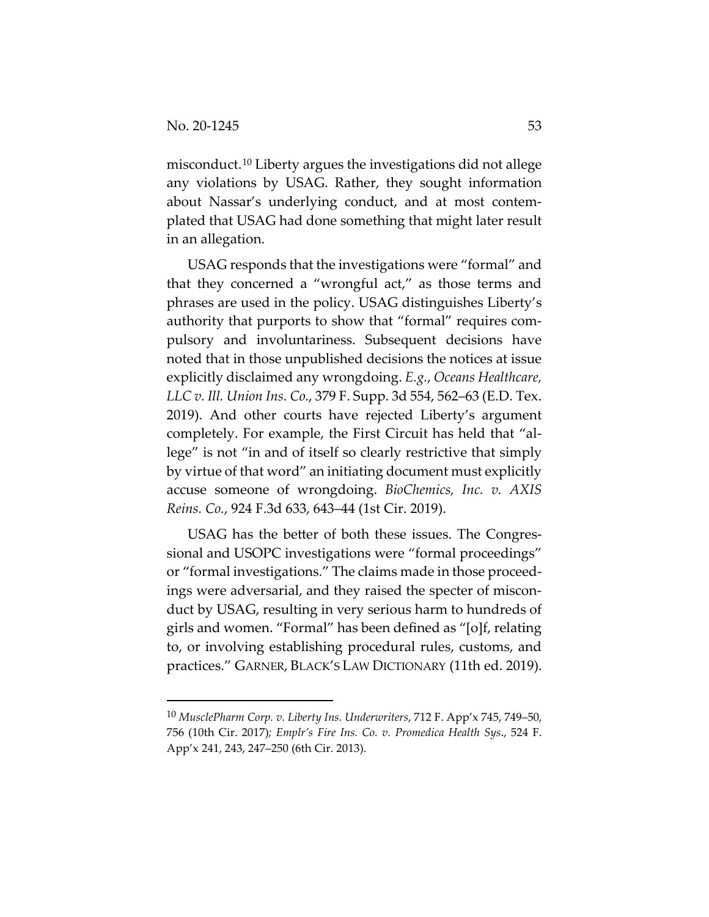misconduct.[10] Liberty argues the investigations did not allege any violations by USAG. Rather, they sought information about Nassar's underlying conduct, and at most contemplated that USAG had done something that might later result in an allegation.

USAG responds that the investigations were "formal" and that they concerned a "wrongful act," as those terms and phrases are used in the policy. USAG distinguishes Liberty's authority that purports to show that "formal" requires compulsory and involuntariness. Subsequent decisions have noted that in those unpublished decisions the notices at issue explicitly disclaimed any wrongdoing. *E.g.*, *Oceans Healthcare, LLC v. Ill. Union Ins. Co.*, 379 F. Supp. 3d 554, 562–63 (E.D. Tex. 2019). And other courts have rejected Liberty's argument completely. For example, the First Circuit has held that "allege" is not "in and of itself so clearly restrictive that simply by virtue of that word" an initiating document must explicitly accuse someone of wrongdoing. *BioChemics, Inc. v. AXIS Reins. Co.*, 924 F.3d 633, 643–44 (1st Cir. 2019).

USAG has the better of both these issues. The Congressional and USOPC investigations were "formal proceedings" or "formal investigations." The claims made in those proceedings were adversarial, and they raised the specter of misconduct by USAG, resulting in very serious harm to hundreds of girls and women. "Formal" has been defined as "[o]f, relating to, or involving establishing procedural rules, customs, and practices." GARNER, BLACK'S LAW DICTIONARY (11th ed. 2019).

---

[10] *MusclePharm Corp. v. Liberty Ins. Underwriters*, 712 F. App'x 745, 749–50, 756 (10th Cir. 2017); *Emplr's Fire Ins. Co. v. Promedica Health Sys*., 524 F. App'x 241, 243, 247–250 (6th Cir. 2013).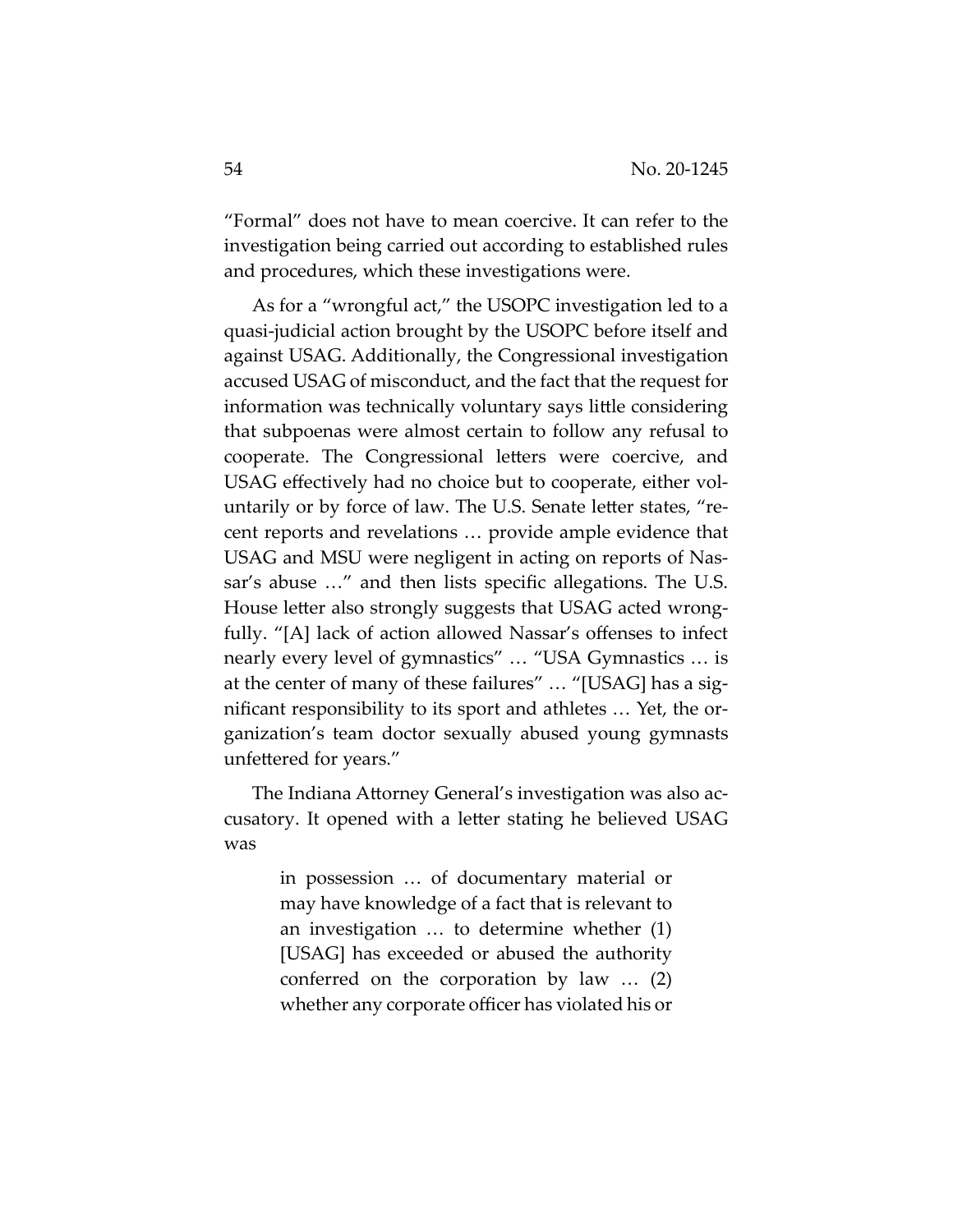"Formal" does not have to mean coercive. It can refer to the investigation being carried out according to established rules and procedures, which these investigations were.

As for a "wrongful act," the USOPC investigation led to a quasi-judicial action brought by the USOPC before itself and against USAG. Additionally, the Congressional investigation accused USAG of misconduct, and the fact that the request for information was technically voluntary says little considering that subpoenas were almost certain to follow any refusal to cooperate. The Congressional letters were coercive, and USAG effectively had no choice but to cooperate, either voluntarily or by force of law. The U.S. Senate letter states, "recent reports and revelations … provide ample evidence that USAG and MSU were negligent in acting on reports of Nassar's abuse …" and then lists specific allegations. The U.S. House letter also strongly suggests that USAG acted wrongfully. "[A] lack of action allowed Nassar's offenses to infect nearly every level of gymnastics" … "USA Gymnastics … is at the center of many of these failures" … "[USAG] has a significant responsibility to its sport and athletes … Yet, the organization's team doctor sexually abused young gymnasts unfettered for years."

The Indiana Attorney General's investigation was also accusatory. It opened with a letter stating he believed USAG was

> in possession … of documentary material or may have knowledge of a fact that is relevant to an investigation … to determine whether (1) [USAG] has exceeded or abused the authority conferred on the corporation by law … (2) whether any corporate officer has violated his or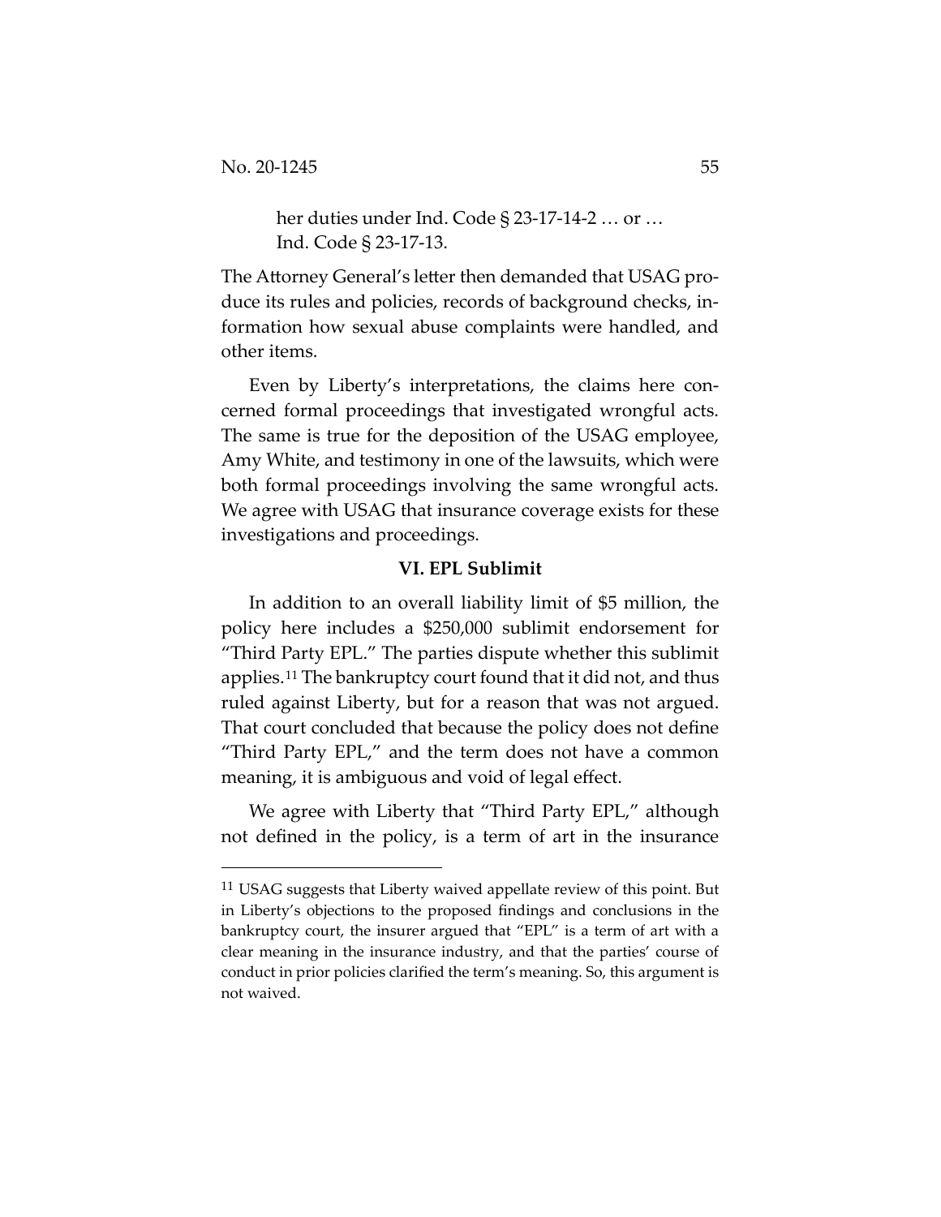> her duties under Ind. Code § 23-17-14-2 … or … Ind. Code § 23-17-13.

The Attorney General's letter then demanded that USAG produce its rules and policies, records of background checks, information how sexual abuse complaints were handled, and other items.

Even by Liberty's interpretations, the claims here concerned formal proceedings that investigated wrongful acts. The same is true for the deposition of the USAG employee, Amy White, and testimony in one of the lawsuits, which were both formal proceedings involving the same wrongful acts. We agree with USAG that insurance coverage exists for these investigations and proceedings.

### VI. EPL Sublimit

In addition to an overall liability limit of $5 million, the policy here includes a $250,000 sublimit endorsement for "Third Party EPL." The parties dispute whether this sublimit applies.[11] The bankruptcy court found that it did not, and thus ruled against Liberty, but for a reason that was not argued. That court concluded that because the policy does not define "Third Party EPL," and the term does not have a common meaning, it is ambiguous and void of legal effect.

We agree with Liberty that "Third Party EPL," although not defined in the policy, is a term of art in the insurance

---

[11] USAG suggests that Liberty waived appellate review of this point. But in Liberty's objections to the proposed findings and conclusions in the bankruptcy court, the insurer argued that "EPL" is a term of art with a clear meaning in the insurance industry, and that the parties' course of conduct in prior policies clarified the term's meaning. So, this argument is not waived.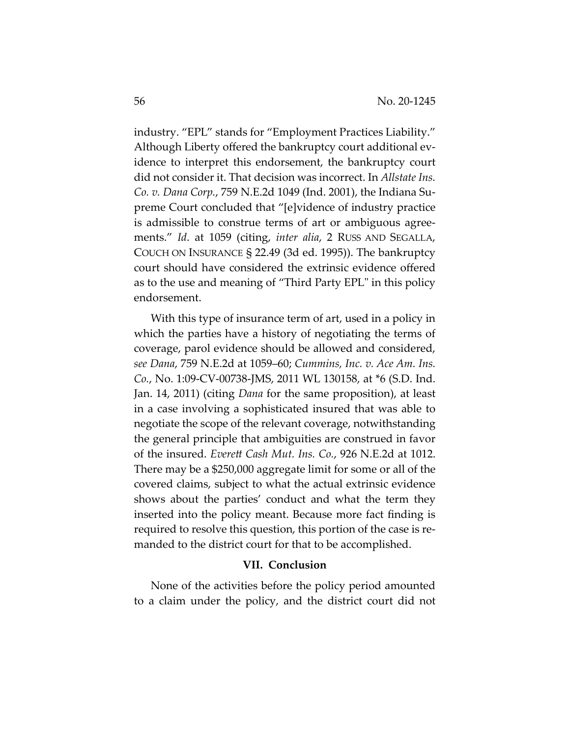industry. "EPL" stands for "Employment Practices Liability." Although Liberty offered the bankruptcy court additional evidence to interpret this endorsement, the bankruptcy court did not consider it. That decision was incorrect. In *Allstate Ins. Co. v. Dana Corp.*, 759 N.E.2d 1049 (Ind. 2001), the Indiana Supreme Court concluded that "[e]vidence of industry practice is admissible to construe terms of art or ambiguous agreements." *Id*. at 1059 (citing, *inter alia*, 2 RUSS AND SEGALLA, COUCH ON INSURANCE § 22.49 (3d ed. 1995)). The bankruptcy court should have considered the extrinsic evidence offered as to the use and meaning of "Third Party EPL" in this policy endorsement.

With this type of insurance term of art, used in a policy in which the parties have a history of negotiating the terms of coverage, parol evidence should be allowed and considered, *see Dana*, 759 N.E.2d at 1059–60; *Cummins, Inc. v. Ace Am. Ins. Co.*, No. 1:09-CV-00738-JMS, 2011 WL 130158, at *6 (S.D. Ind. Jan. 14, 2011) (citing *Dana* for the same proposition), at least in a case involving a sophisticated insured that was able to negotiate the scope of the relevant coverage, notwithstanding the general principle that ambiguities are construed in favor of the insured. *Everett Cash Mut. Ins. Co.*, 926 N.E.2d at 1012. There may be a $250,000 aggregate limit for some or all of the covered claims, subject to what the actual extrinsic evidence shows about the parties' conduct and what the term they inserted into the policy meant. Because more fact finding is required to resolve this question, this portion of the case is remanded to the district court for that to be accomplished.

## VII. Conclusion

None of the activities before the policy period amounted to a claim under the policy, and the district court did not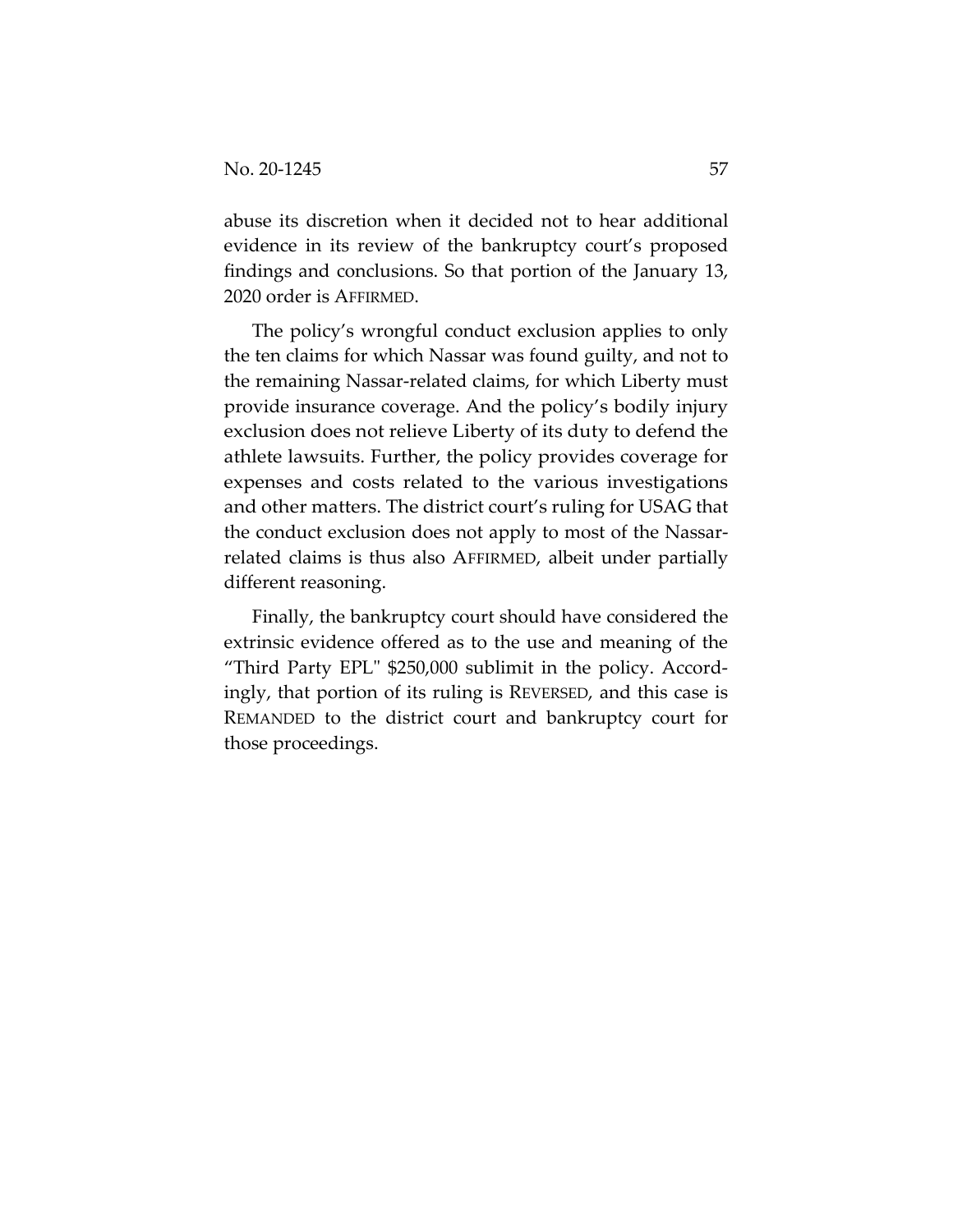abuse its discretion when it decided not to hear additional evidence in its review of the bankruptcy court's proposed findings and conclusions. So that portion of the January 13, 2020 order is AFFIRMED.

The policy's wrongful conduct exclusion applies to only the ten claims for which Nassar was found guilty, and not to the remaining Nassar-related claims, for which Liberty must provide insurance coverage. And the policy's bodily injury exclusion does not relieve Liberty of its duty to defend the athlete lawsuits. Further, the policy provides coverage for expenses and costs related to the various investigations and other matters. The district court's ruling for USAG that the conduct exclusion does not apply to most of the Nassar-related claims is thus also AFFIRMED, albeit under partially different reasoning.

Finally, the bankruptcy court should have considered the extrinsic evidence offered as to the use and meaning of the "Third Party EPL" $250,000 sublimit in the policy. Accordingly, that portion of its ruling is REVERSED, and this case is REMANDED to the district court and bankruptcy court for those proceedings.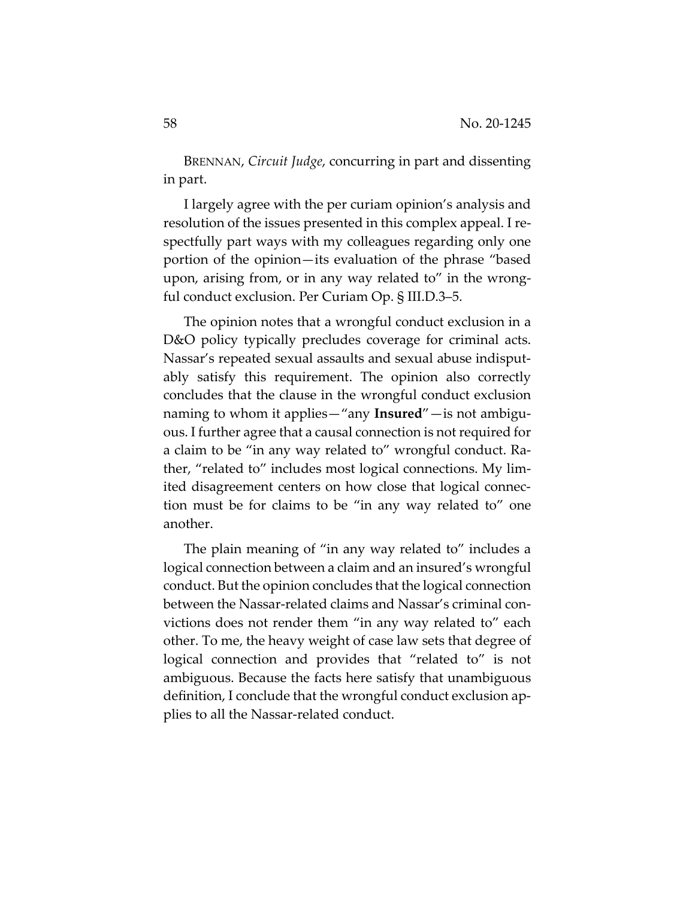BRENNAN, *Circuit Judge*, concurring in part and dissenting in part.

I largely agree with the per curiam opinion's analysis and resolution of the issues presented in this complex appeal. I respectfully part ways with my colleagues regarding only one portion of the opinion—its evaluation of the phrase "based upon, arising from, or in any way related to" in the wrongful conduct exclusion. Per Curiam Op. § III.D.3–5.

The opinion notes that a wrongful conduct exclusion in a D&O policy typically precludes coverage for criminal acts. Nassar's repeated sexual assaults and sexual abuse indisputably satisfy this requirement. The opinion also correctly concludes that the clause in the wrongful conduct exclusion naming to whom it applies—"any **Insured**"—is not ambiguous. I further agree that a causal connection is not required for a claim to be "in any way related to" wrongful conduct. Rather, "related to" includes most logical connections. My limited disagreement centers on how close that logical connection must be for claims to be "in any way related to" one another.

The plain meaning of "in any way related to" includes a logical connection between a claim and an insured's wrongful conduct. But the opinion concludes that the logical connection between the Nassar-related claims and Nassar's criminal convictions does not render them "in any way related to" each other. To me, the heavy weight of case law sets that degree of logical connection and provides that "related to" is not ambiguous. Because the facts here satisfy that unambiguous definition, I conclude that the wrongful conduct exclusion applies to all the Nassar-related conduct.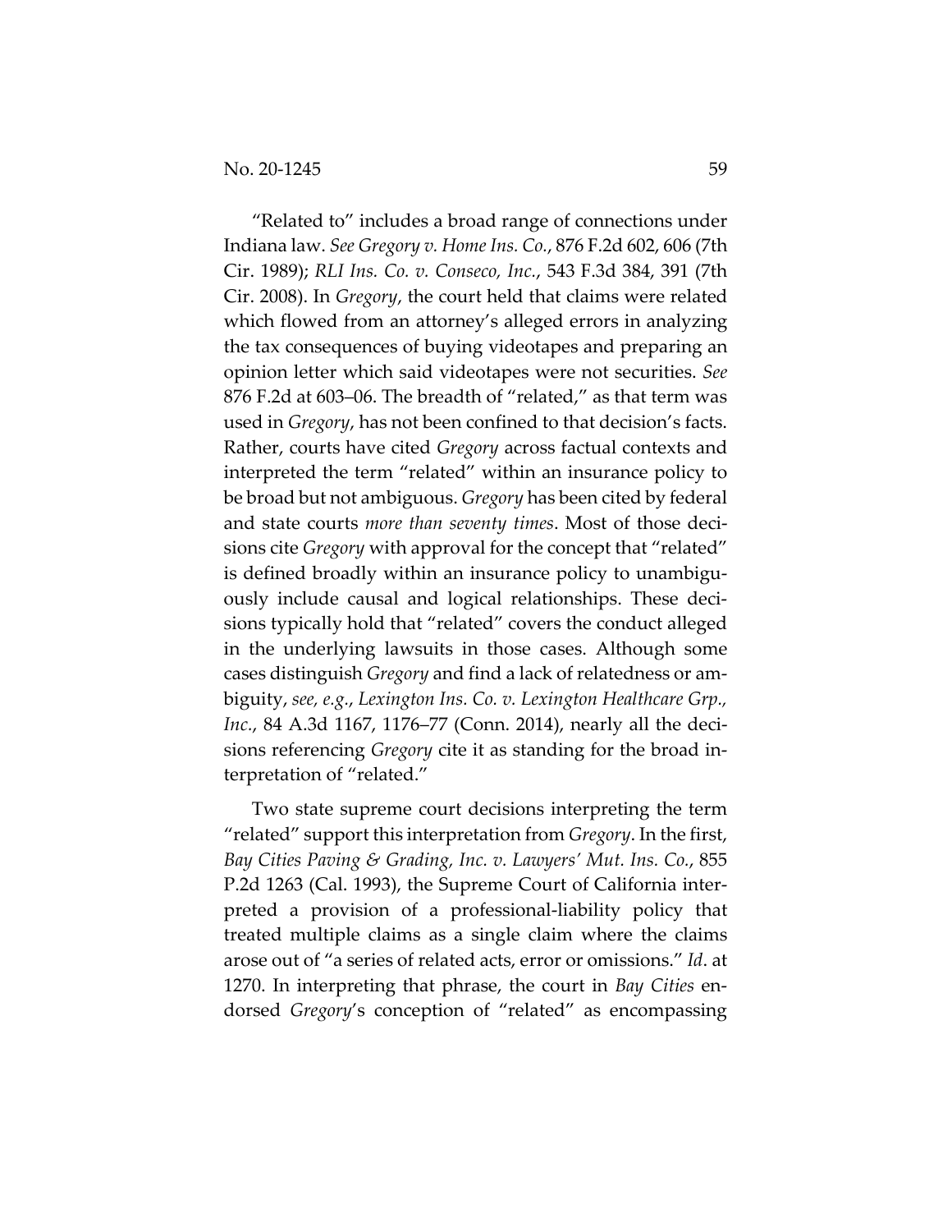"Related to" includes a broad range of connections under Indiana law. *See Gregory v. Home Ins. Co.*, 876 F.2d 602, 606 (7th Cir. 1989); *RLI Ins. Co. v. Conseco, Inc.*, 543 F.3d 384, 391 (7th Cir. 2008). In *Gregory*, the court held that claims were related which flowed from an attorney's alleged errors in analyzing the tax consequences of buying videotapes and preparing an opinion letter which said videotapes were not securities. *See* 876 F.2d at 603–06. The breadth of "related," as that term was used in *Gregory*, has not been confined to that decision's facts. Rather, courts have cited *Gregory* across factual contexts and interpreted the term "related" within an insurance policy to be broad but not ambiguous. *Gregory* has been cited by federal and state courts *more than seventy times*. Most of those decisions cite *Gregory* with approval for the concept that "related" is defined broadly within an insurance policy to unambiguously include causal and logical relationships. These decisions typically hold that "related" covers the conduct alleged in the underlying lawsuits in those cases. Although some cases distinguish *Gregory* and find a lack of relatedness or ambiguity, *see, e.g.*, *Lexington Ins. Co. v. Lexington Healthcare Grp., Inc.*, 84 A.3d 1167, 1176–77 (Conn. 2014), nearly all the decisions referencing *Gregory* cite it as standing for the broad interpretation of "related."

Two state supreme court decisions interpreting the term "related" support this interpretation from *Gregory*. In the first, *Bay Cities Paving & Grading, Inc. v. Lawyers' Mut. Ins. Co.*, 855 P.2d 1263 (Cal. 1993), the Supreme Court of California interpreted a provision of a professional-liability policy that treated multiple claims as a single claim where the claims arose out of "a series of related acts, error or omissions." *Id*. at 1270. In interpreting that phrase, the court in *Bay Cities* endorsed *Gregory*'s conception of "related" as encompassing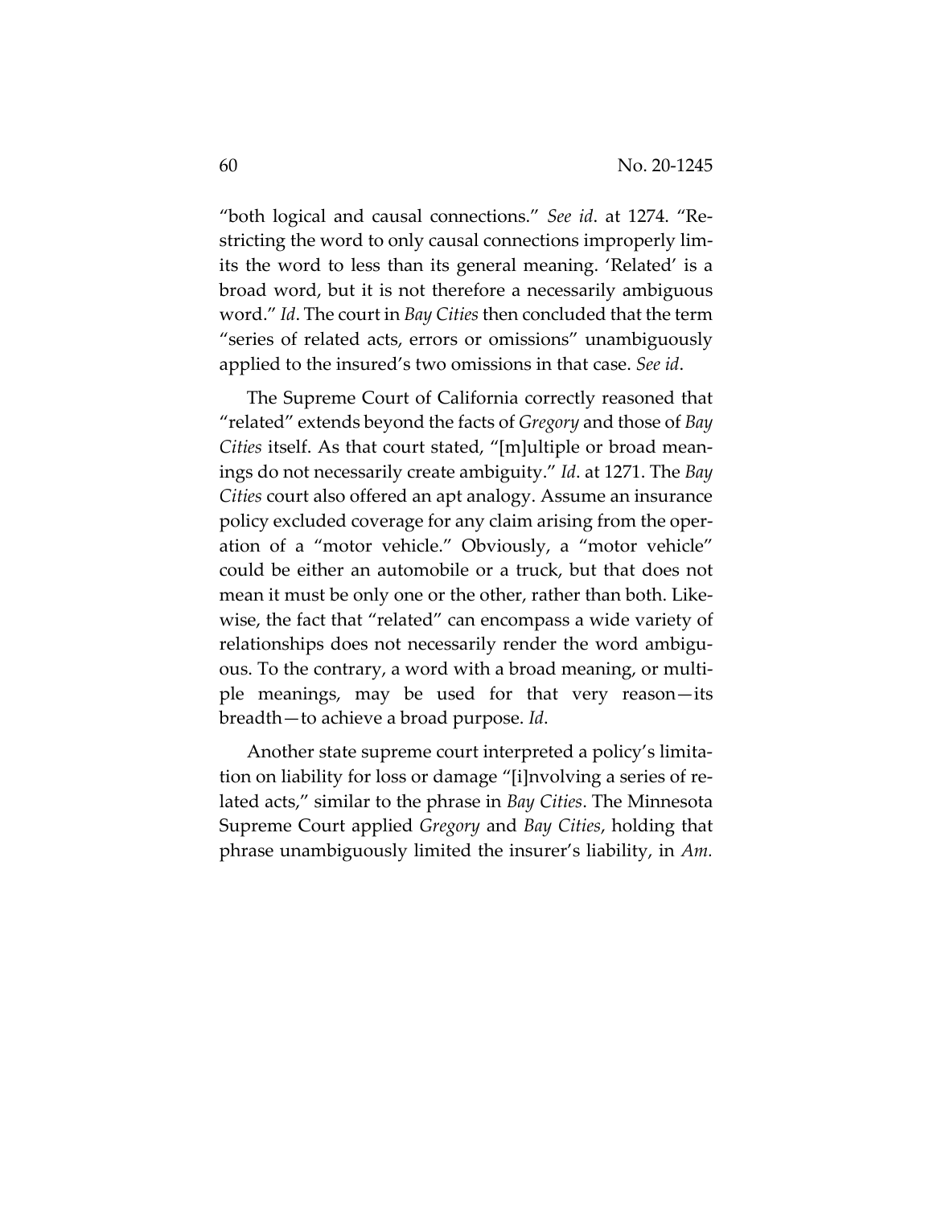"both logical and causal connections." *See id*. at 1274. "Restricting the word to only causal connections improperly limits the word to less than its general meaning. 'Related' is a broad word, but it is not therefore a necessarily ambiguous word." *Id*. The court in *Bay Cities* then concluded that the term "series of related acts, errors or omissions" unambiguously applied to the insured's two omissions in that case. *See id*.

The Supreme Court of California correctly reasoned that "related" extends beyond the facts of *Gregory* and those of *Bay Cities* itself. As that court stated, "[m]ultiple or broad meanings do not necessarily create ambiguity." *Id*. at 1271. The *Bay Cities* court also offered an apt analogy. Assume an insurance policy excluded coverage for any claim arising from the operation of a "motor vehicle." Obviously, a "motor vehicle" could be either an automobile or a truck, but that does not mean it must be only one or the other, rather than both. Likewise, the fact that "related" can encompass a wide variety of relationships does not necessarily render the word ambiguous. To the contrary, a word with a broad meaning, or multiple meanings, may be used for that very reason—its breadth—to achieve a broad purpose. *Id*.

Another state supreme court interpreted a policy's limitation on liability for loss or damage "[i]nvolving a series of related acts," similar to the phrase in *Bay Cities*. The Minnesota Supreme Court applied *Gregory* and *Bay Cities*, holding that phrase unambiguously limited the insurer's liability, in *Am.*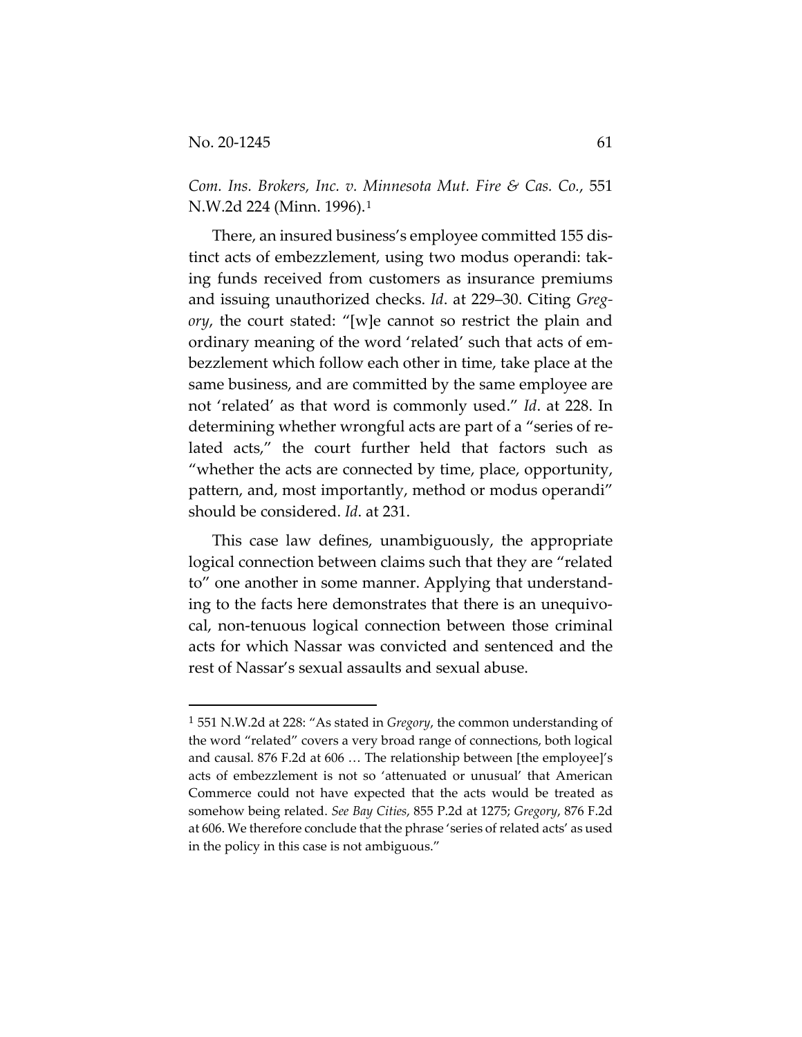*Com. Ins. Brokers, Inc. v. Minnesota Mut. Fire & Cas. Co.*, 551 N.W.2d 224 (Minn. 1996).[1]

There, an insured business's employee committed 155 distinct acts of embezzlement, using two modus operandi: taking funds received from customers as insurance premiums and issuing unauthorized checks. *Id*. at 229–30. Citing *Gregory*, the court stated: "[w]e cannot so restrict the plain and ordinary meaning of the word 'related' such that acts of embezzlement which follow each other in time, take place at the same business, and are committed by the same employee are not 'related' as that word is commonly used." *Id*. at 228. In determining whether wrongful acts are part of a "series of related acts," the court further held that factors such as "whether the acts are connected by time, place, opportunity, pattern, and, most importantly, method or modus operandi" should be considered. *Id*. at 231.

This case law defines, unambiguously, the appropriate logical connection between claims such that they are "related to" one another in some manner. Applying that understanding to the facts here demonstrates that there is an unequivocal, non-tenuous logical connection between those criminal acts for which Nassar was convicted and sentenced and the rest of Nassar's sexual assaults and sexual abuse.

---

[1] 551 N.W.2d at 228: "As stated in *Gregory*, the common understanding of the word "related" covers a very broad range of connections, both logical and causal. 876 F.2d at 606 … The relationship between [the employee]'s acts of embezzlement is not so 'attenuated or unusual' that American Commerce could not have expected that the acts would be treated as somehow being related. *See Bay Cities*, 855 P.2d at 1275; *Gregory*, 876 F.2d at 606. We therefore conclude that the phrase 'series of related acts' as used in the policy in this case is not ambiguous."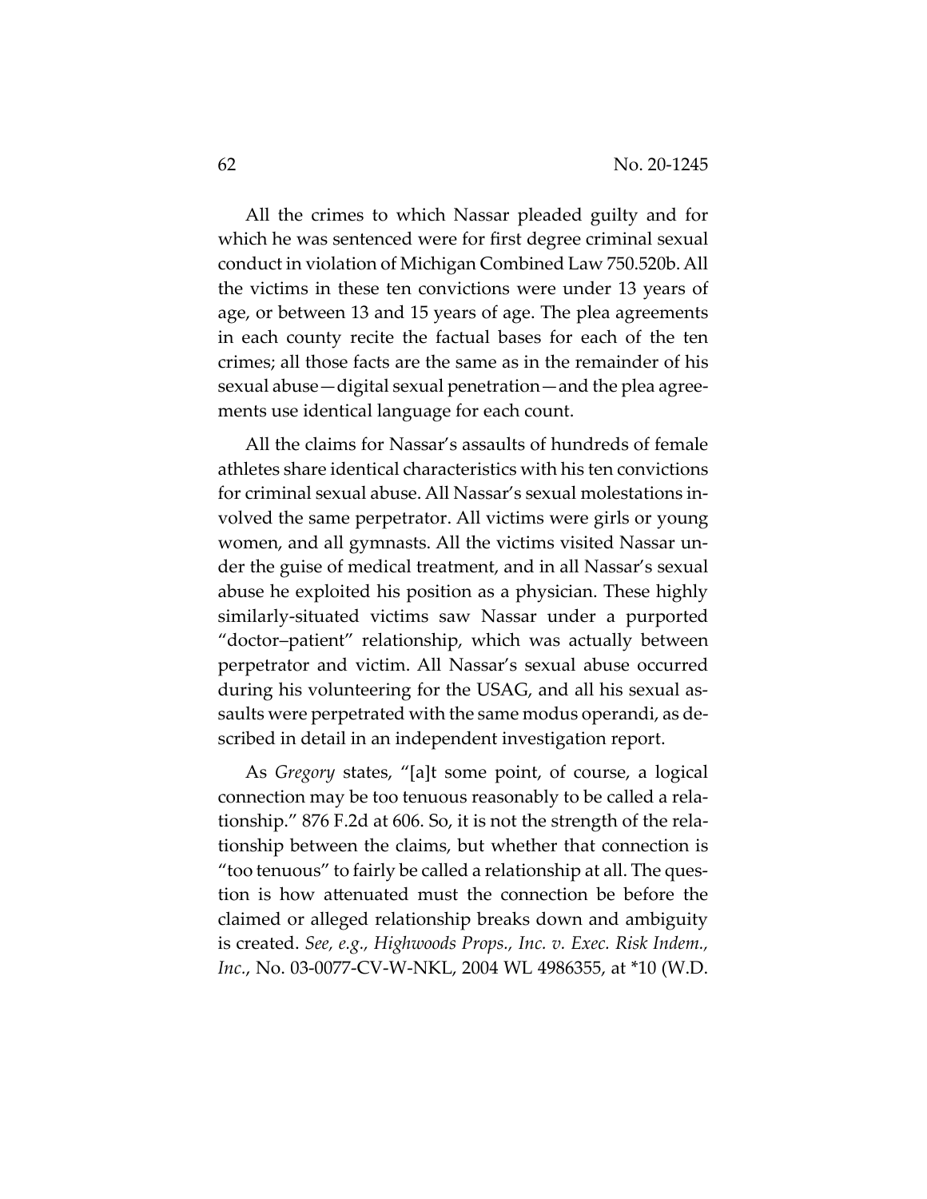All the crimes to which Nassar pleaded guilty and for which he was sentenced were for first degree criminal sexual conduct in violation of Michigan Combined Law 750.520b. All the victims in these ten convictions were under 13 years of age, or between 13 and 15 years of age. The plea agreements in each county recite the factual bases for each of the ten crimes; all those facts are the same as in the remainder of his sexual abuse—digital sexual penetration—and the plea agreements use identical language for each count.

All the claims for Nassar's assaults of hundreds of female athletes share identical characteristics with his ten convictions for criminal sexual abuse. All Nassar's sexual molestations involved the same perpetrator. All victims were girls or young women, and all gymnasts. All the victims visited Nassar under the guise of medical treatment, and in all Nassar's sexual abuse he exploited his position as a physician. These highly similarly-situated victims saw Nassar under a purported "doctor–patient" relationship, which was actually between perpetrator and victim. All Nassar's sexual abuse occurred during his volunteering for the USAG, and all his sexual assaults were perpetrated with the same modus operandi, as described in detail in an independent investigation report.

As *Gregory* states, "[a]t some point, of course, a logical connection may be too tenuous reasonably to be called a relationship." 876 F.2d at 606. So, it is not the strength of the relationship between the claims, but whether that connection is "too tenuous" to fairly be called a relationship at all. The question is how attenuated must the connection be before the claimed or alleged relationship breaks down and ambiguity is created. *See, e.g., Highwoods Props., Inc. v. Exec. Risk Indem., Inc.*, No. 03-0077-CV-W-NKL, 2004 WL 4986355, at *10 (W.D.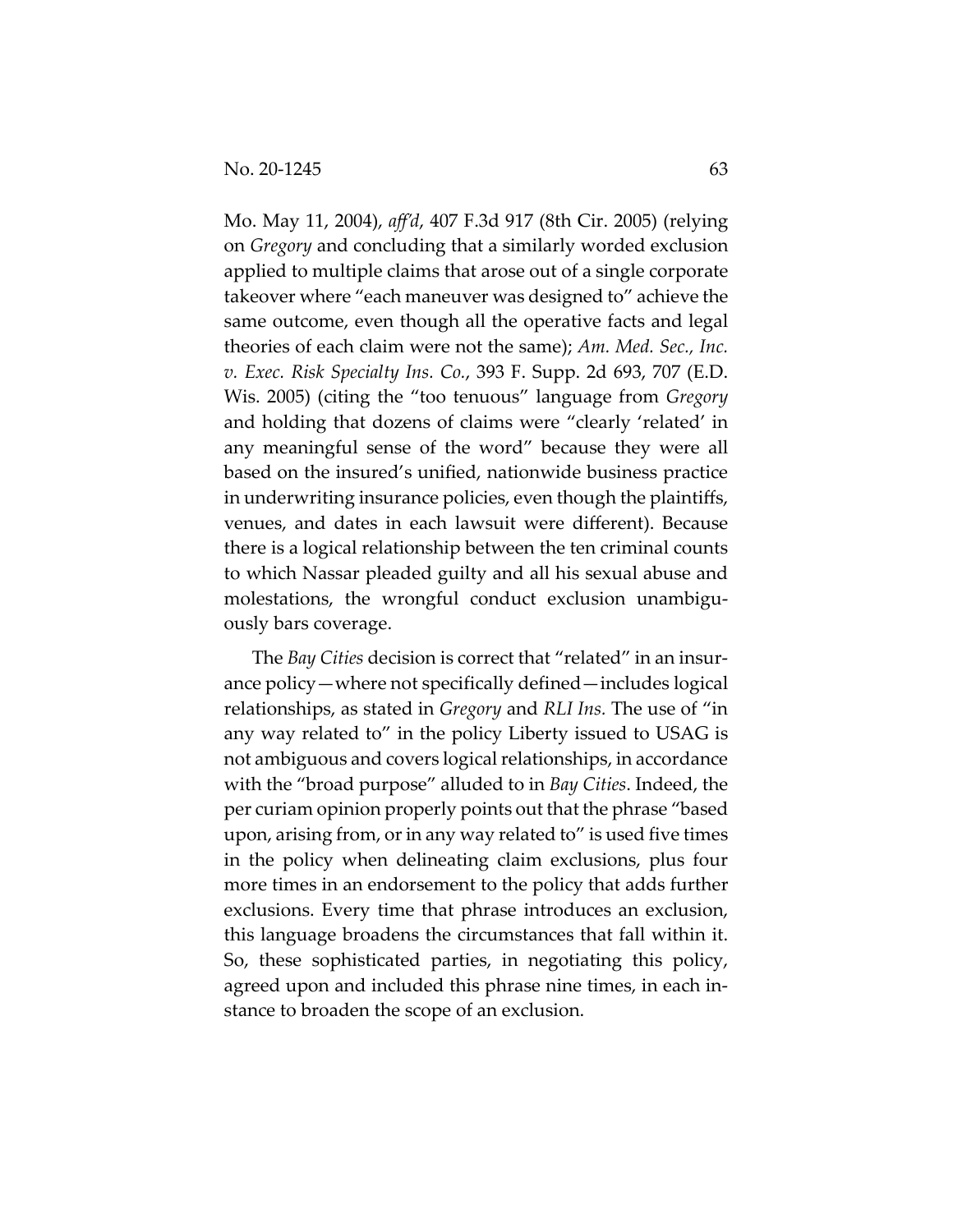Mo. May 11, 2004), *aff'd*, 407 F.3d 917 (8th Cir. 2005) (relying on *Gregory* and concluding that a similarly worded exclusion applied to multiple claims that arose out of a single corporate takeover where "each maneuver was designed to" achieve the same outcome, even though all the operative facts and legal theories of each claim were not the same); *Am. Med. Sec., Inc. v. Exec. Risk Specialty Ins. Co.*, 393 F. Supp. 2d 693, 707 (E.D. Wis. 2005) (citing the "too tenuous" language from *Gregory* and holding that dozens of claims were "clearly 'related' in any meaningful sense of the word" because they were all based on the insured's unified, nationwide business practice in underwriting insurance policies, even though the plaintiffs, venues, and dates in each lawsuit were different). Because there is a logical relationship between the ten criminal counts to which Nassar pleaded guilty and all his sexual abuse and molestations, the wrongful conduct exclusion unambiguously bars coverage.

The *Bay Cities* decision is correct that "related" in an insurance policy—where not specifically defined—includes logical relationships, as stated in *Gregory* and *RLI Ins.* The use of "in any way related to" in the policy Liberty issued to USAG is not ambiguous and covers logical relationships, in accordance with the "broad purpose" alluded to in *Bay Cities*. Indeed, the per curiam opinion properly points out that the phrase "based upon, arising from, or in any way related to" is used five times in the policy when delineating claim exclusions, plus four more times in an endorsement to the policy that adds further exclusions. Every time that phrase introduces an exclusion, this language broadens the circumstances that fall within it. So, these sophisticated parties, in negotiating this policy, agreed upon and included this phrase nine times, in each instance to broaden the scope of an exclusion.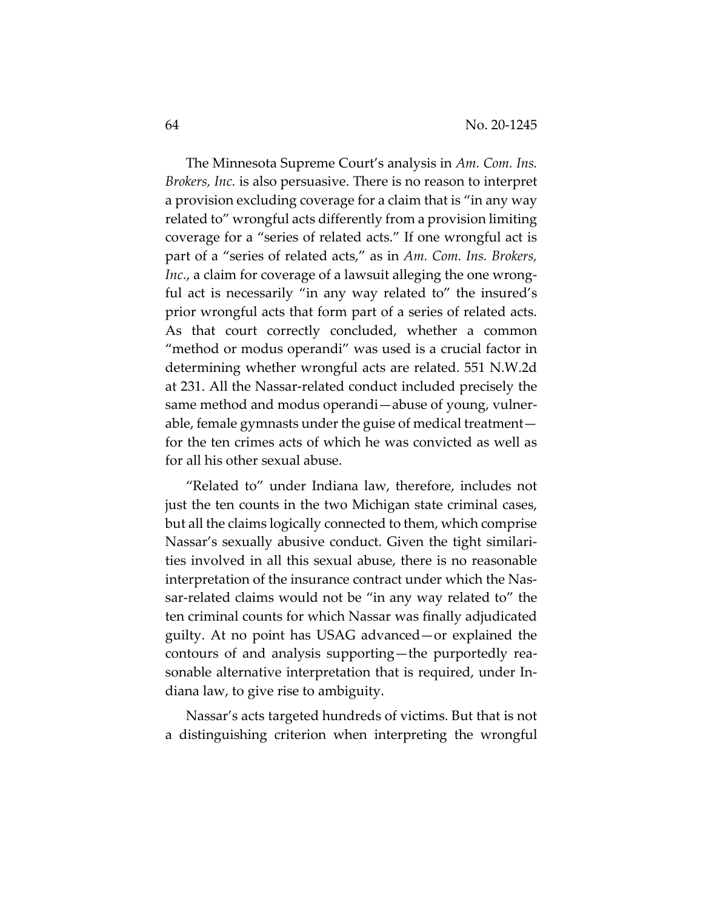The Minnesota Supreme Court's analysis in *Am. Com. Ins. Brokers, Inc.* is also persuasive. There is no reason to interpret a provision excluding coverage for a claim that is "in any way related to" wrongful acts differently from a provision limiting coverage for a "series of related acts." If one wrongful act is part of a "series of related acts," as in *Am. Com. Ins. Brokers, Inc.*, a claim for coverage of a lawsuit alleging the one wrongful act is necessarily "in any way related to" the insured's prior wrongful acts that form part of a series of related acts. As that court correctly concluded, whether a common "method or modus operandi" was used is a crucial factor in determining whether wrongful acts are related. 551 N.W.2d at 231. All the Nassar-related conduct included precisely the same method and modus operandi—abuse of young, vulnerable, female gymnasts under the guise of medical treatment—for the ten crimes acts of which he was convicted as well as for all his other sexual abuse.

"Related to" under Indiana law, therefore, includes not just the ten counts in the two Michigan state criminal cases, but all the claims logically connected to them, which comprise Nassar's sexually abusive conduct. Given the tight similarities involved in all this sexual abuse, there is no reasonable interpretation of the insurance contract under which the Nassar-related claims would not be "in any way related to" the ten criminal counts for which Nassar was finally adjudicated guilty. At no point has USAG advanced—or explained the contours of and analysis supporting—the purportedly reasonable alternative interpretation that is required, under Indiana law, to give rise to ambiguity.

Nassar's acts targeted hundreds of victims. But that is not a distinguishing criterion when interpreting the wrongful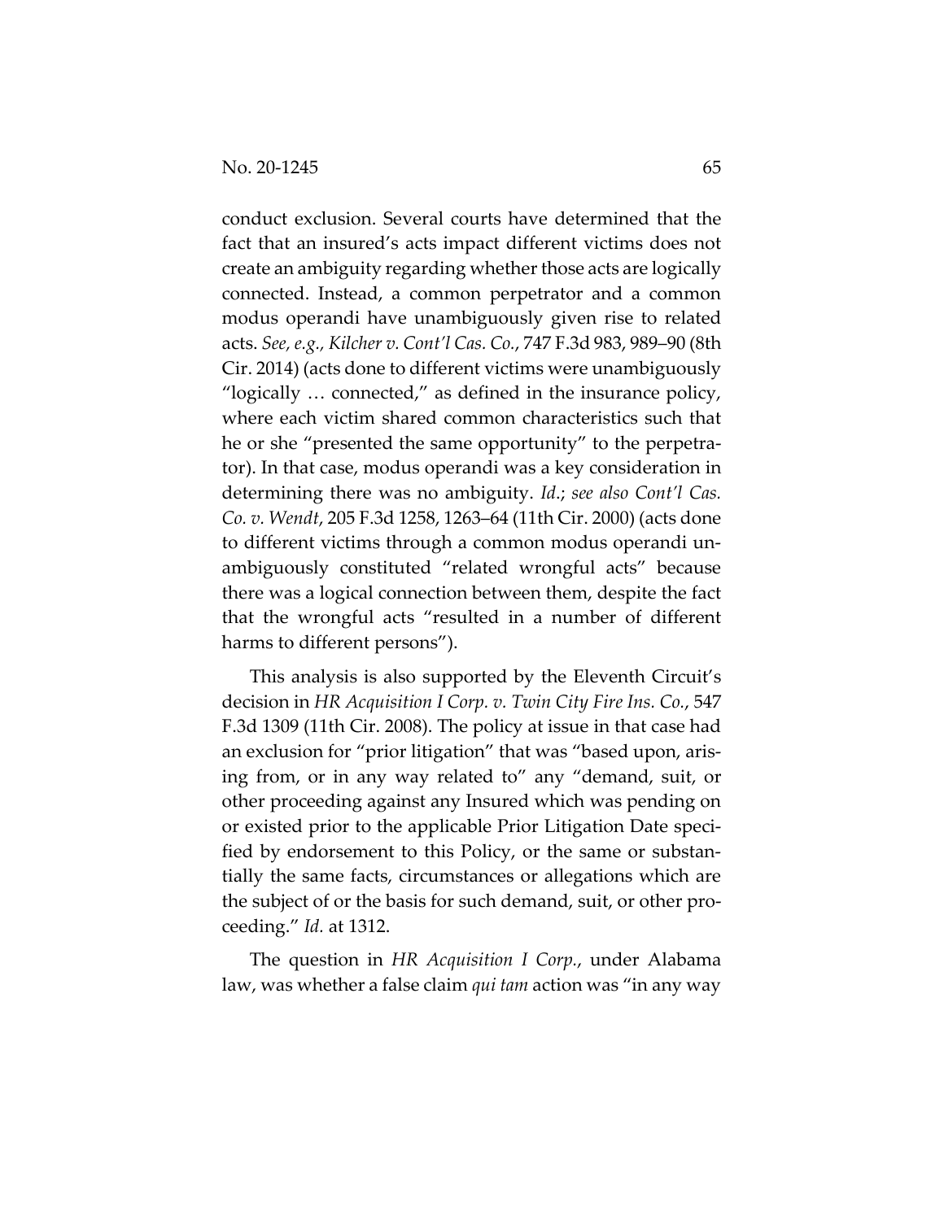conduct exclusion. Several courts have determined that the fact that an insured's acts impact different victims does not create an ambiguity regarding whether those acts are logically connected. Instead, a common perpetrator and a common modus operandi have unambiguously given rise to related acts. *See, e.g.*, *Kilcher v. Cont'l Cas. Co.*, 747 F.3d 983, 989–90 (8th Cir. 2014) (acts done to different victims were unambiguously "logically … connected," as defined in the insurance policy, where each victim shared common characteristics such that he or she "presented the same opportunity" to the perpetrator). In that case, modus operandi was a key consideration in determining there was no ambiguity. *Id.*; *see also Cont'l Cas. Co. v. Wendt*, 205 F.3d 1258, 1263–64 (11th Cir. 2000) (acts done to different victims through a common modus operandi unambiguously constituted "related wrongful acts" because there was a logical connection between them, despite the fact that the wrongful acts "resulted in a number of different harms to different persons").

This analysis is also supported by the Eleventh Circuit's decision in *HR Acquisition I Corp. v. Twin City Fire Ins. Co.*, 547 F.3d 1309 (11th Cir. 2008). The policy at issue in that case had an exclusion for "prior litigation" that was "based upon, arising from, or in any way related to" any "demand, suit, or other proceeding against any Insured which was pending on or existed prior to the applicable Prior Litigation Date specified by endorsement to this Policy, or the same or substantially the same facts, circumstances or allegations which are the subject of or the basis for such demand, suit, or other proceeding." *Id.* at 1312.

The question in *HR Acquisition I Corp.*, under Alabama law, was whether a false claim *qui tam* action was "in any way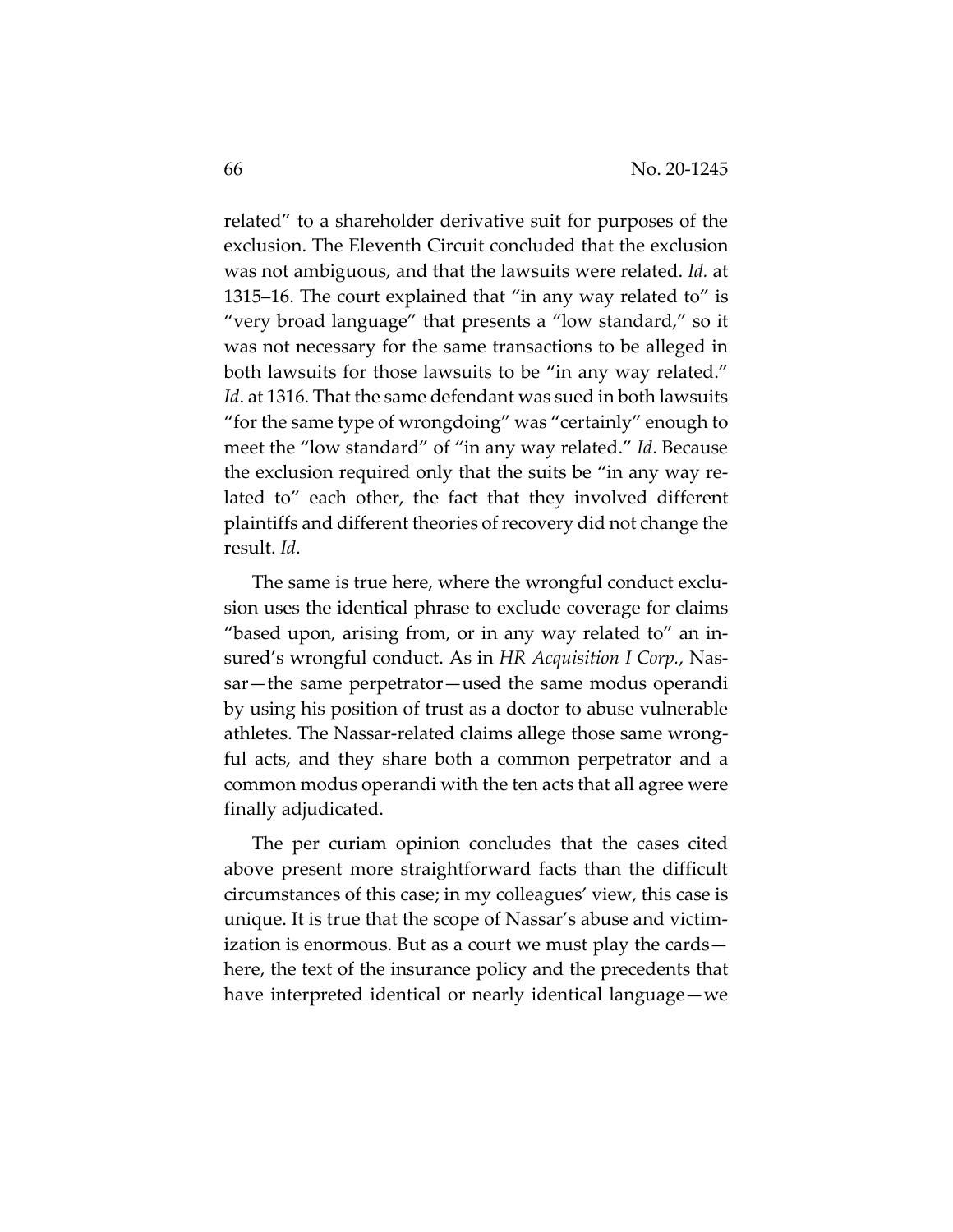related" to a shareholder derivative suit for purposes of the exclusion. The Eleventh Circuit concluded that the exclusion was not ambiguous, and that the lawsuits were related. *Id.* at 1315–16. The court explained that "in any way related to" is "very broad language" that presents a "low standard," so it was not necessary for the same transactions to be alleged in both lawsuits for those lawsuits to be "in any way related." *Id*. at 1316. That the same defendant was sued in both lawsuits "for the same type of wrongdoing" was "certainly" enough to meet the "low standard" of "in any way related." *Id*. Because the exclusion required only that the suits be "in any way related to" each other, the fact that they involved different plaintiffs and different theories of recovery did not change the result. *Id*.

The same is true here, where the wrongful conduct exclusion uses the identical phrase to exclude coverage for claims "based upon, arising from, or in any way related to" an insured's wrongful conduct. As in *HR Acquisition I Corp.*, Nassar—the same perpetrator—used the same modus operandi by using his position of trust as a doctor to abuse vulnerable athletes. The Nassar-related claims allege those same wrongful acts, and they share both a common perpetrator and a common modus operandi with the ten acts that all agree were finally adjudicated.

The per curiam opinion concludes that the cases cited above present more straightforward facts than the difficult circumstances of this case; in my colleagues' view, this case is unique. It is true that the scope of Nassar's abuse and victimization is enormous. But as a court we must play the cards—here, the text of the insurance policy and the precedents that have interpreted identical or nearly identical language—we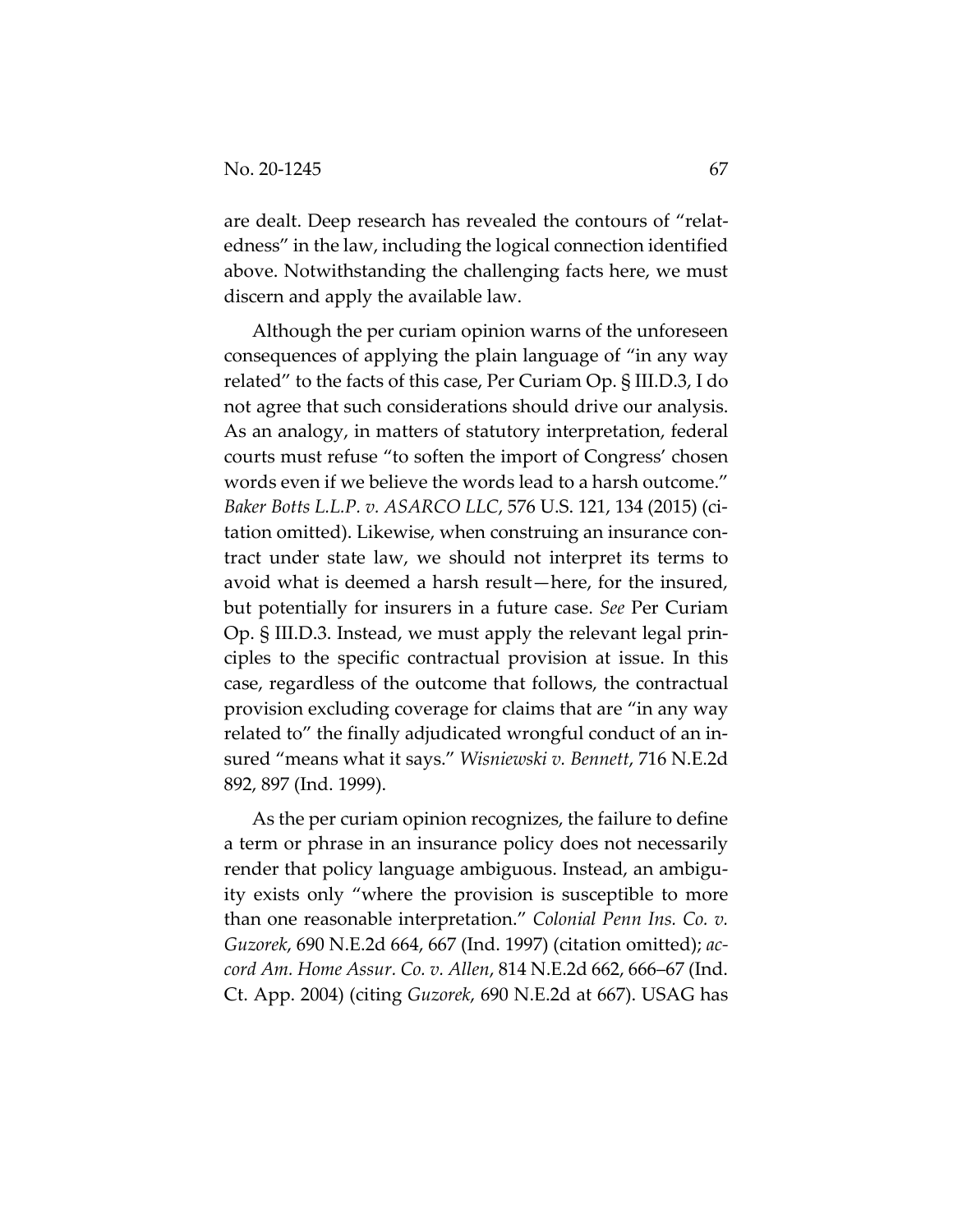are dealt. Deep research has revealed the contours of "relatedness" in the law, including the logical connection identified above. Notwithstanding the challenging facts here, we must discern and apply the available law.

Although the per curiam opinion warns of the unforeseen consequences of applying the plain language of "in any way related" to the facts of this case, Per Curiam Op. § III.D.3, I do not agree that such considerations should drive our analysis. As an analogy, in matters of statutory interpretation, federal courts must refuse "to soften the import of Congress' chosen words even if we believe the words lead to a harsh outcome." *Baker Botts L.L.P. v. ASARCO LLC*, 576 U.S. 121, 134 (2015) (citation omitted). Likewise, when construing an insurance contract under state law, we should not interpret its terms to avoid what is deemed a harsh result—here, for the insured, but potentially for insurers in a future case. *See* Per Curiam Op. § III.D.3. Instead, we must apply the relevant legal principles to the specific contractual provision at issue. In this case, regardless of the outcome that follows, the contractual provision excluding coverage for claims that are "in any way related to" the finally adjudicated wrongful conduct of an insured "means what it says." *Wisniewski v. Bennett*, 716 N.E.2d 892, 897 (Ind. 1999).

As the per curiam opinion recognizes, the failure to define a term or phrase in an insurance policy does not necessarily render that policy language ambiguous. Instead, an ambiguity exists only "where the provision is susceptible to more than one reasonable interpretation." *Colonial Penn Ins. Co. v. Guzorek*, 690 N.E.2d 664, 667 (Ind. 1997) (citation omitted); *accord Am. Home Assur. Co. v. Allen*, 814 N.E.2d 662, 666–67 (Ind. Ct. App. 2004) (citing *Guzorek*, 690 N.E.2d at 667). USAG has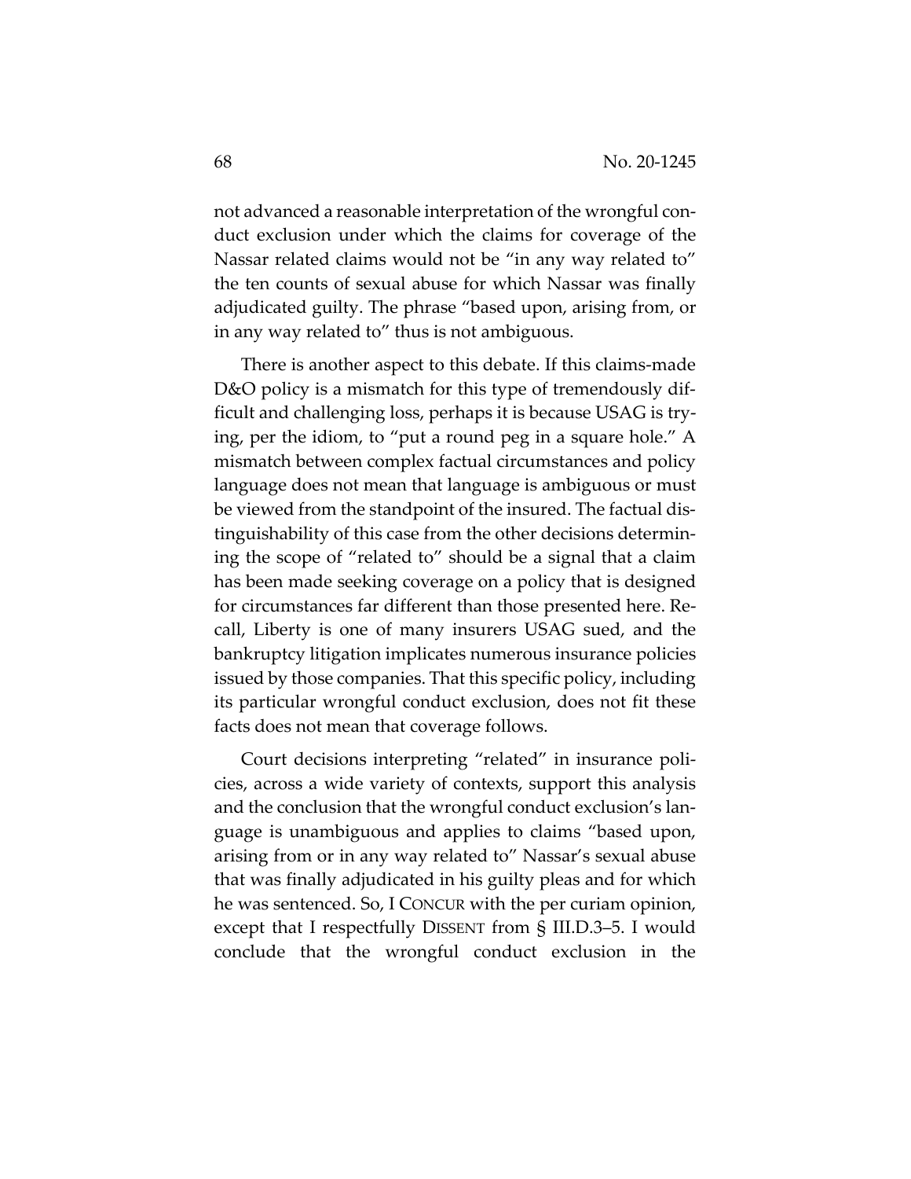not advanced a reasonable interpretation of the wrongful conduct exclusion under which the claims for coverage of the Nassar related claims would not be "in any way related to" the ten counts of sexual abuse for which Nassar was finally adjudicated guilty. The phrase "based upon, arising from, or in any way related to" thus is not ambiguous.

There is another aspect to this debate. If this claims-made D&O policy is a mismatch for this type of tremendously difficult and challenging loss, perhaps it is because USAG is trying, per the idiom, to "put a round peg in a square hole." A mismatch between complex factual circumstances and policy language does not mean that language is ambiguous or must be viewed from the standpoint of the insured. The factual distinguishability of this case from the other decisions determining the scope of "related to" should be a signal that a claim has been made seeking coverage on a policy that is designed for circumstances far different than those presented here. Recall, Liberty is one of many insurers USAG sued, and the bankruptcy litigation implicates numerous insurance policies issued by those companies. That this specific policy, including its particular wrongful conduct exclusion, does not fit these facts does not mean that coverage follows.

Court decisions interpreting "related" in insurance policies, across a wide variety of contexts, support this analysis and the conclusion that the wrongful conduct exclusion's language is unambiguous and applies to claims "based upon, arising from or in any way related to" Nassar's sexual abuse that was finally adjudicated in his guilty pleas and for which he was sentenced. So, I CONCUR with the per curiam opinion, except that I respectfully DISSENT from § III.D.3–5. I would conclude that the wrongful conduct exclusion in the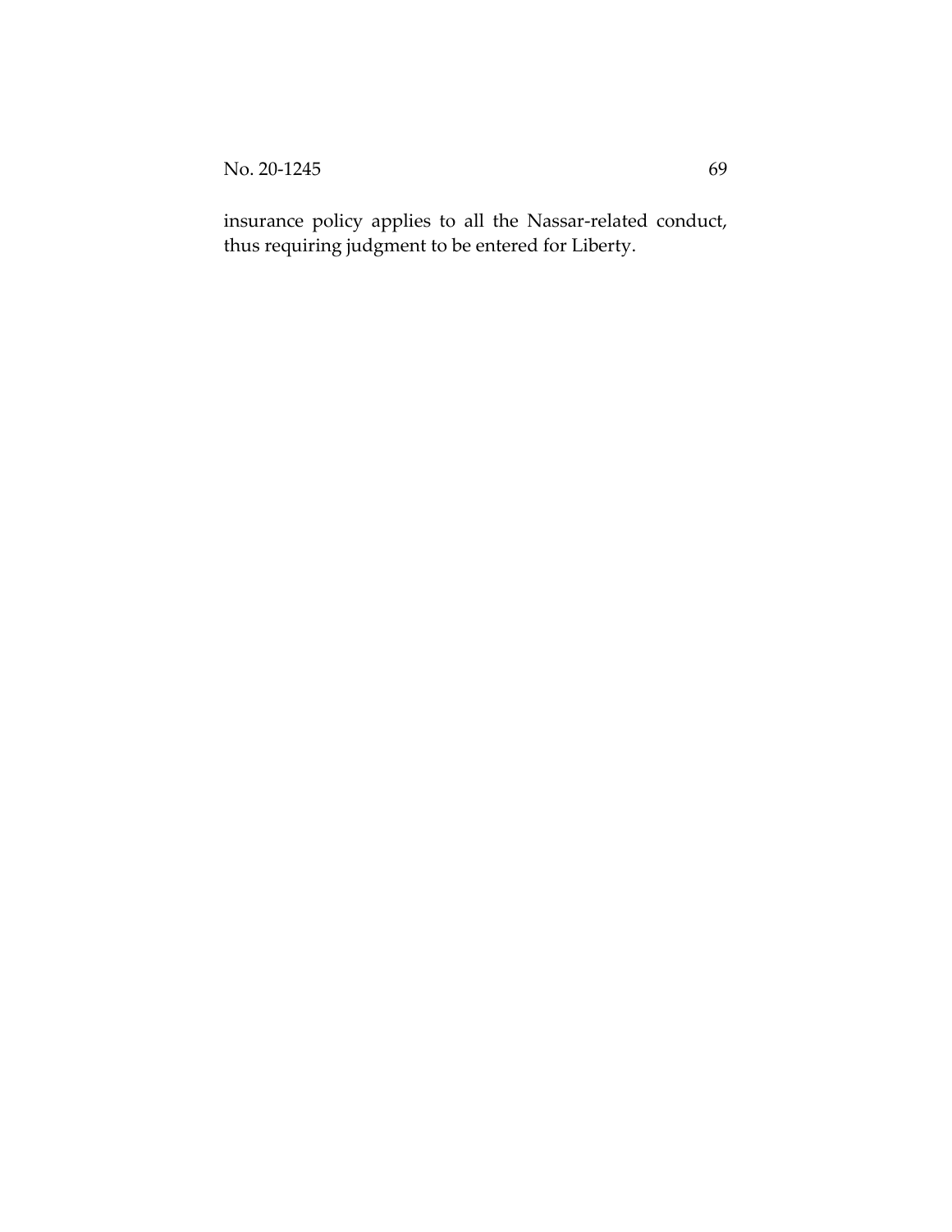insurance policy applies to all the Nassar-related conduct, thus requiring judgment to be entered for Liberty.